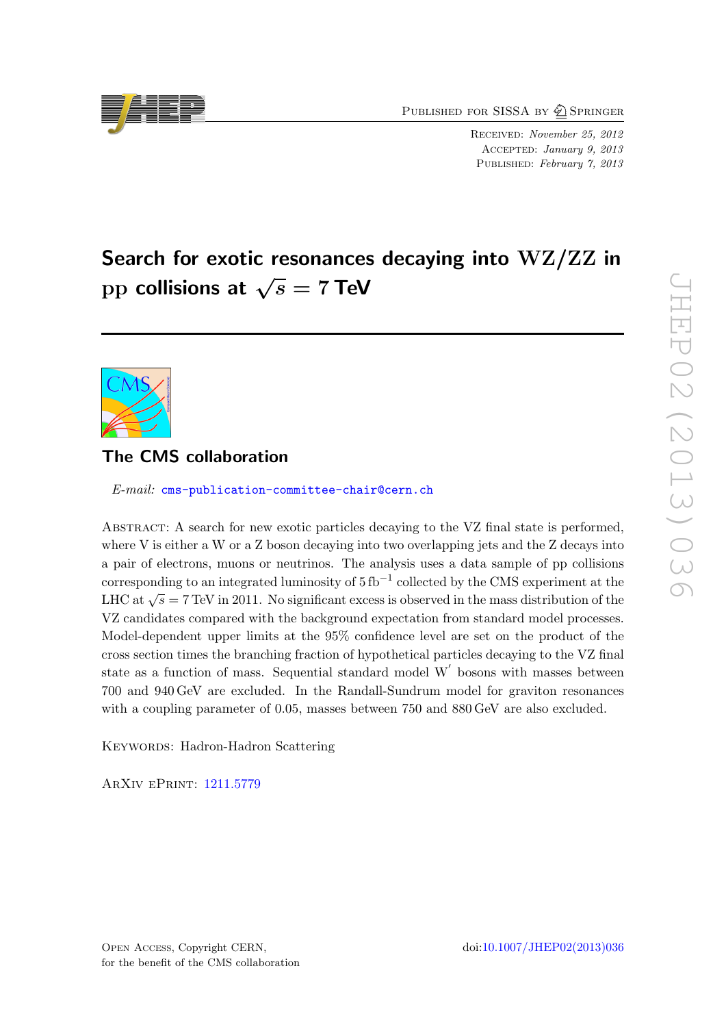Published for SISSA by Springer

Received: *November 25, 2012*
Accepted: *January 9, 2013*
Published: *February 7, 2013*

# Search for exotic resonances decaying into WZ/ZZ in pp collisions at $\sqrt{s} = 7$ TeV

## The CMS collaboration

*E-mail:* cms-publication-committee-chair@cern.ch

Abstract: A search for new exotic particles decaying to the VZ final state is performed, where V is either a W or a Z boson decaying into two overlapping jets and the Z decays into a pair of electrons, muons or neutrinos. The analysis uses a data sample of pp collisions corresponding to an integrated luminosity of 5 fb$^{-1}$ collected by the CMS experiment at the LHC at $\sqrt{s} = 7$ TeV in 2011. No significant excess is observed in the mass distribution of the VZ candidates compared with the background expectation from standard model processes. Model-dependent upper limits at the 95% confidence level are set on the product of the cross section times the branching fraction of hypothetical particles decaying to the VZ final state as a function of mass. Sequential standard model W$'$ bosons with masses between 700 and 940 GeV are excluded. In the Randall-Sundrum model for graviton resonances with a coupling parameter of 0.05, masses between 750 and 880 GeV are also excluded.

Keywords: Hadron-Hadron Scattering

ArXiv ePrint: 1211.5779

Open Access, Copyright CERN, for the benefit of the CMS collaboration

doi:10.1007/JHEP02(2013)036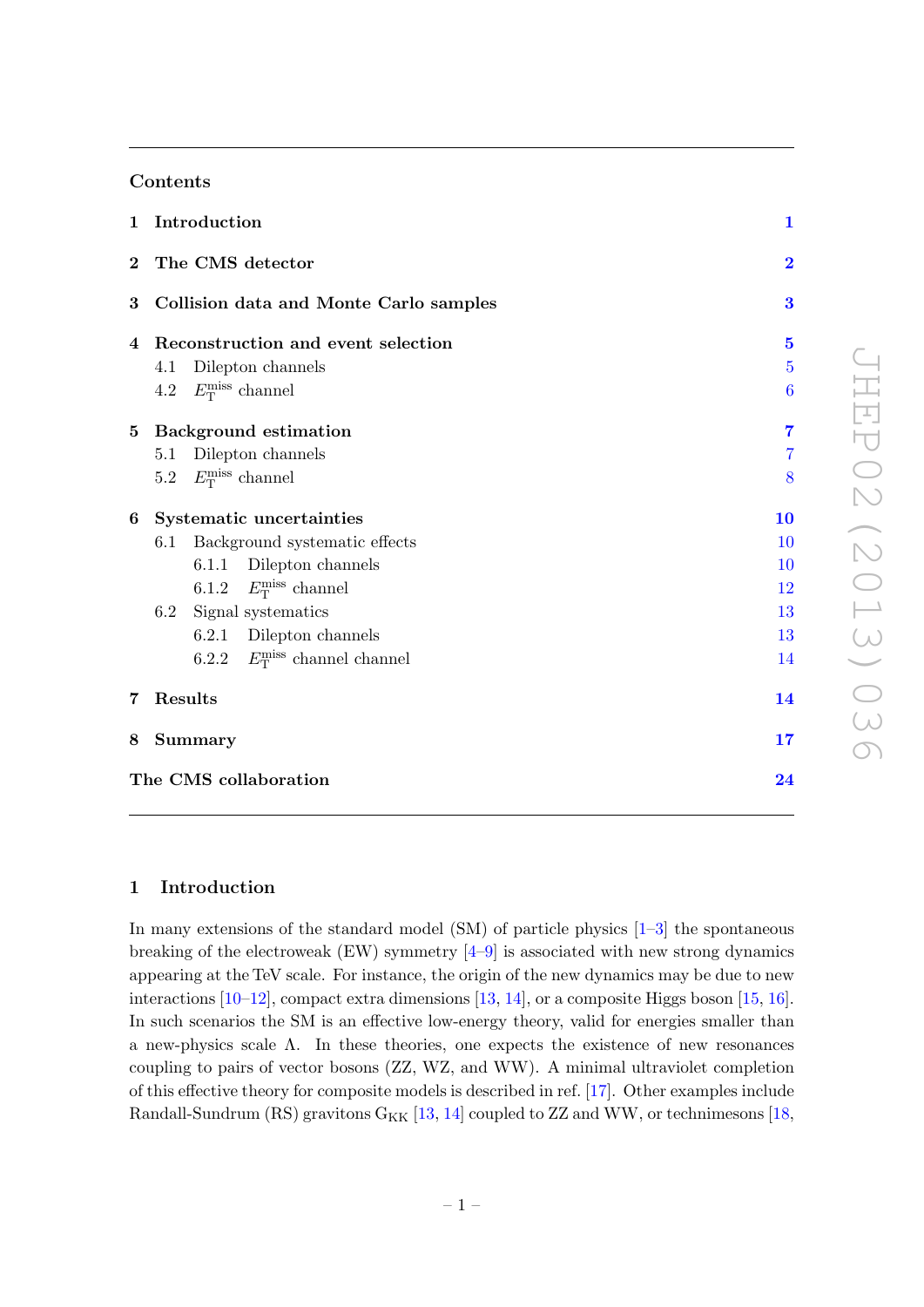## Contents

| | | |
|---|---|---|
| **1** | **Introduction** | **1** |
| **2** | **The CMS detector** | **2** |
| **3** | **Collision data and Monte Carlo samples** | **3** |
| **4** | **Reconstruction and event selection** | **5** |
| | 4.1 Dilepton channels | 5 |
| | 4.2 $E_{\mathrm{T}}^{\mathrm{miss}}$ channel | 6 |
| **5** | **Background estimation** | **7** |
| | 5.1 Dilepton channels | 7 |
| | 5.2 $E_{\mathrm{T}}^{\mathrm{miss}}$ channel | 8 |
| **6** | **Systematic uncertainties** | **10** |
| | 6.1 Background systematic effects | 10 |
| | 6.1.1 Dilepton channels | 10 |
| | 6.1.2 $E_{\mathrm{T}}^{\mathrm{miss}}$ channel | 12 |
| | 6.2 Signal systematics | 13 |
| | 6.2.1 Dilepton channels | 13 |
| | 6.2.2 $E_{\mathrm{T}}^{\mathrm{miss}}$ channel channel | 14 |
| **7** | **Results** | **14** |
| **8** | **Summary** | **17** |
| | **The CMS collaboration** | **24** |

## 1 Introduction

In many extensions of the standard model (SM) of particle physics [1–3] the spontaneous breaking of the electroweak (EW) symmetry [4–9] is associated with new strong dynamics appearing at the TeV scale. For instance, the origin of the new dynamics may be due to new interactions [10–12], compact extra dimensions [13, 14], or a composite Higgs boson [15, 16]. In such scenarios the SM is an effective low-energy theory, valid for energies smaller than a new-physics scale $\Lambda$. In these theories, one expects the existence of new resonances coupling to pairs of vector bosons (ZZ, WZ, and WW). A minimal ultraviolet completion of this effective theory for composite models is described in ref. [17]. Other examples include Randall-Sundrum (RS) gravitons $\mathrm{G_{KK}}$ [13, 14] coupled to ZZ and WW, or technimesons [18,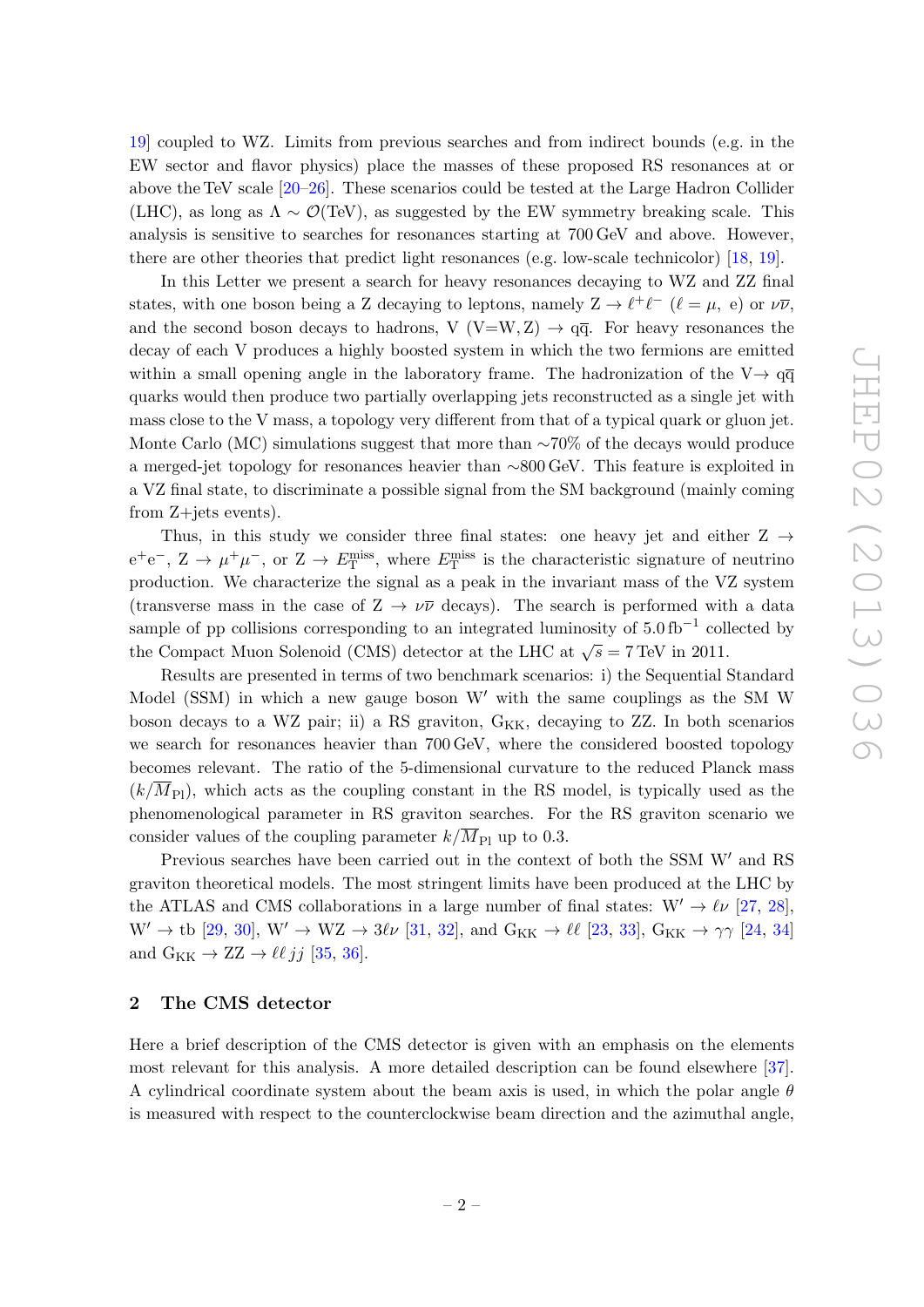19] coupled to WZ. Limits from previous searches and from indirect bounds (e.g. in the EW sector and flavor physics) place the masses of these proposed RS resonances at or above the TeV scale [20–26]. These scenarios could be tested at the Large Hadron Collider (LHC), as long as $\Lambda \sim \mathcal{O}(\text{TeV})$, as suggested by the EW symmetry breaking scale. This analysis is sensitive to searches for resonances starting at 700 GeV and above. However, there are other theories that predict light resonances (e.g. low-scale technicolor) [18, 19].

In this Letter we present a search for heavy resonances decaying to WZ and ZZ final states, with one boson being a Z decaying to leptons, namely $\mathrm{Z} \to \ell^+\ell^-$ ($\ell = \mu$, e) or $\nu\overline{\nu}$, and the second boson decays to hadrons, V (V=W, Z) $\to \mathrm{q\overline{q}}$. For heavy resonances the decay of each V produces a highly boosted system in which the two fermions are emitted within a small opening angle in the laboratory frame. The hadronization of the V$\to \mathrm{q\overline{q}}$ quarks would then produce two partially overlapping jets reconstructed as a single jet with mass close to the V mass, a topology very different from that of a typical quark or gluon jet. Monte Carlo (MC) simulations suggest that more than ∼70% of the decays would produce a merged-jet topology for resonances heavier than ∼800 GeV. This feature is exploited in a VZ final state, to discriminate a possible signal from the SM background (mainly coming from Z+jets events).

Thus, in this study we consider three final states: one heavy jet and either $\mathrm{Z} \to \mathrm{e^+e^-}$, $\mathrm{Z} \to \mu^+\mu^-$, or $\mathrm{Z} \to E_{\mathrm{T}}^{\mathrm{miss}}$, where $E_{\mathrm{T}}^{\mathrm{miss}}$ is the characteristic signature of neutrino production. We characterize the signal as a peak in the invariant mass of the VZ system (transverse mass in the case of $\mathrm{Z} \to \nu\overline{\nu}$ decays). The search is performed with a data sample of pp collisions corresponding to an integrated luminosity of 5.0 fb$^{-1}$ collected by the Compact Muon Solenoid (CMS) detector at the LHC at $\sqrt{s} = 7$ TeV in 2011.

Results are presented in terms of two benchmark scenarios: i) the Sequential Standard Model (SSM) in which a new gauge boson W′ with the same couplings as the SM W boson decays to a WZ pair; ii) a RS graviton, $\mathrm{G_{KK}}$, decaying to ZZ. In both scenarios we search for resonances heavier than 700 GeV, where the considered boosted topology becomes relevant. The ratio of the 5-dimensional curvature to the reduced Planck mass ($k/\overline{M}_{\mathrm{Pl}}$), which acts as the coupling constant in the RS model, is typically used as the phenomenological parameter in RS graviton searches. For the RS graviton scenario we consider values of the coupling parameter $k/\overline{M}_{\mathrm{Pl}}$ up to 0.3.

Previous searches have been carried out in the context of both the SSM W′ and RS graviton theoretical models. The most stringent limits have been produced at the LHC by the ATLAS and CMS collaborations in a large number of final states: $\mathrm{W'} \to \ell\nu$ [27, 28], $\mathrm{W'} \to \mathrm{tb}$ [29, 30], $\mathrm{W'} \to \mathrm{WZ} \to 3\ell\nu$ [31, 32], and $\mathrm{G_{KK}} \to \ell\ell$ [23, 33], $\mathrm{G_{KK}} \to \gamma\gamma$ [24, 34] and $\mathrm{G_{KK}} \to \mathrm{ZZ} \to \ell\ell jj$ [35, 36].

## 2 The CMS detector

Here a brief description of the CMS detector is given with an emphasis on the elements most relevant for this analysis. A more detailed description can be found elsewhere [37]. A cylindrical coordinate system about the beam axis is used, in which the polar angle $\theta$ is measured with respect to the counterclockwise beam direction and the azimuthal angle,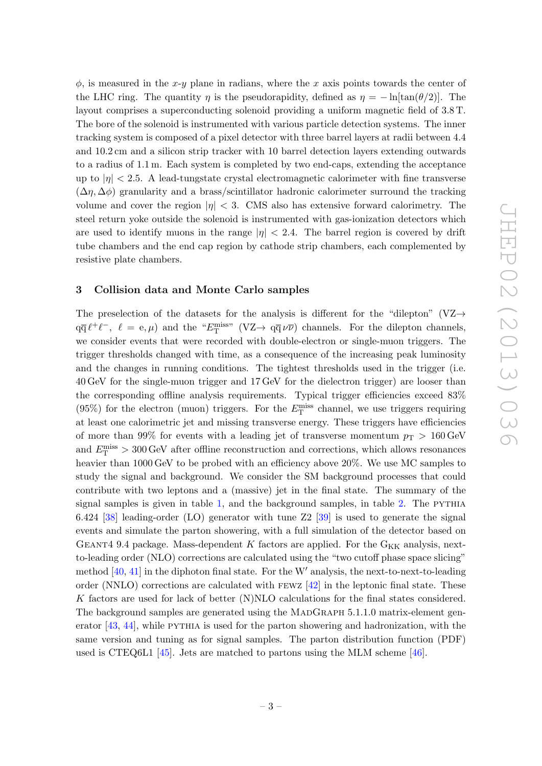$\phi$, is measured in the $x$-$y$ plane in radians, where the $x$ axis points towards the center of the LHC ring. The quantity $\eta$ is the pseudorapidity, defined as $\eta = -\ln[\tan(\theta/2)]$. The layout comprises a superconducting solenoid providing a uniform magnetic field of 3.8 T. The bore of the solenoid is instrumented with various particle detection systems. The inner tracking system is composed of a pixel detector with three barrel layers at radii between 4.4 and 10.2 cm and a silicon strip tracker with 10 barrel detection layers extending outwards to a radius of 1.1 m. Each system is completed by two end-caps, extending the acceptance up to $|\eta| < 2.5$. A lead-tungstate crystal electromagnetic calorimeter with fine transverse $(\Delta\eta, \Delta\phi)$ granularity and a brass/scintillator hadronic calorimeter surround the tracking volume and cover the region $|\eta| < 3$. CMS also has extensive forward calorimetry. The steel return yoke outside the solenoid is instrumented with gas-ionization detectors which are used to identify muons in the range $|\eta| < 2.4$. The barrel region is covered by drift tube chambers and the end cap region by cathode strip chambers, each complemented by resistive plate chambers.

## 3 Collision data and Monte Carlo samples

The preselection of the datasets for the analysis is different for the "dilepton" ($\mathrm{VZ}\to \mathrm{q\overline{q}}\ell^+\ell^-$, $\ell = \mathrm{e}, \mu$) and the "$E_{\mathrm{T}}^{\mathrm{miss}}$" ($\mathrm{VZ}\to \mathrm{q\overline{q}}\nu\overline{\nu}$) channels. For the dilepton channels, we consider events that were recorded with double-electron or single-muon triggers. The trigger thresholds changed with time, as a consequence of the increasing peak luminosity and the changes in running conditions. The tightest thresholds used in the trigger (i.e. 40 GeV for the single-muon trigger and 17 GeV for the dielectron trigger) are looser than the corresponding offline analysis requirements. Typical trigger efficiencies exceed 83% (95%) for the electron (muon) triggers. For the $E_{\mathrm{T}}^{\mathrm{miss}}$ channel, we use triggers requiring at least one calorimetric jet and missing transverse energy. These triggers have efficiencies of more than 99% for events with a leading jet of transverse momentum $p_{\mathrm{T}} > 160\,\mathrm{GeV}$ and $E_{\mathrm{T}}^{\mathrm{miss}} > 300\,\mathrm{GeV}$ after offline reconstruction and corrections, which allows resonances heavier than 1000 GeV to be probed with an efficiency above 20%. We use MC samples to study the signal and background. We consider the SM background processes that could contribute with two leptons and a (massive) jet in the final state. The summary of the signal samples is given in table 1, and the background samples, in table 2. The PYTHIA 6.424 [38] leading-order (LO) generator with tune Z2 [39] is used to generate the signal events and simulate the parton showering, with a full simulation of the detector based on GEANT4 9.4 package. Mass-dependent $K$ factors are applied. For the $\mathrm{G_{KK}}$ analysis, next-to-leading order (NLO) corrections are calculated using the "two cutoff phase space slicing" method [40, 41] in the diphoton final state. For the W′ analysis, the next-to-next-to-leading order (NNLO) corrections are calculated with FEWZ [42] in the leptonic final state. These $K$ factors are used for lack of better (N)NLO calculations for the final states considered. The background samples are generated using the MADGRAPH 5.1.1.0 matrix-element generator [43, 44], while PYTHIA is used for the parton showering and hadronization, with the same version and tuning as for signal samples. The parton distribution function (PDF) used is CTEQ6L1 [45]. Jets are matched to partons using the MLM scheme [46].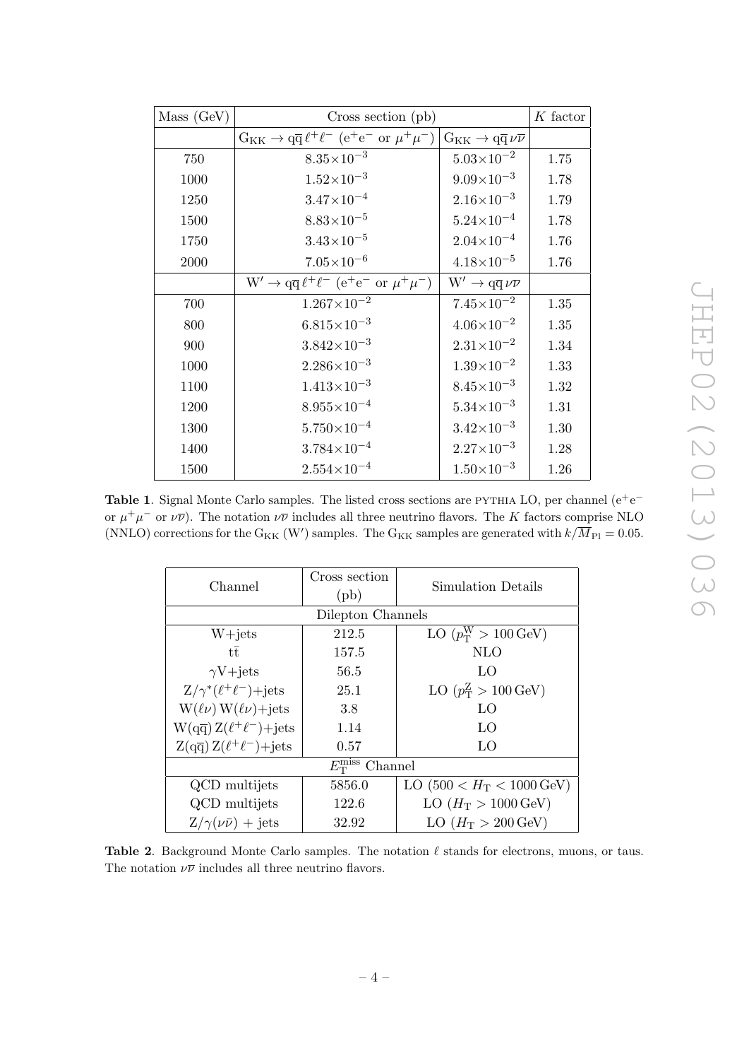| Mass (GeV) | Cross section (pb) | | $K$ factor |
|---|---|---|---|
| | $\mathrm{G_{KK}} \to \mathrm{q\overline{q}}\,\ell^+\ell^-$ ($\mathrm{e^+e^-}$ or $\mu^+\mu^-$) | $\mathrm{G_{KK}} \to \mathrm{q\overline{q}}\,\nu\overline{\nu}$ | |
| 750 | $8.35{\times}10^{-3}$ | $5.03{\times}10^{-2}$ | 1.75 |
| 1000 | $1.52{\times}10^{-3}$ | $9.09{\times}10^{-3}$ | 1.78 |
| 1250 | $3.47{\times}10^{-4}$ | $2.16{\times}10^{-3}$ | 1.79 |
| 1500 | $8.83{\times}10^{-5}$ | $5.24{\times}10^{-4}$ | 1.78 |
| 1750 | $3.43{\times}10^{-5}$ | $2.04{\times}10^{-4}$ | 1.76 |
| 2000 | $7.05{\times}10^{-6}$ | $4.18{\times}10^{-5}$ | 1.76 |
| | $\mathrm{W'} \to \mathrm{q\overline{q}}\,\ell^+\ell^-$ ($\mathrm{e^+e^-}$ or $\mu^+\mu^-$) | $\mathrm{W'} \to \mathrm{q\overline{q}}\,\nu\overline{\nu}$ | |
| 700 | $1.267{\times}10^{-2}$ | $7.45{\times}10^{-2}$ | 1.35 |
| 800 | $6.815{\times}10^{-3}$ | $4.06{\times}10^{-2}$ | 1.35 |
| 900 | $3.842{\times}10^{-3}$ | $2.31{\times}10^{-2}$ | 1.34 |
| 1000 | $2.286{\times}10^{-3}$ | $1.39{\times}10^{-2}$ | 1.33 |
| 1100 | $1.413{\times}10^{-3}$ | $8.45{\times}10^{-3}$ | 1.32 |
| 1200 | $8.955{\times}10^{-4}$ | $5.34{\times}10^{-3}$ | 1.31 |
| 1300 | $5.750{\times}10^{-4}$ | $3.42{\times}10^{-3}$ | 1.30 |
| 1400 | $3.784{\times}10^{-4}$ | $2.27{\times}10^{-3}$ | 1.28 |
| 1500 | $2.554{\times}10^{-4}$ | $1.50{\times}10^{-3}$ | 1.26 |

**Table 1**. Signal Monte Carlo samples. The listed cross sections are PYTHIA LO, per channel ($\mathrm{e^+e^-}$ or $\mu^+\mu^-$ or $\nu\overline{\nu}$). The notation $\nu\overline{\nu}$ includes all three neutrino flavors. The $K$ factors comprise NLO (NNLO) corrections for the $\mathrm{G_{KK}}$ ($\mathrm{W'}$) samples. The $\mathrm{G_{KK}}$ samples are generated with $k/\overline{M}_{\mathrm{Pl}} = 0.05$.

| Channel | Cross section (pb) | Simulation Details |
|---|---|---|
| Dilepton Channels | | |
| W+jets | 212.5 | LO ($p_{\mathrm{T}}^{\mathrm{W}} > 100\,\mathrm{GeV}$) |
| $\mathrm{t\overline{t}}$ | 157.5 | NLO |
| $\gamma$V+jets | 56.5 | LO |
| $\mathrm{Z}/\gamma^*(\ell^+\ell^-)$+jets | 25.1 | LO ($p_{\mathrm{T}}^{\mathrm{Z}} > 100\,\mathrm{GeV}$) |
| $\mathrm{W}(\ell\nu)\,\mathrm{W}(\ell\nu)$+jets | 3.8 | LO |
| $\mathrm{W(q\overline{q})}\,\mathrm{Z}(\ell^+\ell^-)$+jets | 1.14 | LO |
| $\mathrm{Z(q\overline{q})}\,\mathrm{Z}(\ell^+\ell^-)$+jets | 0.57 | LO |
| $E_{\mathrm{T}}^{\mathrm{miss}}$ Channel | | |
| QCD multijets | 5856.0 | LO ($500 < H_{\mathrm{T}} < 1000\,\mathrm{GeV}$) |
| QCD multijets | 122.6 | LO ($H_{\mathrm{T}} > 1000\,\mathrm{GeV}$) |
| $\mathrm{Z}/\gamma(\nu\bar{\nu})$ + jets | 32.92 | LO ($H_{\mathrm{T}} > 200\,\mathrm{GeV}$) |

**Table 2**. Background Monte Carlo samples. The notation $\ell$ stands for electrons, muons, or taus. The notation $\nu\overline{\nu}$ includes all three neutrino flavors.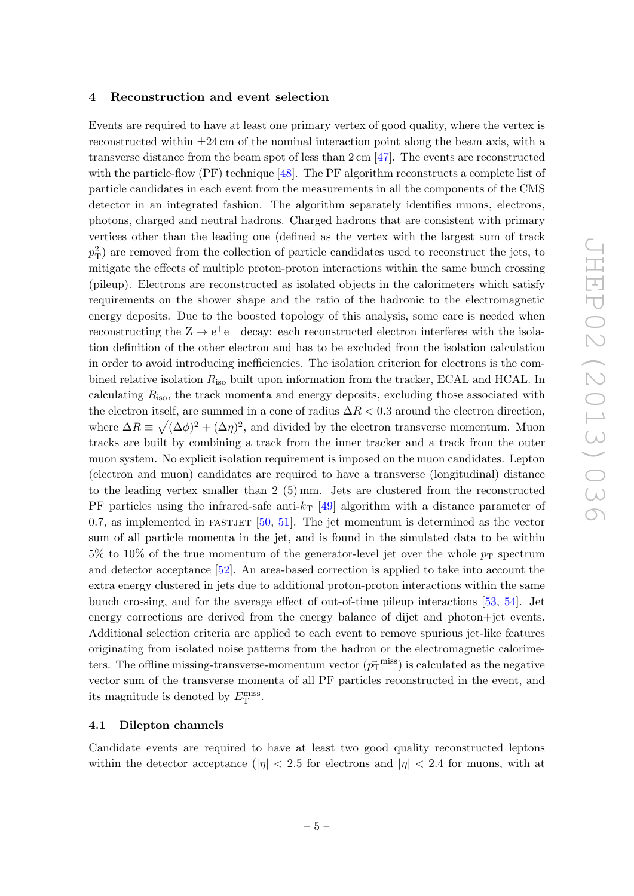## 4 Reconstruction and event selection

Events are required to have at least one primary vertex of good quality, where the vertex is reconstructed within $\pm 24$ cm of the nominal interaction point along the beam axis, with a transverse distance from the beam spot of less than 2 cm [47]. The events are reconstructed with the particle-flow (PF) technique [48]. The PF algorithm reconstructs a complete list of particle candidates in each event from the measurements in all the components of the CMS detector in an integrated fashion. The algorithm separately identifies muons, electrons, photons, charged and neutral hadrons. Charged hadrons that are consistent with primary vertices other than the leading one (defined as the vertex with the largest sum of track $p_{\mathrm{T}}^2$) are removed from the collection of particle candidates used to reconstruct the jets, to mitigate the effects of multiple proton-proton interactions within the same bunch crossing (pileup). Electrons are reconstructed as isolated objects in the calorimeters which satisfy requirements on the shower shape and the ratio of the hadronic to the electromagnetic energy deposits. Due to the boosted topology of this analysis, some care is needed when reconstructing the $\mathrm{Z} \to \mathrm{e}^+\mathrm{e}^-$ decay: each reconstructed electron interferes with the isolation definition of the other electron and has to be excluded from the isolation calculation in order to avoid introducing inefficiencies. The isolation criterion for electrons is the combined relative isolation $R_{\mathrm{iso}}$ built upon information from the tracker, ECAL and HCAL. In calculating $R_{\mathrm{iso}}$, the track momenta and energy deposits, excluding those associated with the electron itself, are summed in a cone of radius $\Delta R < 0.3$ around the electron direction, where $\Delta R \equiv \sqrt{(\Delta\phi)^2 + (\Delta\eta)^2}$, and divided by the electron transverse momentum. Muon tracks are built by combining a track from the inner tracker and a track from the outer muon system. No explicit isolation requirement is imposed on the muon candidates. Lepton (electron and muon) candidates are required to have a transverse (longitudinal) distance to the leading vertex smaller than 2 (5) mm. Jets are clustered from the reconstructed PF particles using the infrared-safe anti-$k_{\mathrm{T}}$ [49] algorithm with a distance parameter of 0.7, as implemented in FASTJET [50, 51]. The jet momentum is determined as the vector sum of all particle momenta in the jet, and is found in the simulated data to be within 5% to 10% of the true momentum of the generator-level jet over the whole $p_{\mathrm{T}}$ spectrum and detector acceptance [52]. An area-based correction is applied to take into account the extra energy clustered in jets due to additional proton-proton interactions within the same bunch crossing, and for the average effect of out-of-time pileup interactions [53, 54]. Jet energy corrections are derived from the energy balance of dijet and photon+jet events. Additional selection criteria are applied to each event to remove spurious jet-like features originating from isolated noise patterns from the hadron or the electromagnetic calorimeters. The offline missing-transverse-momentum vector ($\vec{p}_{\mathrm{T}}^{\,\mathrm{miss}}$) is calculated as the negative vector sum of the transverse momenta of all PF particles reconstructed in the event, and its magnitude is denoted by $E_{\mathrm{T}}^{\mathrm{miss}}$.

### 4.1 Dilepton channels

Candidate events are required to have at least two good quality reconstructed leptons within the detector acceptance ($|\eta| < 2.5$ for electrons and $|\eta| < 2.4$ for muons, with at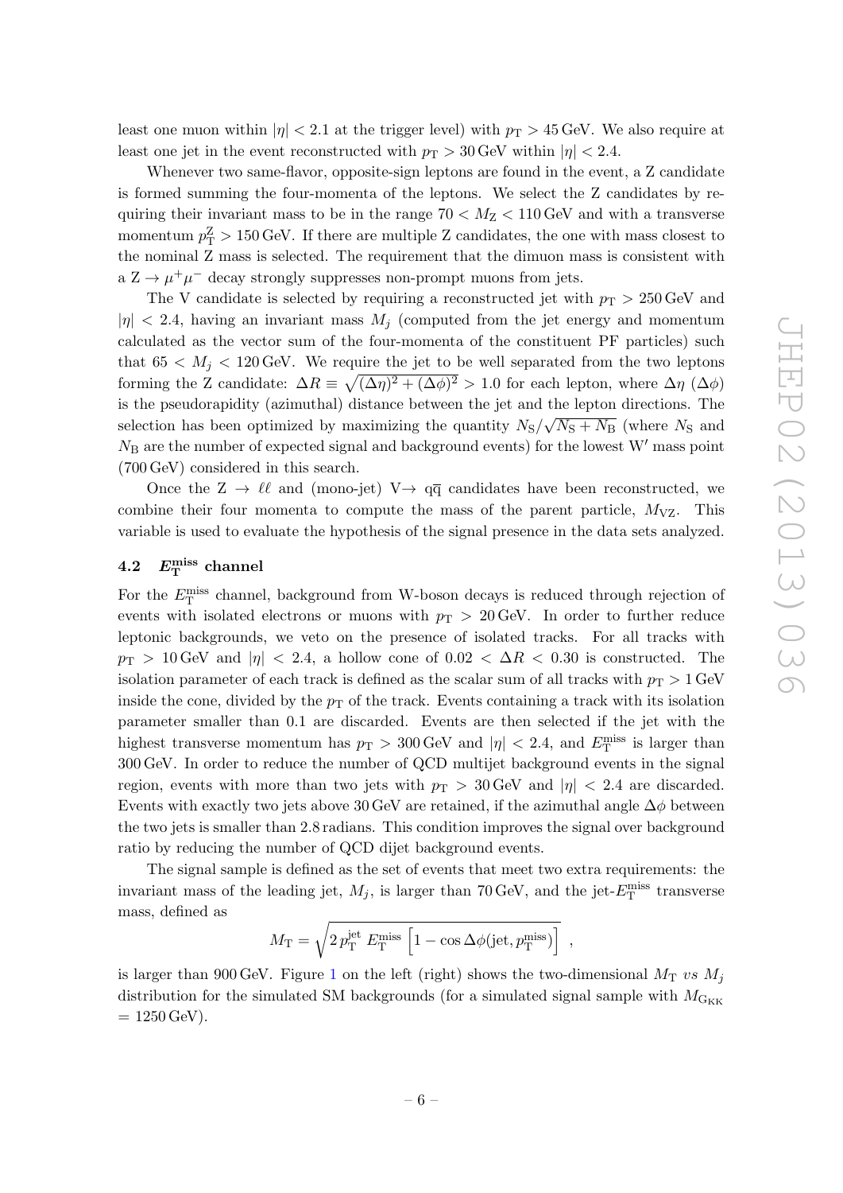least one muon within $|\eta| < 2.1$ at the trigger level) with $p_{\mathrm{T}} > 45\,\mathrm{GeV}$. We also require at least one jet in the event reconstructed with $p_{\mathrm{T}} > 30\,\mathrm{GeV}$ within $|\eta| < 2.4$.

Whenever two same-flavor, opposite-sign leptons are found in the event, a Z candidate is formed summing the four-momenta of the leptons. We select the Z candidates by requiring their invariant mass to be in the range $70 < M_{\mathrm{Z}} < 110\,\mathrm{GeV}$ and with a transverse momentum $p_{\mathrm{T}}^{\mathrm{Z}} > 150\,\mathrm{GeV}$. If there are multiple Z candidates, the one with mass closest to the nominal Z mass is selected. The requirement that the dimuon mass is consistent with a $\mathrm{Z} \to \mu^+\mu^-$ decay strongly suppresses non-prompt muons from jets.

The V candidate is selected by requiring a reconstructed jet with $p_{\mathrm{T}} > 250\,\mathrm{GeV}$ and $|\eta| < 2.4$, having an invariant mass $M_j$ (computed from the jet energy and momentum calculated as the vector sum of the four-momenta of the constituent PF particles) such that $65 < M_j < 120\,\mathrm{GeV}$. We require the jet to be well separated from the two leptons forming the Z candidate: $\Delta R \equiv \sqrt{(\Delta\eta)^2 + (\Delta\phi)^2} > 1.0$ for each lepton, where $\Delta\eta$ ($\Delta\phi$) is the pseudorapidity (azimuthal) distance between the jet and the lepton directions. The selection has been optimized by maximizing the quantity $N_{\mathrm{S}}/\sqrt{N_{\mathrm{S}} + N_{\mathrm{B}}}$ (where $N_{\mathrm{S}}$ and $N_{\mathrm{B}}$ are the number of expected signal and background events) for the lowest $\mathrm{W}'$ mass point (700 GeV) considered in this search.

Once the $\mathrm{Z} \to \ell\ell$ and (mono-jet) $\mathrm{V} \to \mathrm{q}\overline{\mathrm{q}}$ candidates have been reconstructed, we combine their four momenta to compute the mass of the parent particle, $M_{\mathrm{VZ}}$. This variable is used to evaluate the hypothesis of the signal presence in the data sets analyzed.

### 4.2 $E_{\mathrm{T}}^{\mathrm{miss}}$ channel

For the $E_{\mathrm{T}}^{\mathrm{miss}}$ channel, background from W-boson decays is reduced through rejection of events with isolated electrons or muons with $p_{\mathrm{T}} > 20\,\mathrm{GeV}$. In order to further reduce leptonic backgrounds, we veto on the presence of isolated tracks. For all tracks with $p_{\mathrm{T}} > 10\,\mathrm{GeV}$ and $|\eta| < 2.4$, a hollow cone of $0.02 < \Delta R < 0.30$ is constructed. The isolation parameter of each track is defined as the scalar sum of all tracks with $p_{\mathrm{T}} > 1\,\mathrm{GeV}$ inside the cone, divided by the $p_{\mathrm{T}}$ of the track. Events containing a track with its isolation parameter smaller than 0.1 are discarded. Events are then selected if the jet with the highest transverse momentum has $p_{\mathrm{T}} > 300\,\mathrm{GeV}$ and $|\eta| < 2.4$, and $E_{\mathrm{T}}^{\mathrm{miss}}$ is larger than 300 GeV. In order to reduce the number of QCD multijet background events in the signal region, events with more than two jets with $p_{\mathrm{T}} > 30\,\mathrm{GeV}$ and $|\eta| < 2.4$ are discarded. Events with exactly two jets above 30 GeV are retained, if the azimuthal angle $\Delta\phi$ between the two jets is smaller than 2.8 radians. This condition improves the signal over background ratio by reducing the number of QCD dijet background events.

The signal sample is defined as the set of events that meet two extra requirements: the invariant mass of the leading jet, $M_j$, is larger than 70 GeV, and the jet-$E_{\mathrm{T}}^{\mathrm{miss}}$ transverse mass, defined as

$$M_{\mathrm{T}} = \sqrt{2\, p_{\mathrm{T}}^{\mathrm{jet}}\, E_{\mathrm{T}}^{\mathrm{miss}} \left[1 - \cos\Delta\phi(\mathrm{jet}, p_{\mathrm{T}}^{\mathrm{miss}})\right]} \ ,$$

is larger than 900 GeV. Figure 1 on the left (right) shows the two-dimensional $M_{\mathrm{T}}$ *vs* $M_j$ distribution for the simulated SM backgrounds (for a simulated signal sample with $M_{\mathrm{G_{KK}}} = 1250\,\mathrm{GeV}$).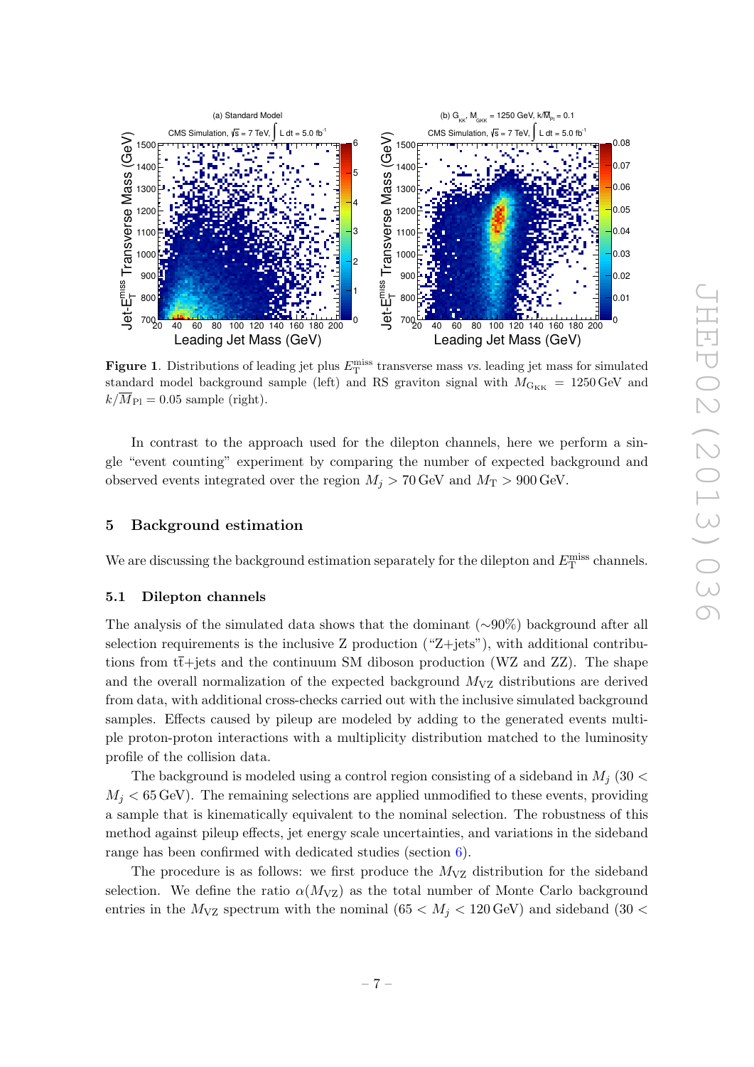**Figure 1**. Distributions of leading jet plus $E_{\mathrm{T}}^{\mathrm{miss}}$ transverse mass *vs.* leading jet mass for simulated standard model background sample (left) and RS graviton signal with $M_{\mathrm{G_{KK}}} = 1250\,\mathrm{GeV}$ and $k/\overline{M}_{\mathrm{Pl}} = 0.05$ sample (right).

In contrast to the approach used for the dilepton channels, here we perform a single "event counting" experiment by comparing the number of expected background and observed events integrated over the region $M_j > 70\,\mathrm{GeV}$ and $M_{\mathrm{T}} > 900\,\mathrm{GeV}$.

## 5 Background estimation

We are discussing the background estimation separately for the dilepton and $E_{\mathrm{T}}^{\mathrm{miss}}$ channels.

### 5.1 Dilepton channels

The analysis of the simulated data shows that the dominant (∼90%) background after all selection requirements is the inclusive Z production ("Z+jets"), with additional contributions from $\mathrm{t\bar{t}}$+jets and the continuum SM diboson production (WZ and ZZ). The shape and the overall normalization of the expected background $M_{\mathrm{VZ}}$ distributions are derived from data, with additional cross-checks carried out with the inclusive simulated background samples. Effects caused by pileup are modeled by adding to the generated events multiple proton-proton interactions with a multiplicity distribution matched to the luminosity profile of the collision data.

The background is modeled using a control region consisting of a sideband in $M_j$ ($30 < M_j < 65\,\mathrm{GeV}$). The remaining selections are applied unmodified to these events, providing a sample that is kinematically equivalent to the nominal selection. The robustness of this method against pileup effects, jet energy scale uncertainties, and variations in the sideband range has been confirmed with dedicated studies (section 6).

The procedure is as follows: we first produce the $M_{\mathrm{VZ}}$ distribution for the sideband selection. We define the ratio $\alpha(M_{\mathrm{VZ}})$ as the total number of Monte Carlo background entries in the $M_{\mathrm{VZ}}$ spectrum with the nominal ($65 < M_j < 120\,\mathrm{GeV}$) and sideband ($30 <$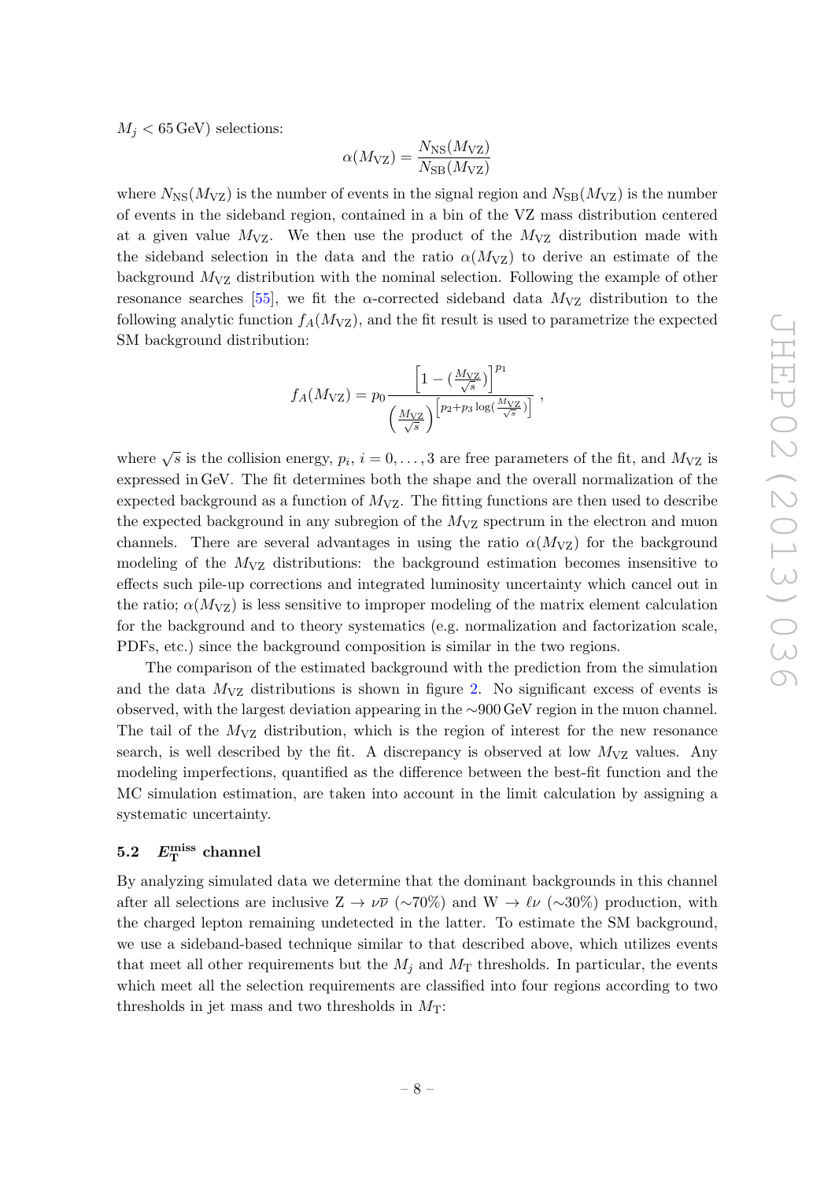$M_j < 65\,\mathrm{GeV}$) selections:

$$\alpha(M_{\mathrm{VZ}}) = \frac{N_{\mathrm{NS}}(M_{\mathrm{VZ}})}{N_{\mathrm{SB}}(M_{\mathrm{VZ}})}$$

where $N_{\mathrm{NS}}(M_{\mathrm{VZ}})$ is the number of events in the signal region and $N_{\mathrm{SB}}(M_{\mathrm{VZ}})$ is the number of events in the sideband region, contained in a bin of the VZ mass distribution centered at a given value $M_{\mathrm{VZ}}$. We then use the product of the $M_{\mathrm{VZ}}$ distribution made with the sideband selection in the data and the ratio $\alpha(M_{\mathrm{VZ}})$ to derive an estimate of the background $M_{\mathrm{VZ}}$ distribution with the nominal selection. Following the example of other resonance searches [55], we fit the $\alpha$-corrected sideband data $M_{\mathrm{VZ}}$ distribution to the following analytic function $f_A(M_{\mathrm{VZ}})$, and the fit result is used to parametrize the expected SM background distribution:

$$f_A(M_{\mathrm{VZ}}) = p_0 \frac{\left[1 - (\frac{M_{\mathrm{VZ}}}{\sqrt{s}})\right]^{p_1}}{\left(\frac{M_{\mathrm{VZ}}}{\sqrt{s}}\right)^{\left[p_2 + p_3 \log(\frac{M_{\mathrm{VZ}}}{\sqrt{s}})\right]}} ,$$

where $\sqrt{s}$ is the collision energy, $p_i$, $i = 0, \ldots, 3$ are free parameters of the fit, and $M_{\mathrm{VZ}}$ is expressed in GeV. The fit determines both the shape and the overall normalization of the expected background as a function of $M_{\mathrm{VZ}}$. The fitting functions are then used to describe the expected background in any subregion of the $M_{\mathrm{VZ}}$ spectrum in the electron and muon channels. There are several advantages in using the ratio $\alpha(M_{\mathrm{VZ}})$ for the background modeling of the $M_{\mathrm{VZ}}$ distributions: the background estimation becomes insensitive to effects such pile-up corrections and integrated luminosity uncertainty which cancel out in the ratio; $\alpha(M_{\mathrm{VZ}})$ is less sensitive to improper modeling of the matrix element calculation for the background and to theory systematics (e.g. normalization and factorization scale, PDFs, etc.) since the background composition is similar in the two regions.

The comparison of the estimated background with the prediction from the simulation and the data $M_{\mathrm{VZ}}$ distributions is shown in figure 2. No significant excess of events is observed, with the largest deviation appearing in the $\sim$900 GeV region in the muon channel. The tail of the $M_{\mathrm{VZ}}$ distribution, which is the region of interest for the new resonance search, is well described by the fit. A discrepancy is observed at low $M_{\mathrm{VZ}}$ values. Any modeling imperfections, quantified as the difference between the best-fit function and the MC simulation estimation, are taken into account in the limit calculation by assigning a systematic uncertainty.

### 5.2 $E_{\mathrm{T}}^{\mathrm{miss}}$ channel

By analyzing simulated data we determine that the dominant backgrounds in this channel after all selections are inclusive $\mathrm{Z} \to \nu\overline{\nu}$ ($\sim$70%) and $\mathrm{W} \to \ell\nu$ ($\sim$30%) production, with the charged lepton remaining undetected in the latter. To estimate the SM background, we use a sideband-based technique similar to that described above, which utilizes events that meet all other requirements but the $M_j$ and $M_{\mathrm{T}}$ thresholds. In particular, the events which meet all the selection requirements are classified into four regions according to two thresholds in jet mass and two thresholds in $M_{\mathrm{T}}$: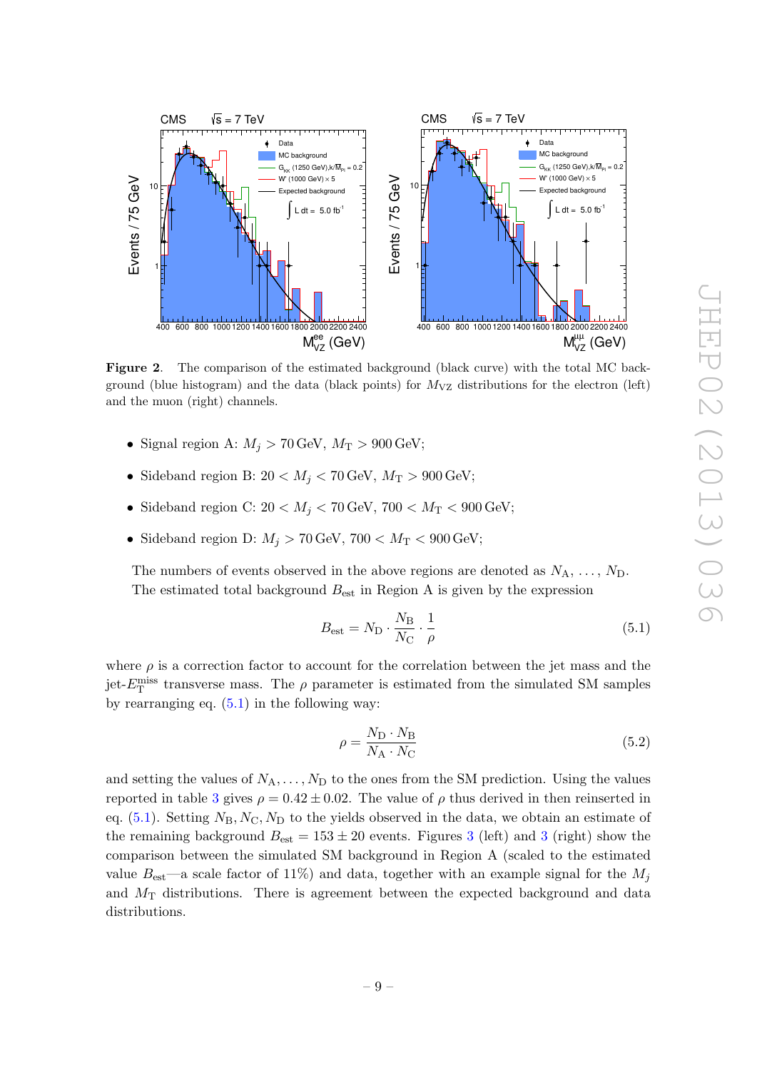**Figure 2**. The comparison of the estimated background (black curve) with the total MC background (blue histogram) and the data (black points) for $M_{\mathrm{VZ}}$ distributions for the electron (left) and the muon (right) channels.

- Signal region A: $M_j > 70\,\mathrm{GeV}$, $M_{\mathrm{T}} > 900\,\mathrm{GeV}$;
- Sideband region B: $20 < M_j < 70\,\mathrm{GeV}$, $M_{\mathrm{T}} > 900\,\mathrm{GeV}$;
- Sideband region C: $20 < M_j < 70\,\mathrm{GeV}$, $700 < M_{\mathrm{T}} < 900\,\mathrm{GeV}$;
- Sideband region D: $M_j > 70\,\mathrm{GeV}$, $700 < M_{\mathrm{T}} < 900\,\mathrm{GeV}$;

The numbers of events observed in the above regions are denoted as $N_{\mathrm{A}}, \ldots, N_{\mathrm{D}}$. The estimated total background $B_{\mathrm{est}}$ in Region A is given by the expression

$$B_{\mathrm{est}} = N_{\mathrm{D}} \cdot \frac{N_{\mathrm{B}}}{N_{\mathrm{C}}} \cdot \frac{1}{\rho} \tag{5.1}$$

where $\rho$ is a correction factor to account for the correlation between the jet mass and the jet-$E_{\mathrm{T}}^{\mathrm{miss}}$ transverse mass. The $\rho$ parameter is estimated from the simulated SM samples by rearranging eq. (5.1) in the following way:

$$\rho = \frac{N_{\mathrm{D}} \cdot N_{\mathrm{B}}}{N_{\mathrm{A}} \cdot N_{\mathrm{C}}} \tag{5.2}$$

and setting the values of $N_{\mathrm{A}}, \ldots, N_{\mathrm{D}}$ to the ones from the SM prediction. Using the values reported in table 3 gives $\rho = 0.42 \pm 0.02$. The value of $\rho$ thus derived in then reinserted in eq. (5.1). Setting $N_{\mathrm{B}}, N_{\mathrm{C}}, N_{\mathrm{D}}$ to the yields observed in the data, we obtain an estimate of the remaining background $B_{\mathrm{est}} = 153 \pm 20$ events. Figures 3 (left) and 3 (right) show the comparison between the simulated SM background in Region A (scaled to the estimated value $B_{\mathrm{est}}$—a scale factor of 11%) and data, together with an example signal for the $M_j$ and $M_{\mathrm{T}}$ distributions. There is agreement between the expected background and data distributions.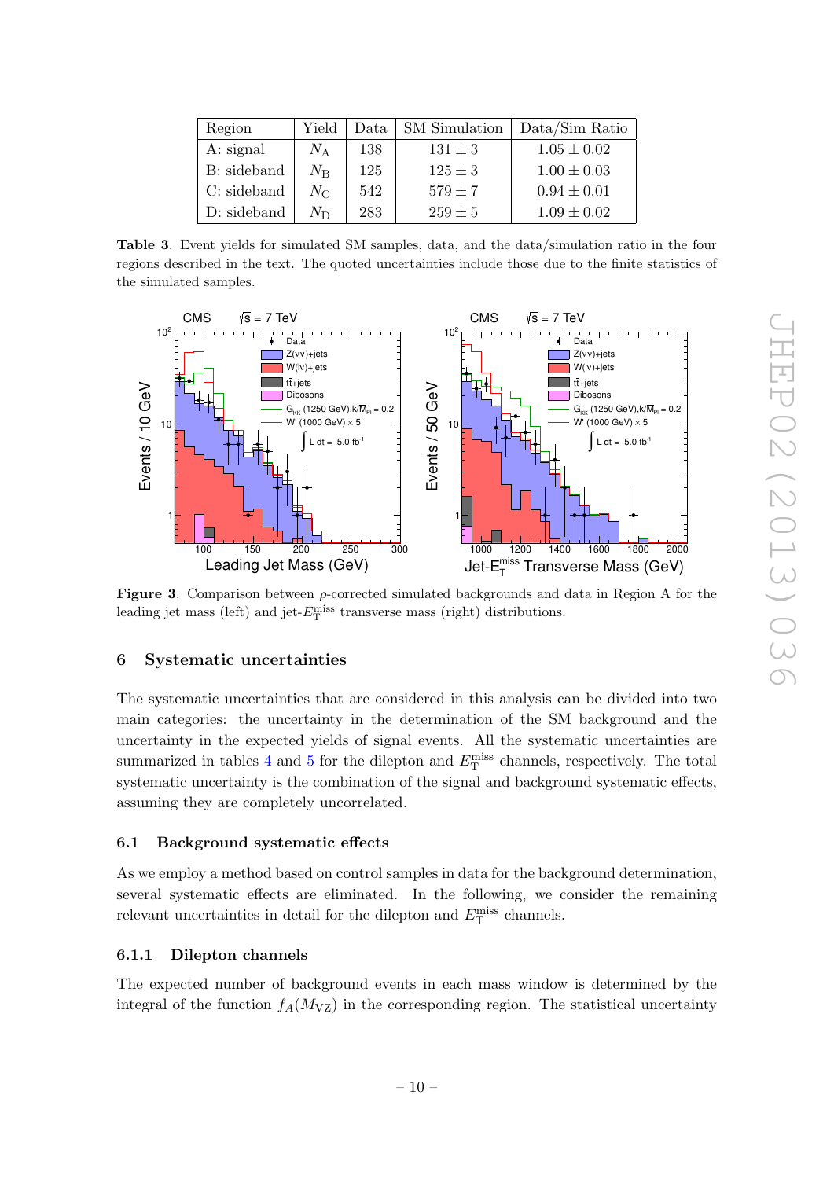| Region | Yield | Data | SM Simulation | Data/Sim Ratio |
|---|---|---|---|---|
| A: signal | $N_\mathrm{A}$ | 138 | $131 \pm 3$ | $1.05 \pm 0.02$ |
| B: sideband | $N_\mathrm{B}$ | 125 | $125 \pm 3$ | $1.00 \pm 0.03$ |
| C: sideband | $N_\mathrm{C}$ | 542 | $579 \pm 7$ | $0.94 \pm 0.01$ |
| D: sideband | $N_\mathrm{D}$ | 283 | $259 \pm 5$ | $1.09 \pm 0.02$ |

**Table 3**. Event yields for simulated SM samples, data, and the data/simulation ratio in the four regions described in the text. The quoted uncertainties include those due to the finite statistics of the simulated samples.

**Figure 3**. Comparison between $\rho$-corrected simulated backgrounds and data in Region A for the leading jet mass (left) and jet-$E_\mathrm{T}^\mathrm{miss}$ transverse mass (right) distributions.

## 6 Systematic uncertainties

The systematic uncertainties that are considered in this analysis can be divided into two main categories: the uncertainty in the determination of the SM background and the uncertainty in the expected yields of signal events. All the systematic uncertainties are summarized in tables 4 and 5 for the dilepton and $E_\mathrm{T}^\mathrm{miss}$ channels, respectively. The total systematic uncertainty is the combination of the signal and background systematic effects, assuming they are completely uncorrelated.

### 6.1 Background systematic effects

As we employ a method based on control samples in data for the background determination, several systematic effects are eliminated. In the following, we consider the remaining relevant uncertainties in detail for the dilepton and $E_\mathrm{T}^\mathrm{miss}$ channels.

#### 6.1.1 Dilepton channels

The expected number of background events in each mass window is determined by the integral of the function $f_A(M_\mathrm{VZ})$ in the corresponding region. The statistical uncertainty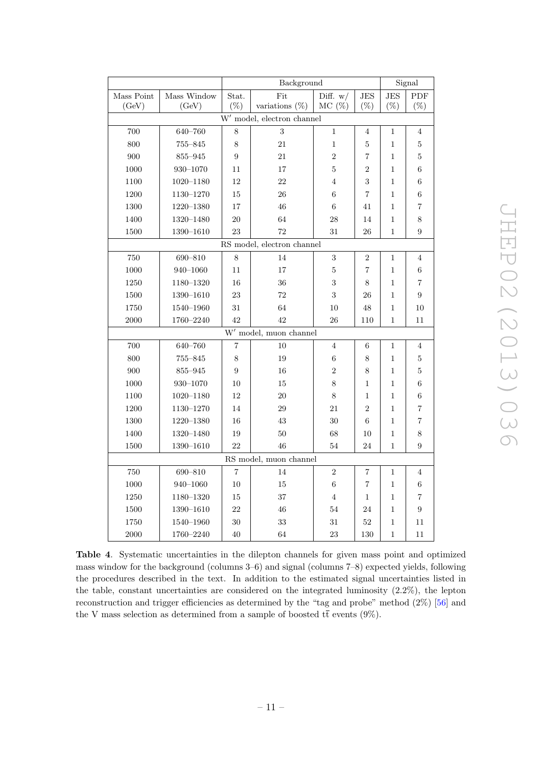| | | Background | | | | Signal | |
|---|---|---|---|---|---|---|---|
| Mass Point (GeV) | Mass Window (GeV) | Stat. (%) | Fit variations (%) | Diff. w/ MC (%) | JES (%) | JES (%) | PDF (%) |
| $W'$ model, electron channel | | | | | | | |
| 700 | 640–760 | 8 | 3 | 1 | 4 | 1 | 4 |
| 800 | 755–845 | 8 | 21 | 1 | 5 | 1 | 5 |
| 900 | 855–945 | 9 | 21 | 2 | 7 | 1 | 5 |
| 1000 | 930–1070 | 11 | 17 | 5 | 2 | 1 | 6 |
| 1100 | 1020–1180 | 12 | 22 | 4 | 3 | 1 | 6 |
| 1200 | 1130–1270 | 15 | 26 | 6 | 7 | 1 | 6 |
| 1300 | 1220–1380 | 17 | 46 | 6 | 41 | 1 | 7 |
| 1400 | 1320–1480 | 20 | 64 | 28 | 14 | 1 | 8 |
| 1500 | 1390–1610 | 23 | 72 | 31 | 26 | 1 | 9 |
| RS model, electron channel | | | | | | | |
| 750 | 690–810 | 8 | 14 | 3 | 2 | 1 | 4 |
| 1000 | 940–1060 | 11 | 17 | 5 | 7 | 1 | 6 |
| 1250 | 1180–1320 | 16 | 36 | 3 | 8 | 1 | 7 |
| 1500 | 1390–1610 | 23 | 72 | 3 | 26 | 1 | 9 |
| 1750 | 1540–1960 | 31 | 64 | 10 | 48 | 1 | 10 |
| 2000 | 1760–2240 | 42 | 42 | 26 | 110 | 1 | 11 |
| $W'$ model, muon channel | | | | | | | |
| 700 | 640–760 | 7 | 10 | 4 | 6 | 1 | 4 |
| 800 | 755–845 | 8 | 19 | 6 | 8 | 1 | 5 |
| 900 | 855–945 | 9 | 16 | 2 | 8 | 1 | 5 |
| 1000 | 930–1070 | 10 | 15 | 8 | 1 | 1 | 6 |
| 1100 | 1020–1180 | 12 | 20 | 8 | 1 | 1 | 6 |
| 1200 | 1130–1270 | 14 | 29 | 21 | 2 | 1 | 7 |
| 1300 | 1220–1380 | 16 | 43 | 30 | 6 | 1 | 7 |
| 1400 | 1320–1480 | 19 | 50 | 68 | 10 | 1 | 8 |
| 1500 | 1390–1610 | 22 | 46 | 54 | 24 | 1 | 9 |
| RS model, muon channel | | | | | | | |
| 750 | 690–810 | 7 | 14 | 2 | 7 | 1 | 4 |
| 1000 | 940–1060 | 10 | 15 | 6 | 7 | 1 | 6 |
| 1250 | 1180–1320 | 15 | 37 | 4 | 1 | 1 | 7 |
| 1500 | 1390–1610 | 22 | 46 | 54 | 24 | 1 | 9 |
| 1750 | 1540–1960 | 30 | 33 | 31 | 52 | 1 | 11 |
| 2000 | 1760–2240 | 40 | 64 | 23 | 130 | 1 | 11 |

**Table 4**. Systematic uncertainties in the dilepton channels for given mass point and optimized mass window for the background (columns 3–6) and signal (columns 7–8) expected yields, following the procedures described in the text. In addition to the estimated signal uncertainties listed in the table, constant uncertainties are considered on the integrated luminosity (2.2%), the lepton reconstruction and trigger efficiencies as determined by the "tag and probe" method (2%) [56] and the V mass selection as determined from a sample of boosted $t\bar{t}$ events (9%).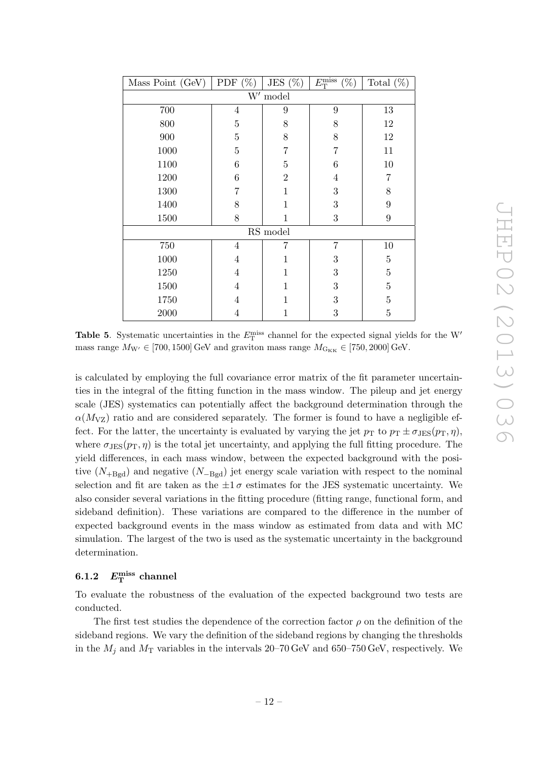| Mass Point (GeV) | PDF (%) | JES (%) | $E_{\mathrm{T}}^{\mathrm{miss}}$ (%) | Total (%) |
|---|---|---|---|---|
| W′ model | | | | |
| 700 | 4 | 9 | 9 | 13 |
| 800 | 5 | 8 | 8 | 12 |
| 900 | 5 | 8 | 8 | 12 |
| 1000 | 5 | 7 | 7 | 11 |
| 1100 | 6 | 5 | 6 | 10 |
| 1200 | 6 | 2 | 4 | 7 |
| 1300 | 7 | 1 | 3 | 8 |
| 1400 | 8 | 1 | 3 | 9 |
| 1500 | 8 | 1 | 3 | 9 |
| RS model | | | | |
| 750 | 4 | 7 | 7 | 10 |
| 1000 | 4 | 1 | 3 | 5 |
| 1250 | 4 | 1 | 3 | 5 |
| 1500 | 4 | 1 | 3 | 5 |
| 1750 | 4 | 1 | 3 | 5 |
| 2000 | 4 | 1 | 3 | 5 |

**Table 5**. Systematic uncertainties in the $E_{\mathrm{T}}^{\mathrm{miss}}$ channel for the expected signal yields for the W′ mass range $M_{\mathrm{W}'} \in [700, 1500]$ GeV and graviton mass range $M_{\mathrm{G_{KK}}} \in [750, 2000]$ GeV.

is calculated by employing the full covariance error matrix of the fit parameter uncertainties in the integral of the fitting function in the mass window. The pileup and jet energy scale (JES) systematics can potentially affect the background determination through the $\alpha(M_{\mathrm{VZ}})$ ratio and are considered separately. The former is found to have a negligible effect. For the latter, the uncertainty is evaluated by varying the jet $p_{\mathrm{T}}$ to $p_{\mathrm{T}} \pm \sigma_{\mathrm{JES}}(p_{\mathrm{T}}, \eta)$, where $\sigma_{\mathrm{JES}}(p_{\mathrm{T}}, \eta)$ is the total jet uncertainty, and applying the full fitting procedure. The yield differences, in each mass window, between the expected background with the positive ($N_{+\mathrm{Bgd}}$) and negative ($N_{-\mathrm{Bgd}}$) jet energy scale variation with respect to the nominal selection and fit are taken as the $\pm 1\,\sigma$ estimates for the JES systematic uncertainty. We also consider several variations in the fitting procedure (fitting range, functional form, and sideband definition). These variations are compared to the difference in the number of expected background events in the mass window as estimated from data and with MC simulation. The largest of the two is used as the systematic uncertainty in the background determination.

### 6.1.2 $E_{\mathrm{T}}^{\mathrm{miss}}$ channel

To evaluate the robustness of the evaluation of the expected background two tests are conducted.

The first test studies the dependence of the correction factor $\rho$ on the definition of the sideband regions. We vary the definition of the sideband regions by changing the thresholds in the $M_j$ and $M_{\mathrm{T}}$ variables in the intervals 20–70 GeV and 650–750 GeV, respectively. We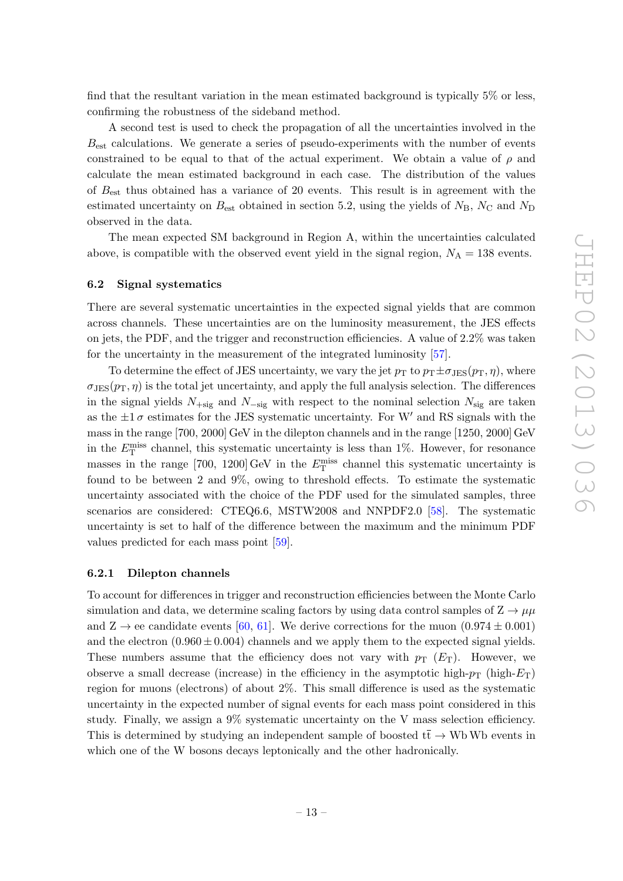find that the resultant variation in the mean estimated background is typically 5% or less, confirming the robustness of the sideband method.

A second test is used to check the propagation of all the uncertainties involved in the $B_{\mathrm{est}}$ calculations. We generate a series of pseudo-experiments with the number of events constrained to be equal to that of the actual experiment. We obtain a value of $\rho$ and calculate the mean estimated background in each case. The distribution of the values of $B_{\mathrm{est}}$ thus obtained has a variance of 20 events. This result is in agreement with the estimated uncertainty on $B_{\mathrm{est}}$ obtained in section 5.2, using the yields of $N_{\mathrm{B}}$, $N_{\mathrm{C}}$ and $N_{\mathrm{D}}$ observed in the data.

The mean expected SM background in Region A, within the uncertainties calculated above, is compatible with the observed event yield in the signal region, $N_{\mathrm{A}} = 138$ events.

### 6.2 Signal systematics

There are several systematic uncertainties in the expected signal yields that are common across channels. These uncertainties are on the luminosity measurement, the JES effects on jets, the PDF, and the trigger and reconstruction efficiencies. A value of 2.2% was taken for the uncertainty in the measurement of the integrated luminosity [57].

To determine the effect of JES uncertainty, we vary the jet $p_{\mathrm{T}}$ to $p_{\mathrm{T}} \pm \sigma_{\mathrm{JES}}(p_{\mathrm{T}}, \eta)$, where $\sigma_{\mathrm{JES}}(p_{\mathrm{T}}, \eta)$ is the total jet uncertainty, and apply the full analysis selection. The differences in the signal yields $N_{+\mathrm{sig}}$ and $N_{-\mathrm{sig}}$ with respect to the nominal selection $N_{\mathrm{sig}}$ are taken as the $\pm 1\,\sigma$ estimates for the JES systematic uncertainty. For W′ and RS signals with the mass in the range [700, 2000] GeV in the dilepton channels and in the range [1250, 2000] GeV in the $E_{\mathrm{T}}^{\mathrm{miss}}$ channel, this systematic uncertainty is less than 1%. However, for resonance masses in the range [700, 1200] GeV in the $E_{\mathrm{T}}^{\mathrm{miss}}$ channel this systematic uncertainty is found to be between 2 and 9%, owing to threshold effects. To estimate the systematic uncertainty associated with the choice of the PDF used for the simulated samples, three scenarios are considered: CTEQ6.6, MSTW2008 and NNPDF2.0 [58]. The systematic uncertainty is set to half of the difference between the maximum and the minimum PDF values predicted for each mass point [59].

#### 6.2.1 Dilepton channels

To account for differences in trigger and reconstruction efficiencies between the Monte Carlo simulation and data, we determine scaling factors by using data control samples of $\mathrm{Z} \to \mu\mu$ and $\mathrm{Z} \to \mathrm{ee}$ candidate events [60, 61]. We derive corrections for the muon ($0.974 \pm 0.001$) and the electron ($0.960 \pm 0.004$) channels and we apply them to the expected signal yields. These numbers assume that the efficiency does not vary with $p_{\mathrm{T}}$ ($E_{\mathrm{T}}$). However, we observe a small decrease (increase) in the efficiency in the asymptotic high-$p_{\mathrm{T}}$ (high-$E_{\mathrm{T}}$) region for muons (electrons) of about 2%. This small difference is used as the systematic uncertainty in the expected number of signal events for each mass point considered in this study. Finally, we assign a 9% systematic uncertainty on the V mass selection efficiency. This is determined by studying an independent sample of boosted $\mathrm{t\bar{t}} \to \mathrm{Wb\,Wb}$ events in which one of the W bosons decays leptonically and the other hadronically.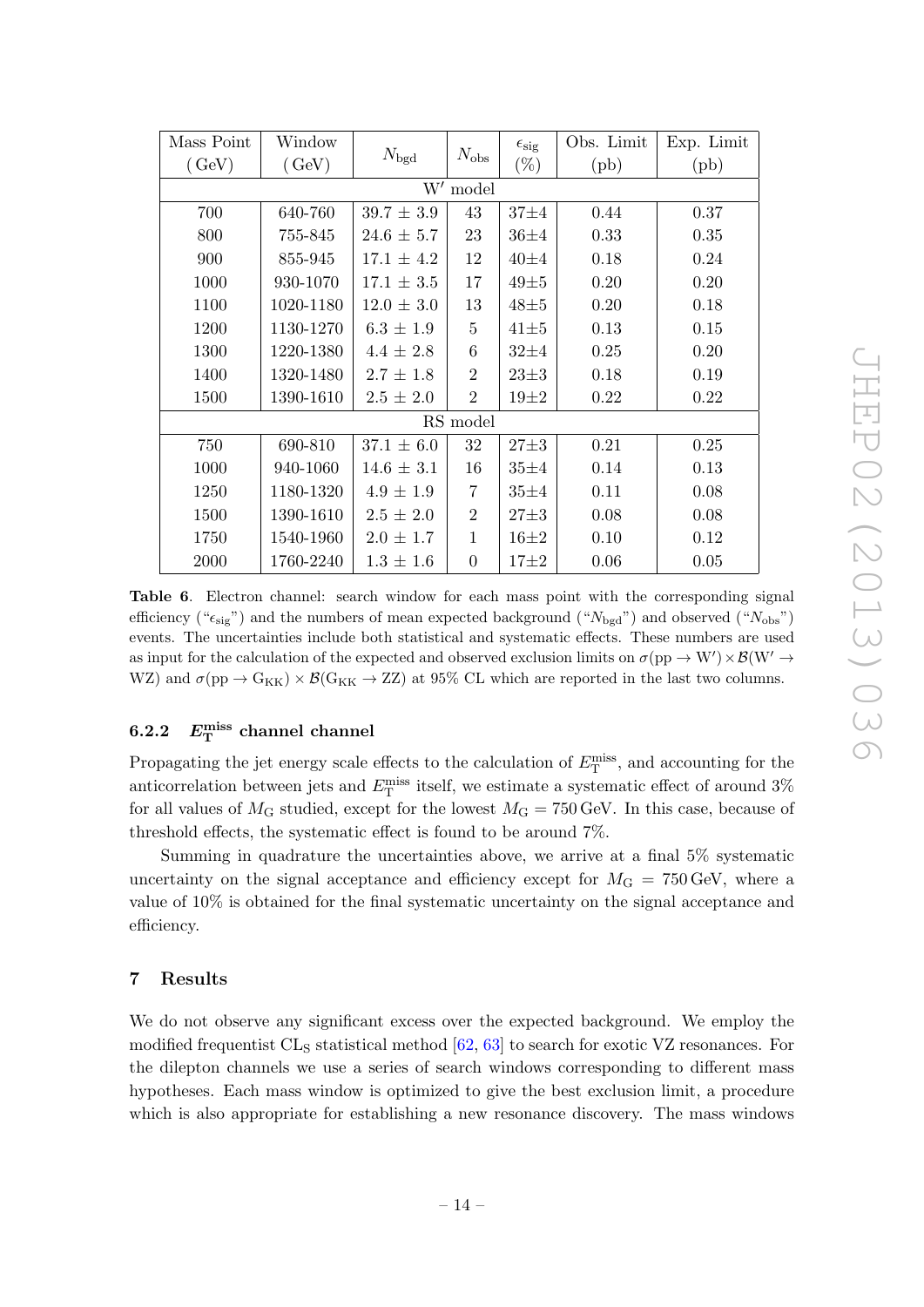| Mass Point (GeV) | Window (GeV) | $N_{\text{bgd}}$ | $N_{\text{obs}}$ | $\epsilon_{\text{sig}}$ (%) | Obs. Limit (pb) | Exp. Limit (pb) |
|---|---|---|---|---|---|---|
| W′ model | | | | | | |
| 700 | 640-760 | 39.7 ± 3.9 | 43 | 37±4 | 0.44 | 0.37 |
| 800 | 755-845 | 24.6 ± 5.7 | 23 | 36±4 | 0.33 | 0.35 |
| 900 | 855-945 | 17.1 ± 4.2 | 12 | 40±4 | 0.18 | 0.24 |
| 1000 | 930-1070 | 17.1 ± 3.5 | 17 | 49±5 | 0.20 | 0.20 |
| 1100 | 1020-1180 | 12.0 ± 3.0 | 13 | 48±5 | 0.20 | 0.18 |
| 1200 | 1130-1270 | 6.3 ± 1.9 | 5 | 41±5 | 0.13 | 0.15 |
| 1300 | 1220-1380 | 4.4 ± 2.8 | 6 | 32±4 | 0.25 | 0.20 |
| 1400 | 1320-1480 | 2.7 ± 1.8 | 2 | 23±3 | 0.18 | 0.19 |
| 1500 | 1390-1610 | 2.5 ± 2.0 | 2 | 19±2 | 0.22 | 0.22 |
| RS model | | | | | | |
| 750 | 690-810 | 37.1 ± 6.0 | 32 | 27±3 | 0.21 | 0.25 |
| 1000 | 940-1060 | 14.6 ± 3.1 | 16 | 35±4 | 0.14 | 0.13 |
| 1250 | 1180-1320 | 4.9 ± 1.9 | 7 | 35±4 | 0.11 | 0.08 |
| 1500 | 1390-1610 | 2.5 ± 2.0 | 2 | 27±3 | 0.08 | 0.08 |
| 1750 | 1540-1960 | 2.0 ± 1.7 | 1 | 16±2 | 0.10 | 0.12 |
| 2000 | 1760-2240 | 1.3 ± 1.6 | 0 | 17±2 | 0.06 | 0.05 |

**Table 6**. Electron channel: search window for each mass point with the corresponding signal efficiency ("$\epsilon_{\text{sig}}$") and the numbers of mean expected background ("$N_{\text{bgd}}$") and observed ("$N_{\text{obs}}$") events. The uncertainties include both statistical and systematic effects. These numbers are used as input for the calculation of the expected and observed exclusion limits on $\sigma(\text{pp} \to \text{W}') \times \mathcal{B}(\text{W}' \to \text{WZ})$ and $\sigma(\text{pp} \to \text{G}_{\text{KK}}) \times \mathcal{B}(\text{G}_{\text{KK}} \to \text{ZZ})$ at 95% CL which are reported in the last two columns.

#### 6.2.2 $E_{\text{T}}^{\text{miss}}$ channel channel

Propagating the jet energy scale effects to the calculation of $E_{\text{T}}^{\text{miss}}$, and accounting for the anticorrelation between jets and $E_{\text{T}}^{\text{miss}}$ itself, we estimate a systematic effect of around 3% for all values of $M_{\text{G}}$ studied, except for the lowest $M_{\text{G}} = 750\,\text{GeV}$. In this case, because of threshold effects, the systematic effect is found to be around 7%.

Summing in quadrature the uncertainties above, we arrive at a final 5% systematic uncertainty on the signal acceptance and efficiency except for $M_{\text{G}} = 750\,\text{GeV}$, where a value of 10% is obtained for the final systematic uncertainty on the signal acceptance and efficiency.

## 7 Results

We do not observe any significant excess over the expected background. We employ the modified frequentist $\text{CL}_{\text{S}}$ statistical method [62, 63] to search for exotic VZ resonances. For the dilepton channels we use a series of search windows corresponding to different mass hypotheses. Each mass window is optimized to give the best exclusion limit, a procedure which is also appropriate for establishing a new resonance discovery. The mass windows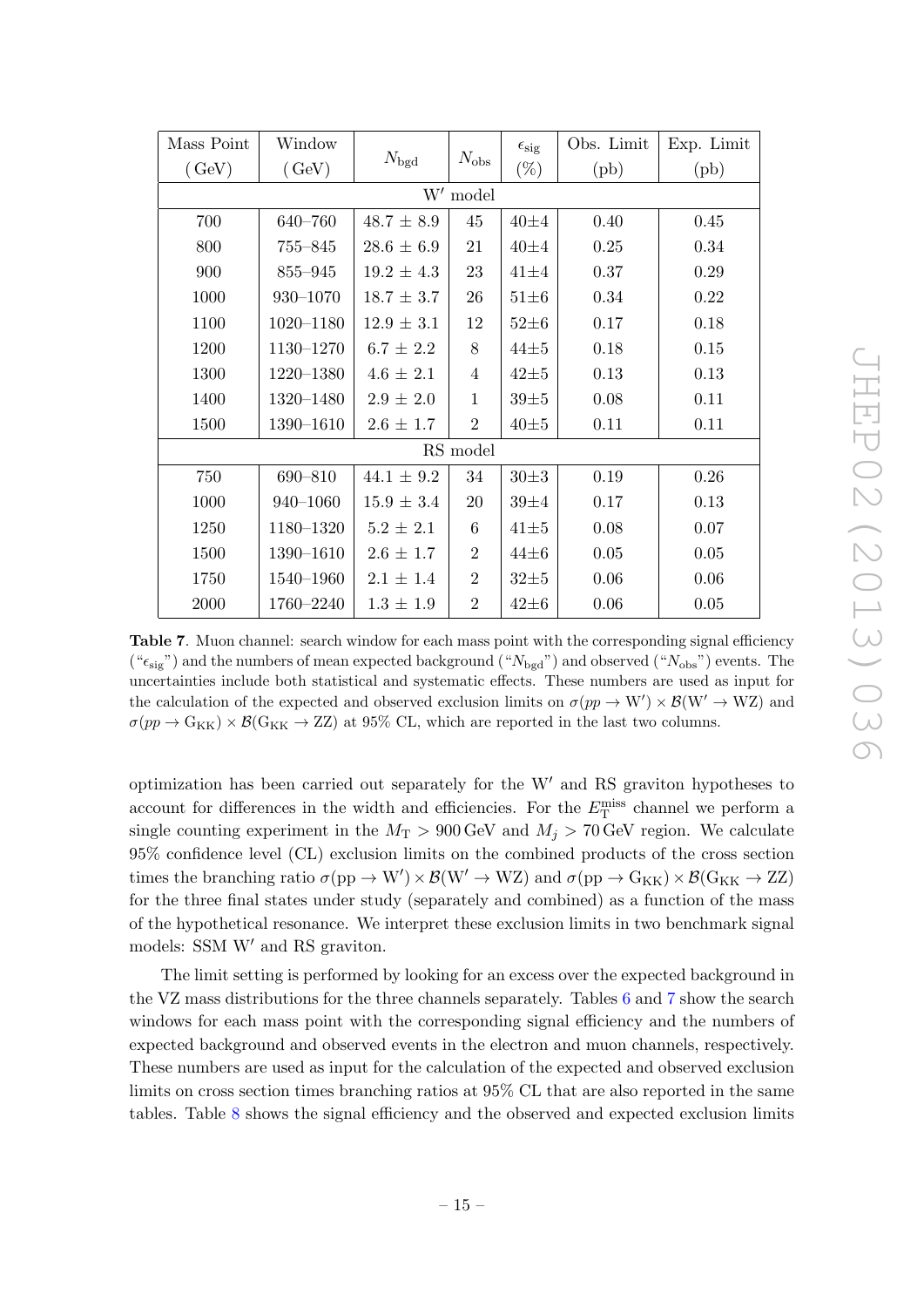| Mass Point (GeV) | Window (GeV) | $N_{\text{bgd}}$ | $N_{\text{obs}}$ | $\epsilon_{\text{sig}}$ (%) | Obs. Limit (pb) | Exp. Limit (pb) |
|---|---|---|---|---|---|---|
| W′ model | | | | | | |
| 700 | 640–760 | 48.7 ± 8.9 | 45 | 40±4 | 0.40 | 0.45 |
| 800 | 755–845 | 28.6 ± 6.9 | 21 | 40±4 | 0.25 | 0.34 |
| 900 | 855–945 | 19.2 ± 4.3 | 23 | 41±4 | 0.37 | 0.29 |
| 1000 | 930–1070 | 18.7 ± 3.7 | 26 | 51±6 | 0.34 | 0.22 |
| 1100 | 1020–1180 | 12.9 ± 3.1 | 12 | 52±6 | 0.17 | 0.18 |
| 1200 | 1130–1270 | 6.7 ± 2.2 | 8 | 44±5 | 0.18 | 0.15 |
| 1300 | 1220–1380 | 4.6 ± 2.1 | 4 | 42±5 | 0.13 | 0.13 |
| 1400 | 1320–1480 | 2.9 ± 2.0 | 1 | 39±5 | 0.08 | 0.11 |
| 1500 | 1390–1610 | 2.6 ± 1.7 | 2 | 40±5 | 0.11 | 0.11 |
| RS model | | | | | | |
| 750 | 690–810 | 44.1 ± 9.2 | 34 | 30±3 | 0.19 | 0.26 |
| 1000 | 940–1060 | 15.9 ± 3.4 | 20 | 39±4 | 0.17 | 0.13 |
| 1250 | 1180–1320 | 5.2 ± 2.1 | 6 | 41±5 | 0.08 | 0.07 |
| 1500 | 1390–1610 | 2.6 ± 1.7 | 2 | 44±6 | 0.05 | 0.05 |
| 1750 | 1540–1960 | 2.1 ± 1.4 | 2 | 32±5 | 0.06 | 0.06 |
| 2000 | 1760–2240 | 1.3 ± 1.9 | 2 | 42±6 | 0.06 | 0.05 |

**Table 7**. Muon channel: search window for each mass point with the corresponding signal efficiency ("$\epsilon_{\text{sig}}$") and the numbers of mean expected background ("$N_{\text{bgd}}$") and observed ("$N_{\text{obs}}$") events. The uncertainties include both statistical and systematic effects. These numbers are used as input for the calculation of the expected and observed exclusion limits on $\sigma(pp \to \text{W}') \times \mathcal{B}(\text{W}' \to \text{WZ})$ and $\sigma(pp \to \text{G}_{\text{KK}}) \times \mathcal{B}(\text{G}_{\text{KK}} \to \text{ZZ})$ at 95% CL, which are reported in the last two columns.

optimization has been carried out separately for the W′ and RS graviton hypotheses to account for differences in the width and efficiencies. For the $E_{\text{T}}^{\text{miss}}$ channel we perform a single counting experiment in the $M_{\text{T}} > 900\,\text{GeV}$ and $M_j > 70\,\text{GeV}$ region. We calculate 95% confidence level (CL) exclusion limits on the combined products of the cross section times the branching ratio $\sigma(\text{pp} \to \text{W}') \times \mathcal{B}(\text{W}' \to \text{WZ})$ and $\sigma(\text{pp} \to \text{G}_{\text{KK}}) \times \mathcal{B}(\text{G}_{\text{KK}} \to \text{ZZ})$ for the three final states under study (separately and combined) as a function of the mass of the hypothetical resonance. We interpret these exclusion limits in two benchmark signal models: SSM W′ and RS graviton.

The limit setting is performed by looking for an excess over the expected background in the VZ mass distributions for the three channels separately. Tables 6 and 7 show the search windows for each mass point with the corresponding signal efficiency and the numbers of expected background and observed events in the electron and muon channels, respectively. These numbers are used as input for the calculation of the expected and observed exclusion limits on cross section times branching ratios at 95% CL that are also reported in the same tables. Table 8 shows the signal efficiency and the observed and expected exclusion limits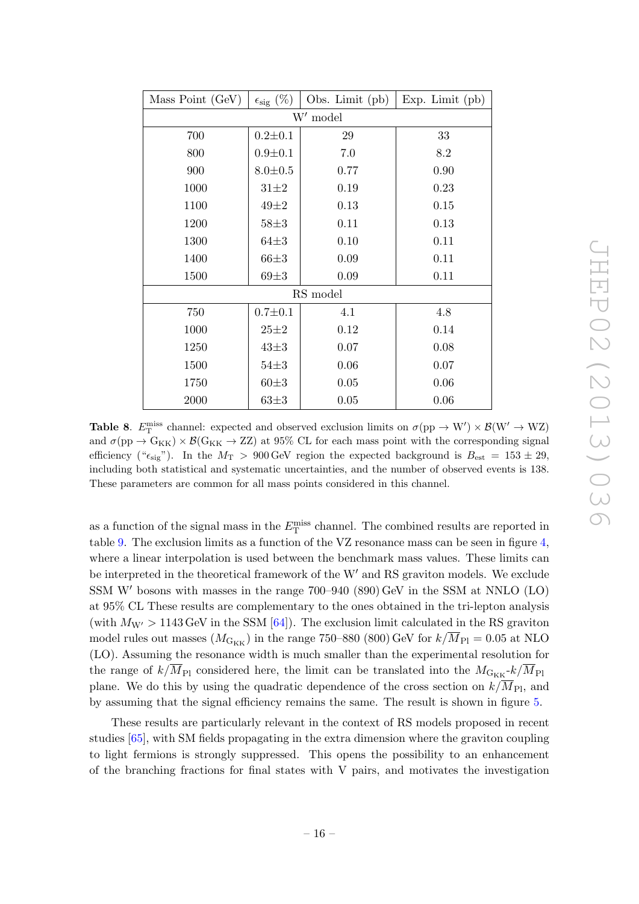| Mass Point (GeV) | $\epsilon_{\rm sig}$ (%) | Obs. Limit (pb) | Exp. Limit (pb) |
|---|---|---|---|
| W′ model | | | |
| 700 | 0.2±0.1 | 29 | 33 |
| 800 | 0.9±0.1 | 7.0 | 8.2 |
| 900 | 8.0±0.5 | 0.77 | 0.90 |
| 1000 | 31±2 | 0.19 | 0.23 |
| 1100 | 49±2 | 0.13 | 0.15 |
| 1200 | 58±3 | 0.11 | 0.13 |
| 1300 | 64±3 | 0.10 | 0.11 |
| 1400 | 66±3 | 0.09 | 0.11 |
| 1500 | 69±3 | 0.09 | 0.11 |
| RS model | | | |
| 750 | 0.7±0.1 | 4.1 | 4.8 |
| 1000 | 25±2 | 0.12 | 0.14 |
| 1250 | 43±3 | 0.07 | 0.08 |
| 1500 | 54±3 | 0.06 | 0.07 |
| 1750 | 60±3 | 0.05 | 0.06 |
| 2000 | 63±3 | 0.05 | 0.06 |

**Table 8**. $E_{\rm T}^{\rm miss}$ channel: expected and observed exclusion limits on $\sigma(\rm pp \to W') \times \mathcal{B}(W' \to WZ)$ and $\sigma(\rm pp \to G_{KK}) \times \mathcal{B}(G_{KK} \to ZZ)$ at 95% CL for each mass point with the corresponding signal efficiency ("$\epsilon_{\rm sig}$"). In the $M_{\rm T} > 900\,\rm GeV$ region the expected background is $B_{\rm est} = 153 \pm 29$, including both statistical and systematic uncertainties, and the number of observed events is 138. These parameters are common for all mass points considered in this channel.

as a function of the signal mass in the $E_{\rm T}^{\rm miss}$ channel. The combined results are reported in table 9. The exclusion limits as a function of the VZ resonance mass can be seen in figure 4, where a linear interpolation is used between the benchmark mass values. These limits can be interpreted in the theoretical framework of the W′ and RS graviton models. We exclude SSM W′ bosons with masses in the range 700–940 (890) GeV in the SSM at NNLO (LO) at 95% CL These results are complementary to the ones obtained in the tri-lepton analysis (with $M_{\rm W'} > 1143\,\rm GeV$ in the SSM [64]). The exclusion limit calculated in the RS graviton model rules out masses ($M_{\rm G_{KK}}$) in the range 750–880 (800) GeV for $k/\overline{M}_{\rm Pl} = 0.05$ at NLO (LO). Assuming the resonance width is much smaller than the experimental resolution for the range of $k/\overline{M}_{\rm Pl}$ considered here, the limit can be translated into the $M_{\rm G_{KK}}$-$k/\overline{M}_{\rm Pl}$ plane. We do this by using the quadratic dependence of the cross section on $k/\overline{M}_{\rm Pl}$, and by assuming that the signal efficiency remains the same. The result is shown in figure 5.

These results are particularly relevant in the context of RS models proposed in recent studies [65], with SM fields propagating in the extra dimension where the graviton coupling to light fermions is strongly suppressed. This opens the possibility to an enhancement of the branching fractions for final states with V pairs, and motivates the investigation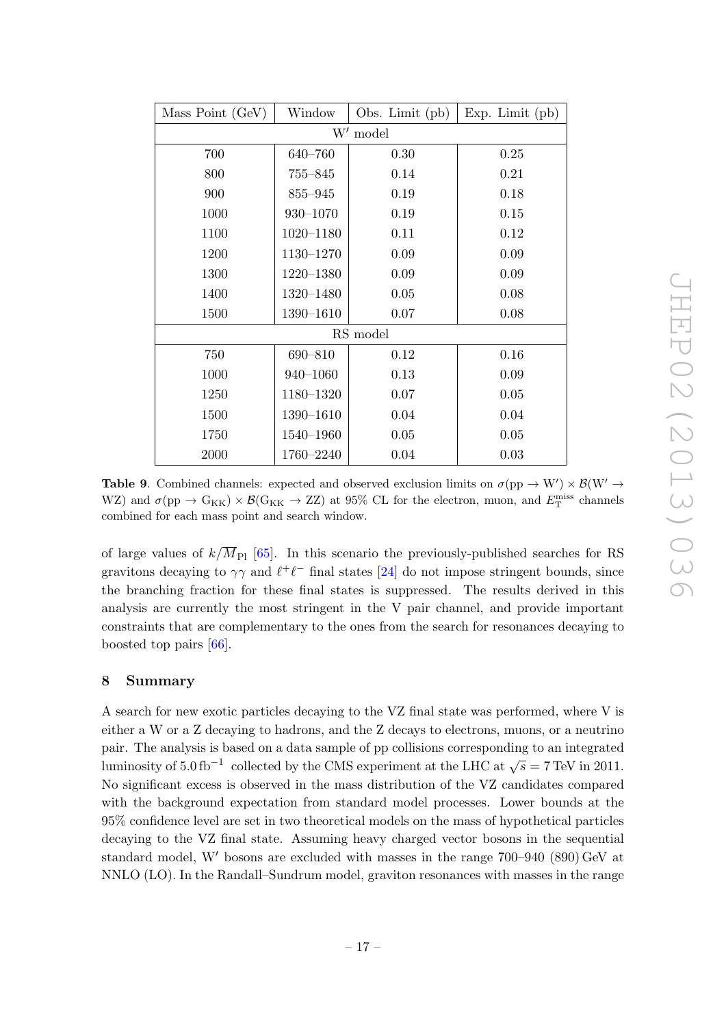| Mass Point (GeV) | Window | Obs. Limit (pb) | Exp. Limit (pb) |
|---|---|---|---|
| W′ model | | | |
| 700 | 640–760 | 0.30 | 0.25 |
| 800 | 755–845 | 0.14 | 0.21 |
| 900 | 855–945 | 0.19 | 0.18 |
| 1000 | 930–1070 | 0.19 | 0.15 |
| 1100 | 1020–1180 | 0.11 | 0.12 |
| 1200 | 1130–1270 | 0.09 | 0.09 |
| 1300 | 1220–1380 | 0.09 | 0.09 |
| 1400 | 1320–1480 | 0.05 | 0.08 |
| 1500 | 1390–1610 | 0.07 | 0.08 |
| RS model | | | |
| 750 | 690–810 | 0.12 | 0.16 |
| 1000 | 940–1060 | 0.13 | 0.09 |
| 1250 | 1180–1320 | 0.07 | 0.05 |
| 1500 | 1390–1610 | 0.04 | 0.04 |
| 1750 | 1540–1960 | 0.05 | 0.05 |
| 2000 | 1760–2240 | 0.04 | 0.03 |

**Table 9**. Combined channels: expected and observed exclusion limits on $\sigma(\mathrm{pp} \to \mathrm{W}') \times \mathcal{B}(\mathrm{W}' \to \mathrm{WZ})$ and $\sigma(\mathrm{pp} \to \mathrm{G_{KK}}) \times \mathcal{B}(\mathrm{G_{KK}} \to \mathrm{ZZ})$ at 95% CL for the electron, muon, and $E_{\mathrm{T}}^{\mathrm{miss}}$ channels combined for each mass point and search window.

of large values of $k/\overline{M}_{\mathrm{Pl}}$ [65]. In this scenario the previously-published searches for RS gravitons decaying to $\gamma\gamma$ and $\ell^+\ell^-$ final states [24] do not impose stringent bounds, since the branching fraction for these final states is suppressed. The results derived in this analysis are currently the most stringent in the V pair channel, and provide important constraints that are complementary to the ones from the search for resonances decaying to boosted top pairs [66].

## 8 Summary

A search for new exotic particles decaying to the VZ final state was performed, where V is either a W or a Z decaying to hadrons, and the Z decays to electrons, muons, or a neutrino pair. The analysis is based on a data sample of pp collisions corresponding to an integrated luminosity of $5.0\,\mathrm{fb}^{-1}$ collected by the CMS experiment at the LHC at $\sqrt{s} = 7$ TeV in 2011. No significant excess is observed in the mass distribution of the VZ candidates compared with the background expectation from standard model processes. Lower bounds at the 95% confidence level are set in two theoretical models on the mass of hypothetical particles decaying to the VZ final state. Assuming heavy charged vector bosons in the sequential standard model, W′ bosons are excluded with masses in the range 700–940 (890) GeV at NNLO (LO). In the Randall–Sundrum model, graviton resonances with masses in the range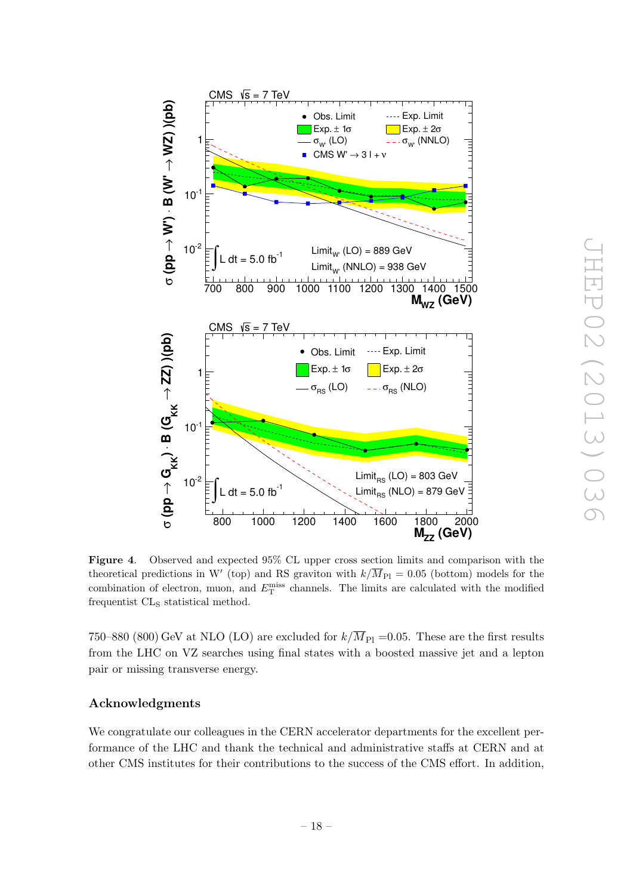**Figure 4**. Observed and expected 95% CL upper cross section limits and comparison with the theoretical predictions in W′ (top) and RS graviton with $k/\overline{M}_{\rm Pl} = 0.05$ (bottom) models for the combination of electron, muon, and $E_{\rm T}^{\rm miss}$ channels. The limits are calculated with the modified frequentist $\rm CL_S$ statistical method.

750–880 (800) GeV at NLO (LO) are excluded for $k/\overline{M}_{\rm Pl}$ =0.05. These are the first results from the LHC on VZ searches using final states with a boosted massive jet and a lepton pair or missing transverse energy.

## Acknowledgments

We congratulate our colleagues in the CERN accelerator departments for the excellent performance of the LHC and thank the technical and administrative staffs at CERN and at other CMS institutes for their contributions to the success of the CMS effort. In addition,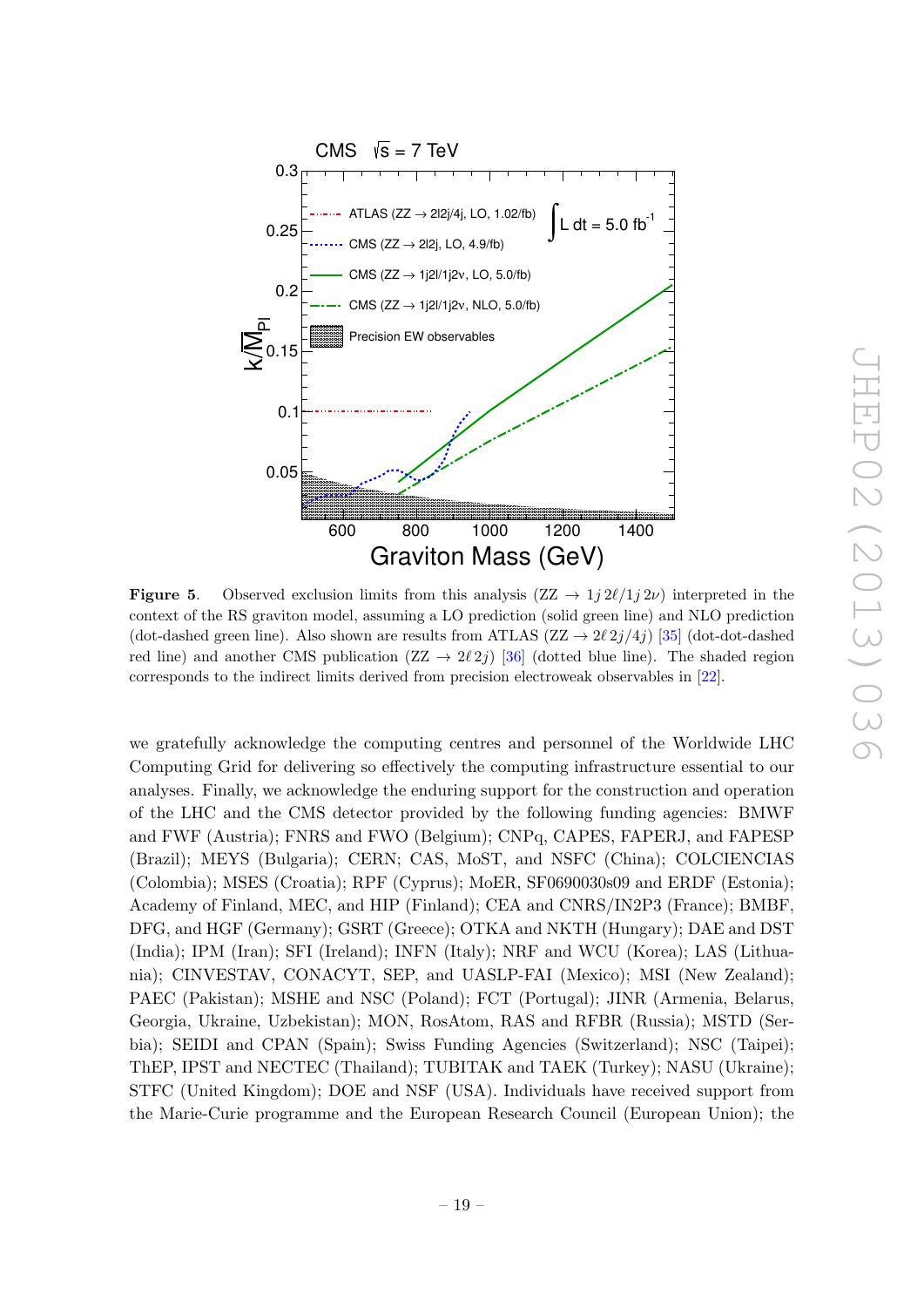**Figure 5**. Observed exclusion limits from this analysis (ZZ $\to 1j\,2\ell/1j\,2\nu$) interpreted in the context of the RS graviton model, assuming a LO prediction (solid green line) and NLO prediction (dot-dashed green line). Also shown are results from ATLAS (ZZ $\to 2\ell\,2j/4j$) [35] (dot-dot-dashed red line) and another CMS publication (ZZ $\to 2\ell\,2j$) [36] (dotted blue line). The shaded region corresponds to the indirect limits derived from precision electroweak observables in [22].

we gratefully acknowledge the computing centres and personnel of the Worldwide LHC Computing Grid for delivering so effectively the computing infrastructure essential to our analyses. Finally, we acknowledge the enduring support for the construction and operation of the LHC and the CMS detector provided by the following funding agencies: BMWF and FWF (Austria); FNRS and FWO (Belgium); CNPq, CAPES, FAPERJ, and FAPESP (Brazil); MEYS (Bulgaria); CERN; CAS, MoST, and NSFC (China); COLCIENCIAS (Colombia); MSES (Croatia); RPF (Cyprus); MoER, SF0690030s09 and ERDF (Estonia); Academy of Finland, MEC, and HIP (Finland); CEA and CNRS/IN2P3 (France); BMBF, DFG, and HGF (Germany); GSRT (Greece); OTKA and NKTH (Hungary); DAE and DST (India); IPM (Iran); SFI (Ireland); INFN (Italy); NRF and WCU (Korea); LAS (Lithuania); CINVESTAV, CONACYT, SEP, and UASLP-FAI (Mexico); MSI (New Zealand); PAEC (Pakistan); MSHE and NSC (Poland); FCT (Portugal); JINR (Armenia, Belarus, Georgia, Ukraine, Uzbekistan); MON, RosAtom, RAS and RFBR (Russia); MSTD (Serbia); SEIDI and CPAN (Spain); Swiss Funding Agencies (Switzerland); NSC (Taipei); ThEP, IPST and NECTEC (Thailand); TUBITAK and TAEK (Turkey); NASU (Ukraine); STFC (United Kingdom); DOE and NSF (USA). Individuals have received support from the Marie-Curie programme and the European Research Council (European Union); the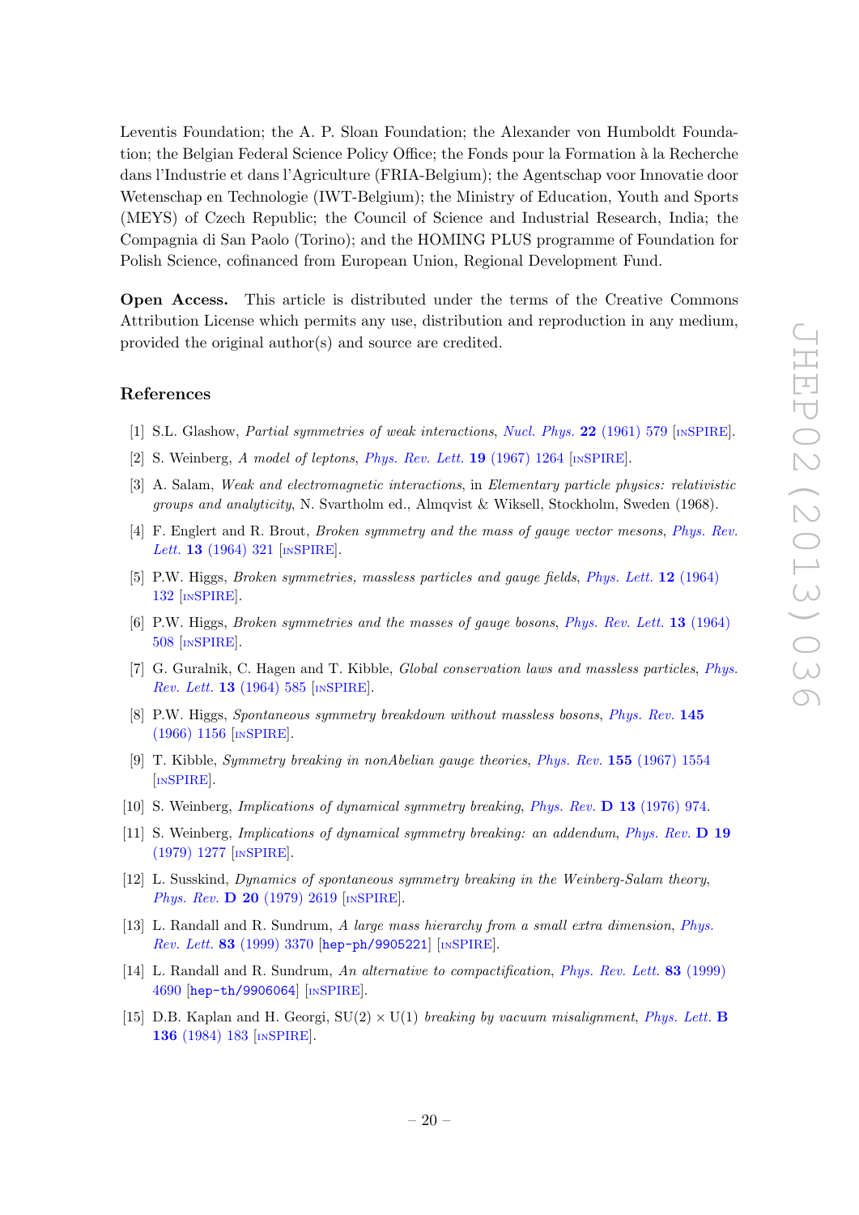Leventis Foundation; the A. P. Sloan Foundation; the Alexander von Humboldt Foundation; the Belgian Federal Science Policy Office; the Fonds pour la Formation à la Recherche dans l'Industrie et dans l'Agriculture (FRIA-Belgium); the Agentschap voor Innovatie door Wetenschap en Technologie (IWT-Belgium); the Ministry of Education, Youth and Sports (MEYS) of Czech Republic; the Council of Science and Industrial Research, India; the Compagnia di San Paolo (Torino); and the HOMING PLUS programme of Foundation for Polish Science, cofinanced from European Union, Regional Development Fund.

**Open Access.** This article is distributed under the terms of the Creative Commons Attribution License which permits any use, distribution and reproduction in any medium, provided the original author(s) and source are credited.

## References

[1] S.L. Glashow, *Partial symmetries of weak interactions*, *Nucl. Phys.* **22** (1961) 579 [INSPIRE].

[2] S. Weinberg, *A model of leptons*, *Phys. Rev. Lett.* **19** (1967) 1264 [INSPIRE].

[3] A. Salam, *Weak and electromagnetic interactions*, in *Elementary particle physics: relativistic groups and analyticity*, N. Svartholm ed., Almqvist & Wiksell, Stockholm, Sweden (1968).

[4] F. Englert and R. Brout, *Broken symmetry and the mass of gauge vector mesons*, *Phys. Rev. Lett.* **13** (1964) 321 [INSPIRE].

[5] P.W. Higgs, *Broken symmetries, massless particles and gauge fields*, *Phys. Lett.* **12** (1964) 132 [INSPIRE].

[6] P.W. Higgs, *Broken symmetries and the masses of gauge bosons*, *Phys. Rev. Lett.* **13** (1964) 508 [INSPIRE].

[7] G. Guralnik, C. Hagen and T. Kibble, *Global conservation laws and massless particles*, *Phys. Rev. Lett.* **13** (1964) 585 [INSPIRE].

[8] P.W. Higgs, *Spontaneous symmetry breakdown without massless bosons*, *Phys. Rev.* **145** (1966) 1156 [INSPIRE].

[9] T. Kibble, *Symmetry breaking in nonAbelian gauge theories*, *Phys. Rev.* **155** (1967) 1554 [INSPIRE].

[10] S. Weinberg, *Implications of dynamical symmetry breaking*, *Phys. Rev.* **D 13** (1976) 974.

[11] S. Weinberg, *Implications of dynamical symmetry breaking: an addendum*, *Phys. Rev.* **D 19** (1979) 1277 [INSPIRE].

[12] L. Susskind, *Dynamics of spontaneous symmetry breaking in the Weinberg-Salam theory*, *Phys. Rev.* **D 20** (1979) 2619 [INSPIRE].

[13] L. Randall and R. Sundrum, *A large mass hierarchy from a small extra dimension*, *Phys. Rev. Lett.* **83** (1999) 3370 [hep-ph/9905221] [INSPIRE].

[14] L. Randall and R. Sundrum, *An alternative to compactification*, *Phys. Rev. Lett.* **83** (1999) 4690 [hep-th/9906064] [INSPIRE].

[15] D.B. Kaplan and H. Georgi, $SU(2) \times U(1)$ *breaking by vacuum misalignment*, *Phys. Lett.* **B 136** (1984) 183 [INSPIRE].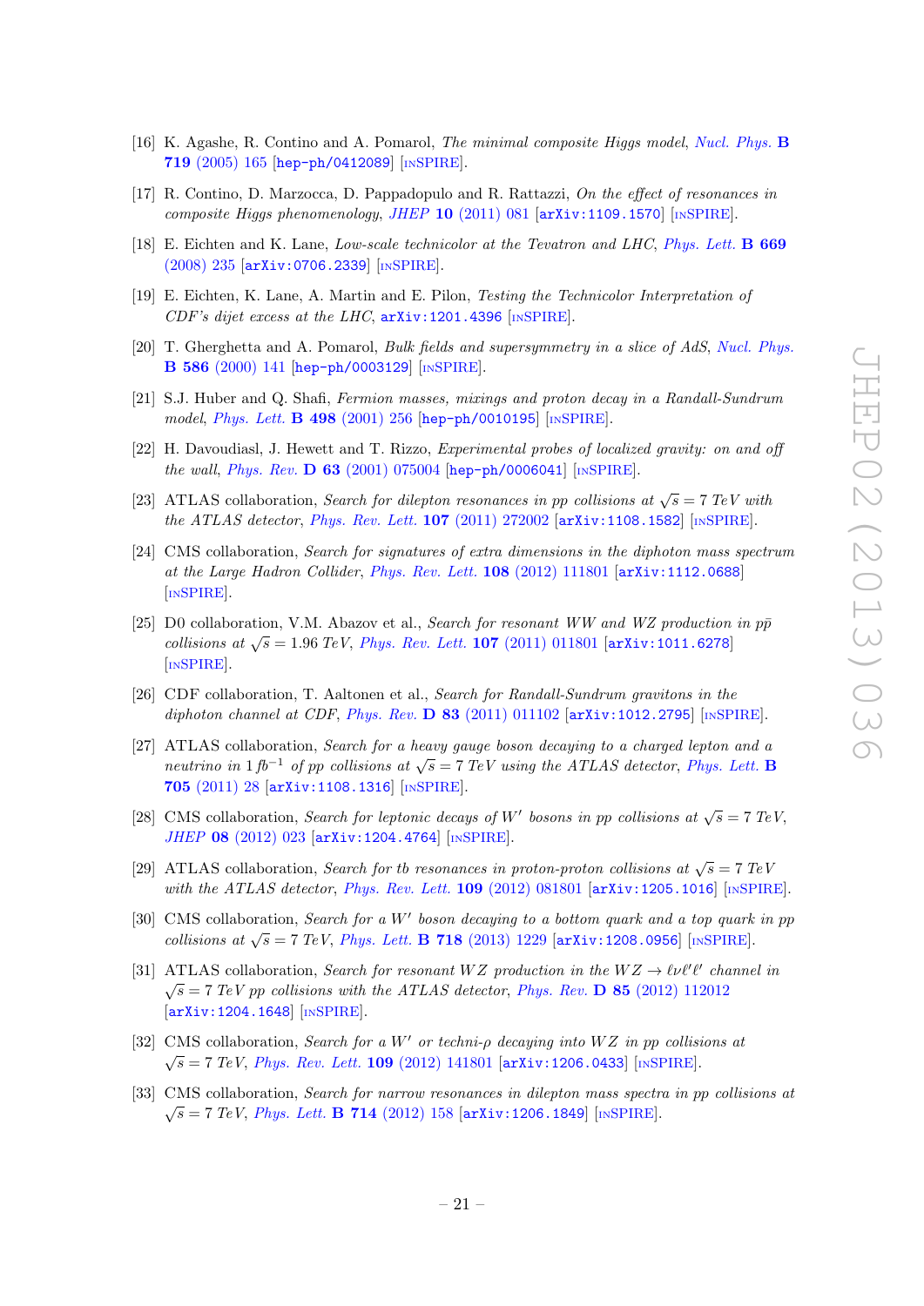[16] K. Agashe, R. Contino and A. Pomarol, *The minimal composite Higgs model*, Nucl. Phys. **B 719** (2005) 165 [hep-ph/0412089] [INSPIRE].

[17] R. Contino, D. Marzocca, D. Pappadopulo and R. Rattazzi, *On the effect of resonances in composite Higgs phenomenology*, JHEP **10** (2011) 081 [arXiv:1109.1570] [INSPIRE].

[18] E. Eichten and K. Lane, *Low-scale technicolor at the Tevatron and LHC*, Phys. Lett. **B 669** (2008) 235 [arXiv:0706.2339] [INSPIRE].

[19] E. Eichten, K. Lane, A. Martin and E. Pilon, *Testing the Technicolor Interpretation of CDF's dijet excess at the LHC*, arXiv:1201.4396 [INSPIRE].

[20] T. Gherghetta and A. Pomarol, *Bulk fields and supersymmetry in a slice of AdS*, Nucl. Phys. **B 586** (2000) 141 [hep-ph/0003129] [INSPIRE].

[21] S.J. Huber and Q. Shafi, *Fermion masses, mixings and proton decay in a Randall-Sundrum model*, Phys. Lett. **B 498** (2001) 256 [hep-ph/0010195] [INSPIRE].

[22] H. Davoudiasl, J. Hewett and T. Rizzo, *Experimental probes of localized gravity: on and off the wall*, Phys. Rev. **D 63** (2001) 075004 [hep-ph/0006041] [INSPIRE].

[23] ATLAS collaboration, *Search for dilepton resonances in pp collisions at $\sqrt{s} = 7$ TeV with the ATLAS detector*, Phys. Rev. Lett. **107** (2011) 272002 [arXiv:1108.1582] [INSPIRE].

[24] CMS collaboration, *Search for signatures of extra dimensions in the diphoton mass spectrum at the Large Hadron Collider*, Phys. Rev. Lett. **108** (2012) 111801 [arXiv:1112.0688] [INSPIRE].

[25] D0 collaboration, V.M. Abazov et al., *Search for resonant WW and WZ production in $p\bar{p}$ collisions at $\sqrt{s} = 1.96$ TeV*, Phys. Rev. Lett. **107** (2011) 011801 [arXiv:1011.6278] [INSPIRE].

[26] CDF collaboration, T. Aaltonen et al., *Search for Randall-Sundrum gravitons in the diphoton channel at CDF*, Phys. Rev. **D 83** (2011) 011102 [arXiv:1012.2795] [INSPIRE].

[27] ATLAS collaboration, *Search for a heavy gauge boson decaying to a charged lepton and a neutrino in 1 $fb^{-1}$ of pp collisions at $\sqrt{s} = 7$ TeV using the ATLAS detector*, Phys. Lett. **B 705** (2011) 28 [arXiv:1108.1316] [INSPIRE].

[28] CMS collaboration, *Search for leptonic decays of $W'$ bosons in pp collisions at $\sqrt{s} = 7$ TeV*, JHEP **08** (2012) 023 [arXiv:1204.4764] [INSPIRE].

[29] ATLAS collaboration, *Search for tb resonances in proton-proton collisions at $\sqrt{s} = 7$ TeV with the ATLAS detector*, Phys. Rev. Lett. **109** (2012) 081801 [arXiv:1205.1016] [INSPIRE].

[30] CMS collaboration, *Search for a $W'$ boson decaying to a bottom quark and a top quark in pp collisions at $\sqrt{s} = 7$ TeV*, Phys. Lett. **B 718** (2013) 1229 [arXiv:1208.0956] [INSPIRE].

[31] ATLAS collaboration, *Search for resonant WZ production in the $WZ \to \ell\nu\ell'\ell'$ channel in $\sqrt{s} = 7$ TeV pp collisions with the ATLAS detector*, Phys. Rev. **D 85** (2012) 112012 [arXiv:1204.1648] [INSPIRE].

[32] CMS collaboration, *Search for a $W'$ or techni-$\rho$ decaying into WZ in pp collisions at $\sqrt{s} = 7$ TeV*, Phys. Rev. Lett. **109** (2012) 141801 [arXiv:1206.0433] [INSPIRE].

[33] CMS collaboration, *Search for narrow resonances in dilepton mass spectra in pp collisions at $\sqrt{s} = 7$ TeV*, Phys. Lett. **B 714** (2012) 158 [arXiv:1206.1849] [INSPIRE].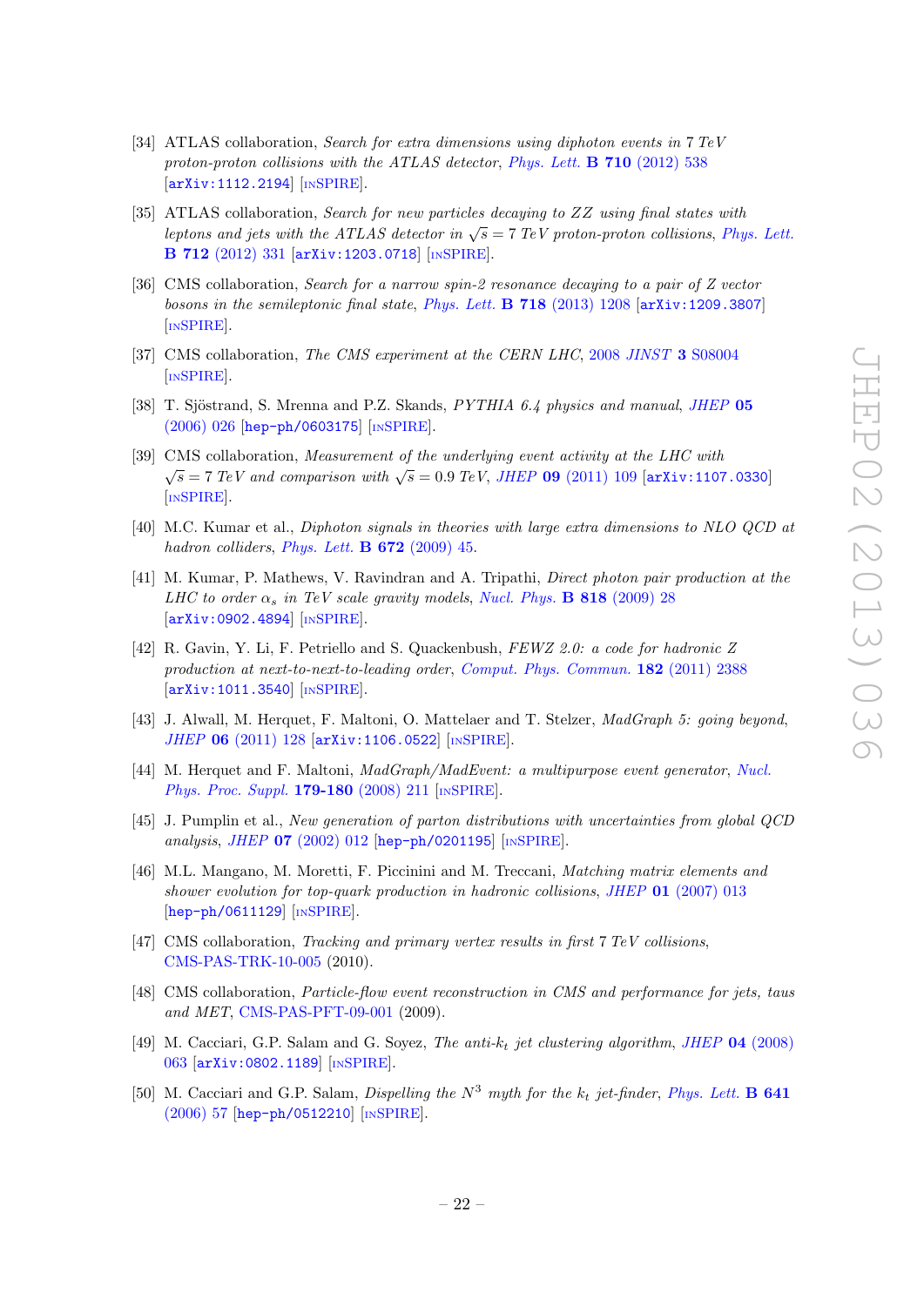[34] ATLAS collaboration, *Search for extra dimensions using diphoton events in 7 TeV proton-proton collisions with the ATLAS detector*, Phys. Lett. **B 710** (2012) 538 [arXiv:1112.2194] [INSPIRE].

[35] ATLAS collaboration, *Search for new particles decaying to ZZ using final states with leptons and jets with the ATLAS detector in $\sqrt{s} = 7$ TeV proton-proton collisions*, Phys. Lett. **B 712** (2012) 331 [arXiv:1203.0718] [INSPIRE].

[36] CMS collaboration, *Search for a narrow spin-2 resonance decaying to a pair of Z vector bosons in the semileptonic final state*, Phys. Lett. **B 718** (2013) 1208 [arXiv:1209.3807] [INSPIRE].

[37] CMS collaboration, *The CMS experiment at the CERN LHC*, 2008 JINST **3** S08004 [INSPIRE].

[38] T. Sjöstrand, S. Mrenna and P.Z. Skands, *PYTHIA 6.4 physics and manual*, JHEP **05** (2006) 026 [hep-ph/0603175] [INSPIRE].

[39] CMS collaboration, *Measurement of the underlying event activity at the LHC with $\sqrt{s} = 7$ TeV and comparison with $\sqrt{s} = 0.9$ TeV*, JHEP **09** (2011) 109 [arXiv:1107.0330] [INSPIRE].

[40] M.C. Kumar et al., *Diphoton signals in theories with large extra dimensions to NLO QCD at hadron colliders*, Phys. Lett. **B 672** (2009) 45.

[41] M. Kumar, P. Mathews, V. Ravindran and A. Tripathi, *Direct photon pair production at the LHC to order $\alpha_s$ in TeV scale gravity models*, Nucl. Phys. **B 818** (2009) 28 [arXiv:0902.4894] [INSPIRE].

[42] R. Gavin, Y. Li, F. Petriello and S. Quackenbush, *FEWZ 2.0: a code for hadronic Z production at next-to-next-to-leading order*, Comput. Phys. Commun. **182** (2011) 2388 [arXiv:1011.3540] [INSPIRE].

[43] J. Alwall, M. Herquet, F. Maltoni, O. Mattelaer and T. Stelzer, *MadGraph 5: going beyond*, JHEP **06** (2011) 128 [arXiv:1106.0522] [INSPIRE].

[44] M. Herquet and F. Maltoni, *MadGraph/MadEvent: a multipurpose event generator*, Nucl. Phys. Proc. Suppl. **179-180** (2008) 211 [INSPIRE].

[45] J. Pumplin et al., *New generation of parton distributions with uncertainties from global QCD analysis*, JHEP **07** (2002) 012 [hep-ph/0201195] [INSPIRE].

[46] M.L. Mangano, M. Moretti, F. Piccinini and M. Treccani, *Matching matrix elements and shower evolution for top-quark production in hadronic collisions*, JHEP **01** (2007) 013 [hep-ph/0611129] [INSPIRE].

[47] CMS collaboration, *Tracking and primary vertex results in first 7 TeV collisions*, CMS-PAS-TRK-10-005 (2010).

[48] CMS collaboration, *Particle-flow event reconstruction in CMS and performance for jets, taus and MET*, CMS-PAS-PFT-09-001 (2009).

[49] M. Cacciari, G.P. Salam and G. Soyez, *The anti-$k_t$ jet clustering algorithm*, JHEP **04** (2008) 063 [arXiv:0802.1189] [INSPIRE].

[50] M. Cacciari and G.P. Salam, *Dispelling the $N^3$ myth for the $k_t$ jet-finder*, Phys. Lett. **B 641** (2006) 57 [hep-ph/0512210] [INSPIRE].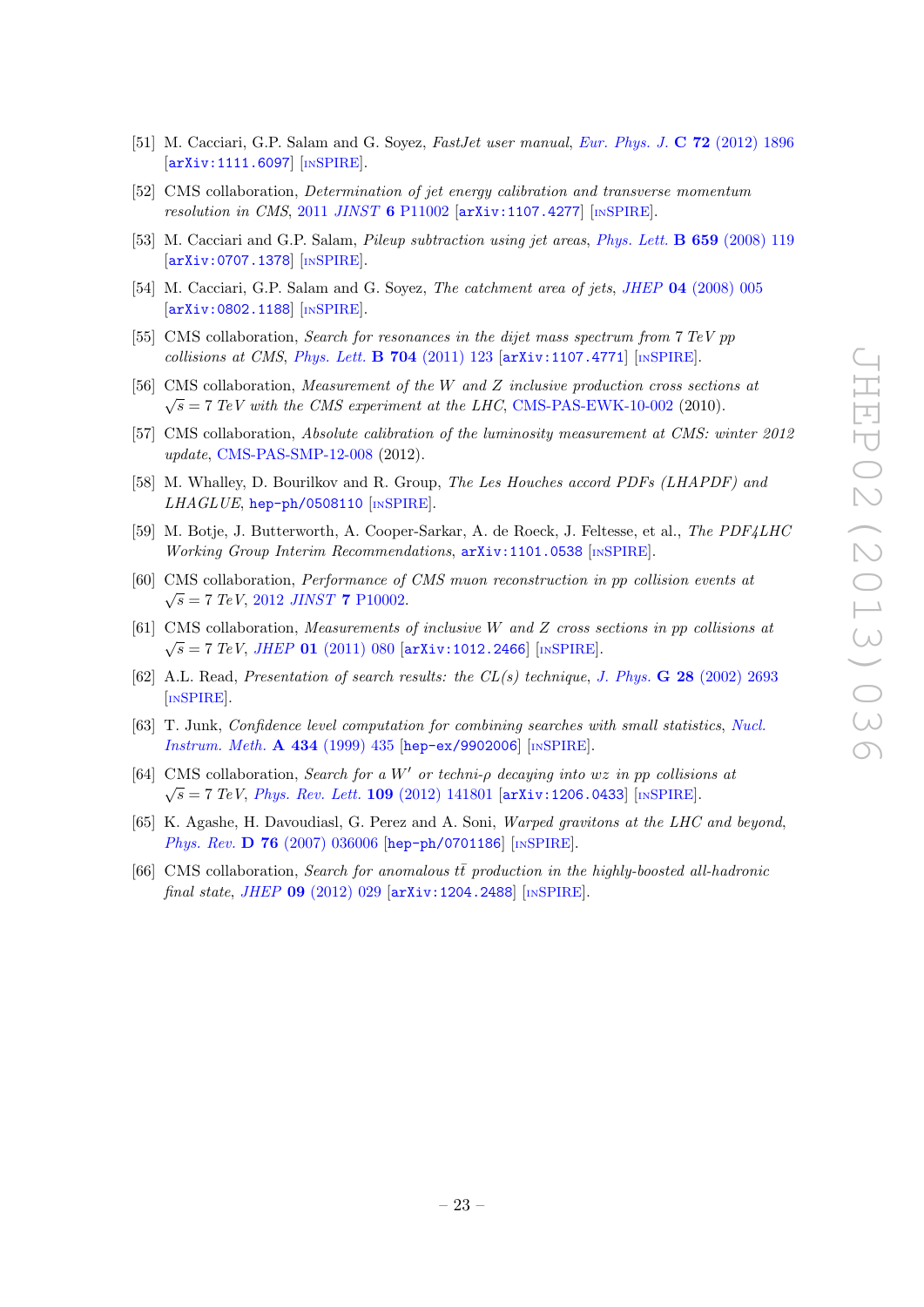[51] M. Cacciari, G.P. Salam and G. Soyez, *FastJet user manual*, *Eur. Phys. J.* **C 72** (2012) 1896 [arXiv:1111.6097] [INSPIRE].

[52] CMS collaboration, *Determination of jet energy calibration and transverse momentum resolution in CMS*, 2011 *JINST* **6** P11002 [arXiv:1107.4277] [INSPIRE].

[53] M. Cacciari and G.P. Salam, *Pileup subtraction using jet areas*, *Phys. Lett.* **B 659** (2008) 119 [arXiv:0707.1378] [INSPIRE].

[54] M. Cacciari, G.P. Salam and G. Soyez, *The catchment area of jets*, *JHEP* **04** (2008) 005 [arXiv:0802.1188] [INSPIRE].

[55] CMS collaboration, *Search for resonances in the dijet mass spectrum from 7 TeV pp collisions at CMS*, *Phys. Lett.* **B 704** (2011) 123 [arXiv:1107.4771] [INSPIRE].

[56] CMS collaboration, *Measurement of the W and Z inclusive production cross sections at* $\sqrt{s} = 7$ *TeV with the CMS experiment at the LHC*, CMS-PAS-EWK-10-002 (2010).

[57] CMS collaboration, *Absolute calibration of the luminosity measurement at CMS: winter 2012 update*, CMS-PAS-SMP-12-008 (2012).

[58] M. Whalley, D. Bourilkov and R. Group, *The Les Houches accord PDFs (LHAPDF) and LHAGLUE*, hep-ph/0508110 [INSPIRE].

[59] M. Botje, J. Butterworth, A. Cooper-Sarkar, A. de Roeck, J. Feltesse, et al., *The PDF4LHC Working Group Interim Recommendations*, arXiv:1101.0538 [INSPIRE].

[60] CMS collaboration, *Performance of CMS muon reconstruction in pp collision events at* $\sqrt{s} = 7$ *TeV*, 2012 *JINST* **7** P10002.

[61] CMS collaboration, *Measurements of inclusive W and Z cross sections in pp collisions at* $\sqrt{s} = 7$ *TeV*, *JHEP* **01** (2011) 080 [arXiv:1012.2466] [INSPIRE].

[62] A.L. Read, *Presentation of search results: the CL(s) technique*, *J. Phys.* **G 28** (2002) 2693 [INSPIRE].

[63] T. Junk, *Confidence level computation for combining searches with small statistics*, *Nucl. Instrum. Meth.* **A 434** (1999) 435 [hep-ex/9902006] [INSPIRE].

[64] CMS collaboration, *Search for a* $W'$ *or techni-*$\rho$ *decaying into wz in pp collisions at* $\sqrt{s} = 7$ *TeV*, *Phys. Rev. Lett.* **109** (2012) 141801 [arXiv:1206.0433] [INSPIRE].

[65] K. Agashe, H. Davoudiasl, G. Perez and A. Soni, *Warped gravitons at the LHC and beyond*, *Phys. Rev.* **D 76** (2007) 036006 [hep-ph/0701186] [INSPIRE].

[66] CMS collaboration, *Search for anomalous* $t\bar{t}$ *production in the highly-boosted all-hadronic final state*, *JHEP* **09** (2012) 029 [arXiv:1204.2488] [INSPIRE].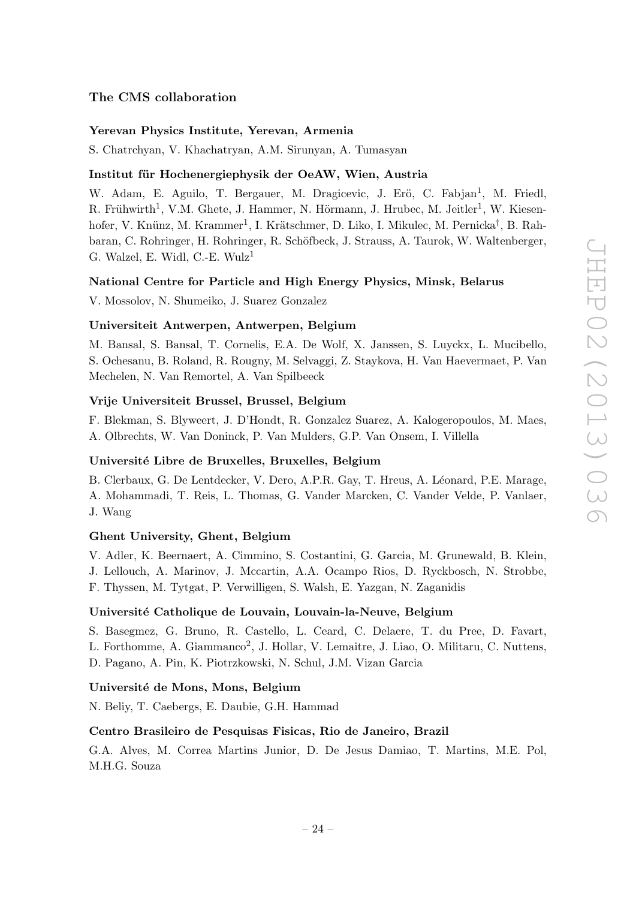## The CMS collaboration

### Yerevan Physics Institute, Yerevan, Armenia

S. Chatrchyan, V. Khachatryan, A.M. Sirunyan, A. Tumasyan

### Institut für Hochenergiephysik der OeAW, Wien, Austria

W. Adam, E. Aguilo, T. Bergauer, M. Dragicevic, J. Erö, C. Fabjan[1], M. Friedl, R. Frühwirth[1], V.M. Ghete, J. Hammer, N. Hörmann, J. Hrubec, M. Jeitler[1], W. Kiesenhofer, V. Knünz, M. Krammer[1], I. Krätschmer, D. Liko, I. Mikulec, M. Pernicka[†], B. Rahbaran, C. Rohringer, H. Rohringer, R. Schöfbeck, J. Strauss, A. Taurok, W. Waltenberger, G. Walzel, E. Widl, C.-E. Wulz[1]

### National Centre for Particle and High Energy Physics, Minsk, Belarus

V. Mossolov, N. Shumeiko, J. Suarez Gonzalez

### Universiteit Antwerpen, Antwerpen, Belgium

M. Bansal, S. Bansal, T. Cornelis, E.A. De Wolf, X. Janssen, S. Luyckx, L. Mucibello, S. Ochesanu, B. Roland, R. Rougny, M. Selvaggi, Z. Staykova, H. Van Haevermaet, P. Van Mechelen, N. Van Remortel, A. Van Spilbeeck

### Vrije Universiteit Brussel, Brussel, Belgium

F. Blekman, S. Blyweert, J. D'Hondt, R. Gonzalez Suarez, A. Kalogeropoulos, M. Maes, A. Olbrechts, W. Van Doninck, P. Van Mulders, G.P. Van Onsem, I. Villella

### Université Libre de Bruxelles, Bruxelles, Belgium

B. Clerbaux, G. De Lentdecker, V. Dero, A.P.R. Gay, T. Hreus, A. Léonard, P.E. Marage, A. Mohammadi, T. Reis, L. Thomas, G. Vander Marcken, C. Vander Velde, P. Vanlaer, J. Wang

### Ghent University, Ghent, Belgium

V. Adler, K. Beernaert, A. Cimmino, S. Costantini, G. Garcia, M. Grunewald, B. Klein, J. Lellouch, A. Marinov, J. Mccartin, A.A. Ocampo Rios, D. Ryckbosch, N. Strobbe, F. Thyssen, M. Tytgat, P. Verwilligen, S. Walsh, E. Yazgan, N. Zaganidis

### Université Catholique de Louvain, Louvain-la-Neuve, Belgium

S. Basegmez, G. Bruno, R. Castello, L. Ceard, C. Delaere, T. du Pree, D. Favart, L. Forthomme, A. Giammanco[2], J. Hollar, V. Lemaitre, J. Liao, O. Militaru, C. Nuttens, D. Pagano, A. Pin, K. Piotrzkowski, N. Schul, J.M. Vizan Garcia

### Université de Mons, Mons, Belgium

N. Beliy, T. Caebergs, E. Daubie, G.H. Hammad

### Centro Brasileiro de Pesquisas Fisicas, Rio de Janeiro, Brazil

G.A. Alves, M. Correa Martins Junior, D. De Jesus Damiao, T. Martins, M.E. Pol, M.H.G. Souza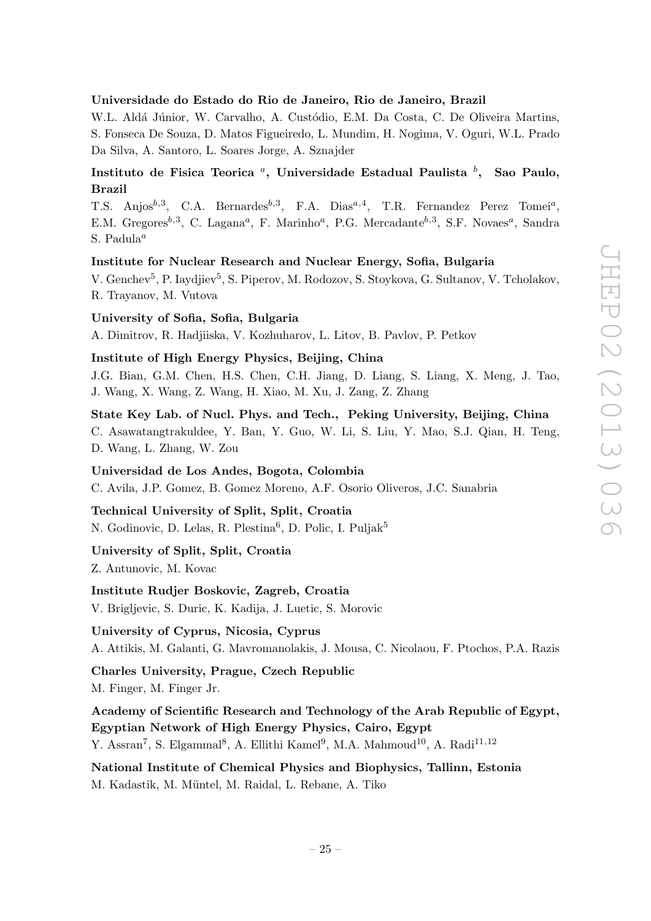**Universidade do Estado do Rio de Janeiro, Rio de Janeiro, Brazil**

W.L. Aldá Júnior, W. Carvalho, A. Custódio, E.M. Da Costa, C. De Oliveira Martins, S. Fonseca De Souza, D. Matos Figueiredo, L. Mundim, H. Nogima, V. Oguri, W.L. Prado Da Silva, A. Santoro, L. Soares Jorge, A. Sznajder

**Instituto de Fisica Teorica [a], Universidade Estadual Paulista [b], Sao Paulo, Brazil**

T.S. Anjos[b,3], C.A. Bernardes[b,3], F.A. Dias[a,4], T.R. Fernandez Perez Tomei[a], E.M. Gregores[b,3], C. Lagana[a], F. Marinho[a], P.G. Mercadante[b,3], S.F. Novaes[a], Sandra S. Padula[a]

**Institute for Nuclear Research and Nuclear Energy, Sofia, Bulgaria**

V. Genchev[5], P. Iaydjiev[5], S. Piperov, M. Rodozov, S. Stoykova, G. Sultanov, V. Tcholakov, R. Trayanov, M. Vutova

**University of Sofia, Sofia, Bulgaria**

A. Dimitrov, R. Hadjiiska, V. Kozhuharov, L. Litov, B. Pavlov, P. Petkov

**Institute of High Energy Physics, Beijing, China**

J.G. Bian, G.M. Chen, H.S. Chen, C.H. Jiang, D. Liang, S. Liang, X. Meng, J. Tao, J. Wang, X. Wang, Z. Wang, H. Xiao, M. Xu, J. Zang, Z. Zhang

**State Key Lab. of Nucl. Phys. and Tech., Peking University, Beijing, China**

C. Asawatangtrakuldee, Y. Ban, Y. Guo, W. Li, S. Liu, Y. Mao, S.J. Qian, H. Teng, D. Wang, L. Zhang, W. Zou

**Universidad de Los Andes, Bogota, Colombia**

C. Avila, J.P. Gomez, B. Gomez Moreno, A.F. Osorio Oliveros, J.C. Sanabria

**Technical University of Split, Split, Croatia**

N. Godinovic, D. Lelas, R. Plestina[6], D. Polic, I. Puljak[5]

**University of Split, Split, Croatia**

Z. Antunovic, M. Kovac

**Institute Rudjer Boskovic, Zagreb, Croatia**

V. Brigljevic, S. Duric, K. Kadija, J. Luetic, S. Morovic

**University of Cyprus, Nicosia, Cyprus**

A. Attikis, M. Galanti, G. Mavromanolakis, J. Mousa, C. Nicolaou, F. Ptochos, P.A. Razis

**Charles University, Prague, Czech Republic**

M. Finger, M. Finger Jr.

**Academy of Scientific Research and Technology of the Arab Republic of Egypt, Egyptian Network of High Energy Physics, Cairo, Egypt**

Y. Assran[7], S. Elgammal[8], A. Ellithi Kamel[9], M.A. Mahmoud[10], A. Radi[11,12]

**National Institute of Chemical Physics and Biophysics, Tallinn, Estonia**

M. Kadastik, M. Müntel, M. Raidal, L. Rebane, A. Tiko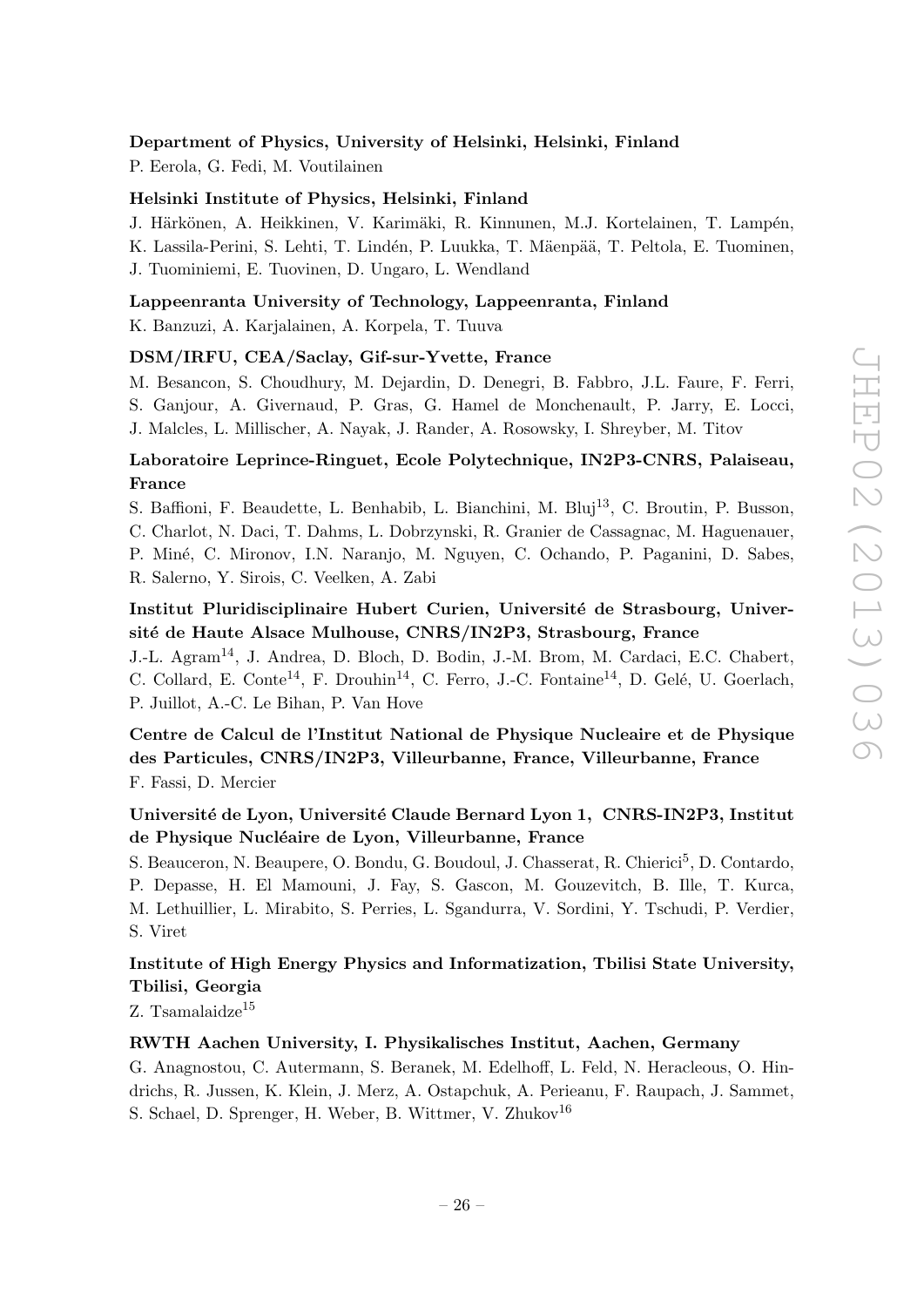**Department of Physics, University of Helsinki, Helsinki, Finland**

P. Eerola, G. Fedi, M. Voutilainen

**Helsinki Institute of Physics, Helsinki, Finland**

J. Härkönen, A. Heikkinen, V. Karimäki, R. Kinnunen, M.J. Kortelainen, T. Lampén, K. Lassila-Perini, S. Lehti, T. Lindén, P. Luukka, T. Mäenpää, T. Peltola, E. Tuominen, J. Tuominiemi, E. Tuovinen, D. Ungaro, L. Wendland

**Lappeenranta University of Technology, Lappeenranta, Finland**

K. Banzuzi, A. Karjalainen, A. Korpela, T. Tuuva

**DSM/IRFU, CEA/Saclay, Gif-sur-Yvette, France**

M. Besancon, S. Choudhury, M. Dejardin, D. Denegri, B. Fabbro, J.L. Faure, F. Ferri, S. Ganjour, A. Givernaud, P. Gras, G. Hamel de Monchenault, P. Jarry, E. Locci, J. Malcles, L. Millischer, A. Nayak, J. Rander, A. Rosowsky, I. Shreyber, M. Titov

**Laboratoire Leprince-Ringuet, Ecole Polytechnique, IN2P3-CNRS, Palaiseau, France**

S. Baffioni, F. Beaudette, L. Benhabib, L. Bianchini, M. Bluj[13], C. Broutin, P. Busson, C. Charlot, N. Daci, T. Dahms, L. Dobrzynski, R. Granier de Cassagnac, M. Haguenauer, P. Miné, C. Mironov, I.N. Naranjo, M. Nguyen, C. Ochando, P. Paganini, D. Sabes, R. Salerno, Y. Sirois, C. Veelken, A. Zabi

**Institut Pluridisciplinaire Hubert Curien, Université de Strasbourg, Université de Haute Alsace Mulhouse, CNRS/IN2P3, Strasbourg, France**

J.-L. Agram[14], J. Andrea, D. Bloch, D. Bodin, J.-M. Brom, M. Cardaci, E.C. Chabert, C. Collard, E. Conte[14], F. Drouhin[14], C. Ferro, J.-C. Fontaine[14], D. Gelé, U. Goerlach, P. Juillot, A.-C. Le Bihan, P. Van Hove

**Centre de Calcul de l'Institut National de Physique Nucleaire et de Physique des Particules, CNRS/IN2P3, Villeurbanne, France, Villeurbanne, France**

F. Fassi, D. Mercier

**Université de Lyon, Université Claude Bernard Lyon 1, CNRS-IN2P3, Institut de Physique Nucléaire de Lyon, Villeurbanne, France**

S. Beauceron, N. Beaupere, O. Bondu, G. Boudoul, J. Chasserat, R. Chierici[5], D. Contardo, P. Depasse, H. El Mamouni, J. Fay, S. Gascon, M. Gouzevitch, B. Ille, T. Kurca, M. Lethuillier, L. Mirabito, S. Perries, L. Sgandurra, V. Sordini, Y. Tschudi, P. Verdier, S. Viret

**Institute of High Energy Physics and Informatization, Tbilisi State University, Tbilisi, Georgia**

Z. Tsamalaidze[15]

**RWTH Aachen University, I. Physikalisches Institut, Aachen, Germany**

G. Anagnostou, C. Autermann, S. Beranek, M. Edelhoff, L. Feld, N. Heracleous, O. Hindrichs, R. Jussen, K. Klein, J. Merz, A. Ostapchuk, A. Perieanu, F. Raupach, J. Sammet, S. Schael, D. Sprenger, H. Weber, B. Wittmer, V. Zhukov[16]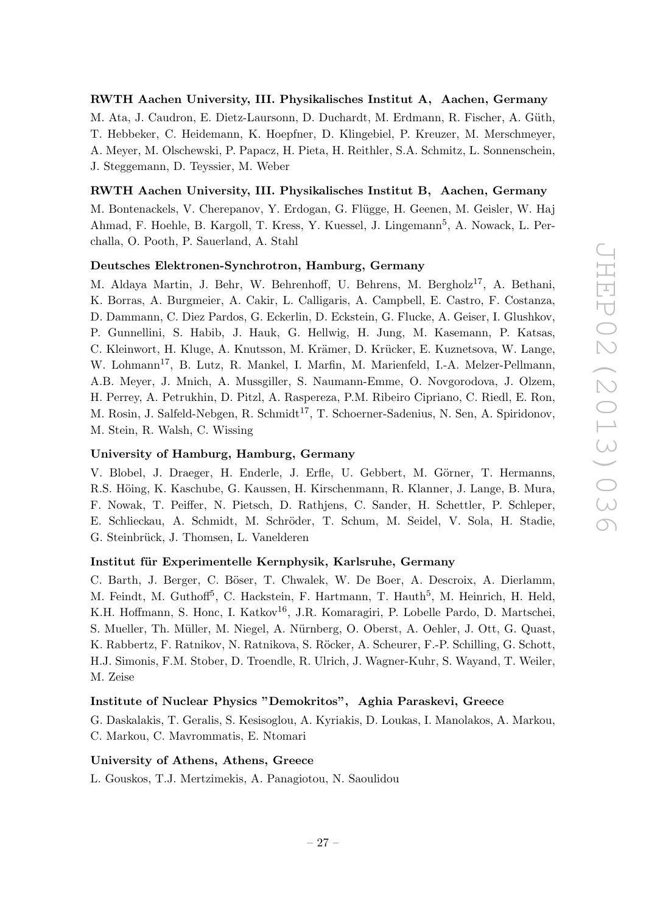**RWTH Aachen University, III. Physikalisches Institut A, Aachen, Germany**

M. Ata, J. Caudron, E. Dietz-Laursonn, D. Duchardt, M. Erdmann, R. Fischer, A. Güth, T. Hebbeker, C. Heidemann, K. Hoepfner, D. Klingebiel, P. Kreuzer, M. Merschmeyer, A. Meyer, M. Olschewski, P. Papacz, H. Pieta, H. Reithler, S.A. Schmitz, L. Sonnenschein, J. Steggemann, D. Teyssier, M. Weber

**RWTH Aachen University, III. Physikalisches Institut B, Aachen, Germany**

M. Bontenackels, V. Cherepanov, Y. Erdogan, G. Flügge, H. Geenen, M. Geisler, W. Haj Ahmad, F. Hoehle, B. Kargoll, T. Kress, Y. Kuessel, J. Lingemann[5], A. Nowack, L. Perchalla, O. Pooth, P. Sauerland, A. Stahl

**Deutsches Elektronen-Synchrotron, Hamburg, Germany**

M. Aldaya Martin, J. Behr, W. Behrenhoff, U. Behrens, M. Bergholz[17], A. Bethani, K. Borras, A. Burgmeier, A. Cakir, L. Calligaris, A. Campbell, E. Castro, F. Costanza, D. Dammann, C. Diez Pardos, G. Eckerlin, D. Eckstein, G. Flucke, A. Geiser, I. Glushkov, P. Gunnellini, S. Habib, J. Hauk, G. Hellwig, H. Jung, M. Kasemann, P. Katsas, C. Kleinwort, H. Kluge, A. Knutsson, M. Krämer, D. Krücker, E. Kuznetsova, W. Lange, W. Lohmann[17], B. Lutz, R. Mankel, I. Marfin, M. Marienfeld, I.-A. Melzer-Pellmann, A.B. Meyer, J. Mnich, A. Mussgiller, S. Naumann-Emme, O. Novgorodova, J. Olzem, H. Perrey, A. Petrukhin, D. Pitzl, A. Raspereza, P.M. Ribeiro Cipriano, C. Riedl, E. Ron, M. Rosin, J. Salfeld-Nebgen, R. Schmidt[17], T. Schoerner-Sadenius, N. Sen, A. Spiridonov, M. Stein, R. Walsh, C. Wissing

**University of Hamburg, Hamburg, Germany**

V. Blobel, J. Draeger, H. Enderle, J. Erfle, U. Gebbert, M. Görner, T. Hermanns, R.S. Höing, K. Kaschube, G. Kaussen, H. Kirschenmann, R. Klanner, J. Lange, B. Mura, F. Nowak, T. Peiffer, N. Pietsch, D. Rathjens, C. Sander, H. Schettler, P. Schleper, E. Schlieckau, A. Schmidt, M. Schröder, T. Schum, M. Seidel, V. Sola, H. Stadie, G. Steinbrück, J. Thomsen, L. Vanelderen

**Institut für Experimentelle Kernphysik, Karlsruhe, Germany**

C. Barth, J. Berger, C. Böser, T. Chwalek, W. De Boer, A. Descroix, A. Dierlamm, M. Feindt, M. Guthoff[5], C. Hackstein, F. Hartmann, T. Hauth[5], M. Heinrich, H. Held, K.H. Hoffmann, S. Honc, I. Katkov[16], J.R. Komaragiri, P. Lobelle Pardo, D. Martschei, S. Mueller, Th. Müller, M. Niegel, A. Nürnberg, O. Oberst, A. Oehler, J. Ott, G. Quast, K. Rabbertz, F. Ratnikov, N. Ratnikova, S. Röcker, A. Scheurer, F.-P. Schilling, G. Schott, H.J. Simonis, F.M. Stober, D. Troendle, R. Ulrich, J. Wagner-Kuhr, S. Wayand, T. Weiler, M. Zeise

**Institute of Nuclear Physics "Demokritos", Aghia Paraskevi, Greece**

G. Daskalakis, T. Geralis, S. Kesisoglou, A. Kyriakis, D. Loukas, I. Manolakos, A. Markou, C. Markou, C. Mavrommatis, E. Ntomari

**University of Athens, Athens, Greece**

L. Gouskos, T.J. Mertzimekis, A. Panagiotou, N. Saoulidou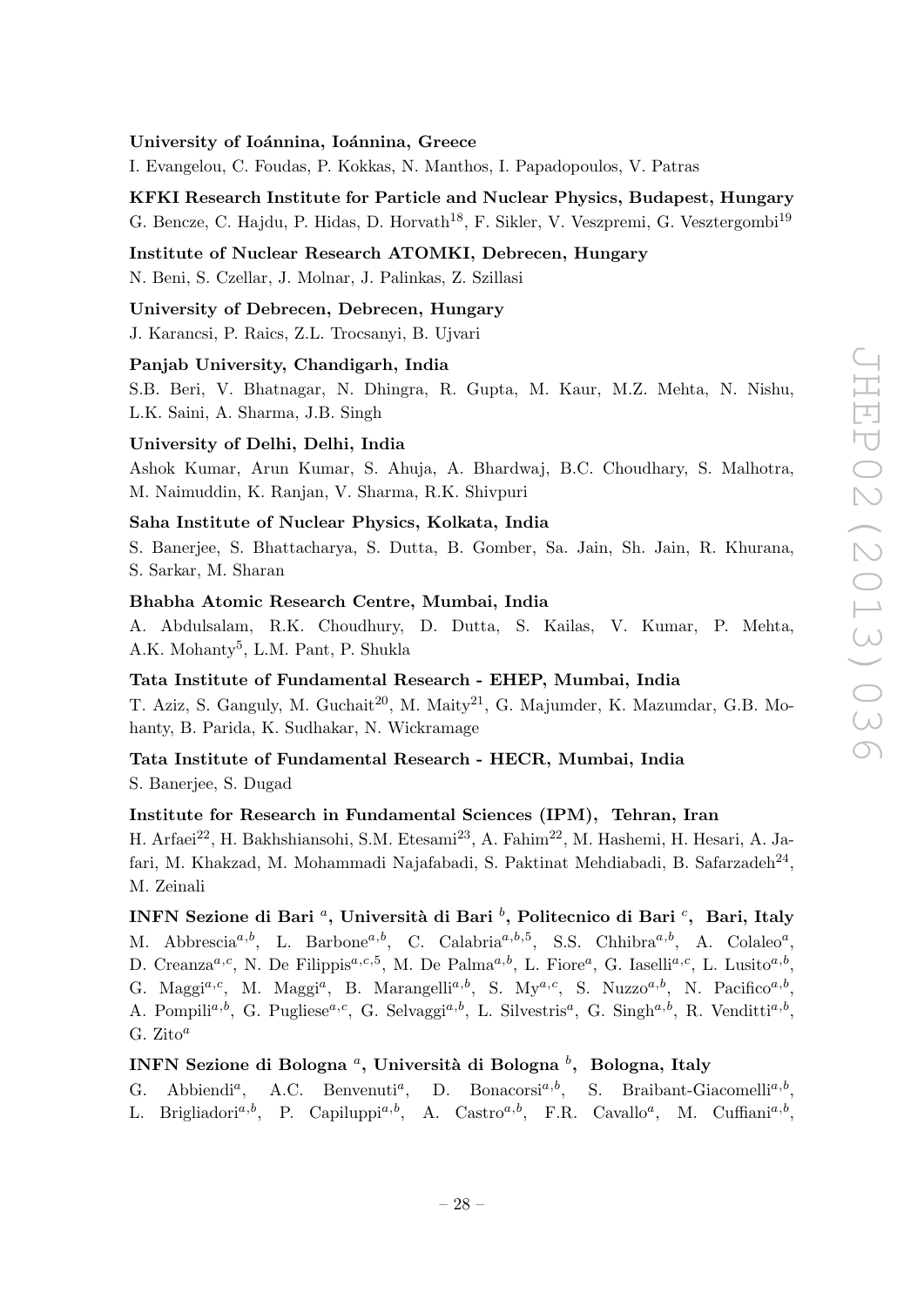**University of Ioánnina, Ioánnina, Greece**

I. Evangelou, C. Foudas, P. Kokkas, N. Manthos, I. Papadopoulos, V. Patras

**KFKI Research Institute for Particle and Nuclear Physics, Budapest, Hungary**

G. Bencze, C. Hajdu, P. Hidas, D. Horvath[18], F. Sikler, V. Veszpremi, G. Vesztergombi[19]

**Institute of Nuclear Research ATOMKI, Debrecen, Hungary**

N. Beni, S. Czellar, J. Molnar, J. Palinkas, Z. Szillasi

**University of Debrecen, Debrecen, Hungary**

J. Karancsi, P. Raics, Z.L. Trocsanyi, B. Ujvari

**Panjab University, Chandigarh, India**

S.B. Beri, V. Bhatnagar, N. Dhingra, R. Gupta, M. Kaur, M.Z. Mehta, N. Nishu, L.K. Saini, A. Sharma, J.B. Singh

**University of Delhi, Delhi, India**

Ashok Kumar, Arun Kumar, S. Ahuja, A. Bhardwaj, B.C. Choudhary, S. Malhotra, M. Naimuddin, K. Ranjan, V. Sharma, R.K. Shivpuri

**Saha Institute of Nuclear Physics, Kolkata, India**

S. Banerjee, S. Bhattacharya, S. Dutta, B. Gomber, Sa. Jain, Sh. Jain, R. Khurana, S. Sarkar, M. Sharan

**Bhabha Atomic Research Centre, Mumbai, India**

A. Abdulsalam, R.K. Choudhury, D. Dutta, S. Kailas, V. Kumar, P. Mehta, A.K. Mohanty[5], L.M. Pant, P. Shukla

**Tata Institute of Fundamental Research - EHEP, Mumbai, India**

T. Aziz, S. Ganguly, M. Guchait[20], M. Maity[21], G. Majumder, K. Mazumdar, G.B. Mohanty, B. Parida, K. Sudhakar, N. Wickramage

**Tata Institute of Fundamental Research - HECR, Mumbai, India**

S. Banerjee, S. Dugad

**Institute for Research in Fundamental Sciences (IPM), Tehran, Iran**

H. Arfaei[22], H. Bakhshiansohi, S.M. Etesami[23], A. Fahim[22], M. Hashemi, H. Hesari, A. Jafari, M. Khakzad, M. Mohammadi Najafabadi, S. Paktinat Mehdiabadi, B. Safarzadeh[24], M. Zeinali

**INFN Sezione di Bari [a], Università di Bari [b], Politecnico di Bari [c], Bari, Italy**

M. Abbrescia[a,b], L. Barbone[a,b], C. Calabria[a,b,5], S.S. Chhibra[a,b], A. Colaleo[a], D. Creanza[a,c], N. De Filippis[a,c,5], M. De Palma[a,b], L. Fiore[a], G. Iaselli[a,c], L. Lusito[a,b], G. Maggi[a,c], M. Maggi[a], B. Marangelli[a,b], S. My[a,c], S. Nuzzo[a,b], N. Pacifico[a,b], A. Pompili[a,b], G. Pugliese[a,c], G. Selvaggi[a,b], L. Silvestris[a], G. Singh[a,b], R. Venditti[a,b], G. Zito[a]

**INFN Sezione di Bologna [a], Università di Bologna [b], Bologna, Italy**

G. Abbiendi[a], A.C. Benvenuti[a], D. Bonacorsi[a,b], S. Braibant-Giacomelli[a,b], L. Brigliadori[a,b], P. Capiluppi[a,b], A. Castro[a,b], F.R. Cavallo[a], M. Cuffiani[a,b],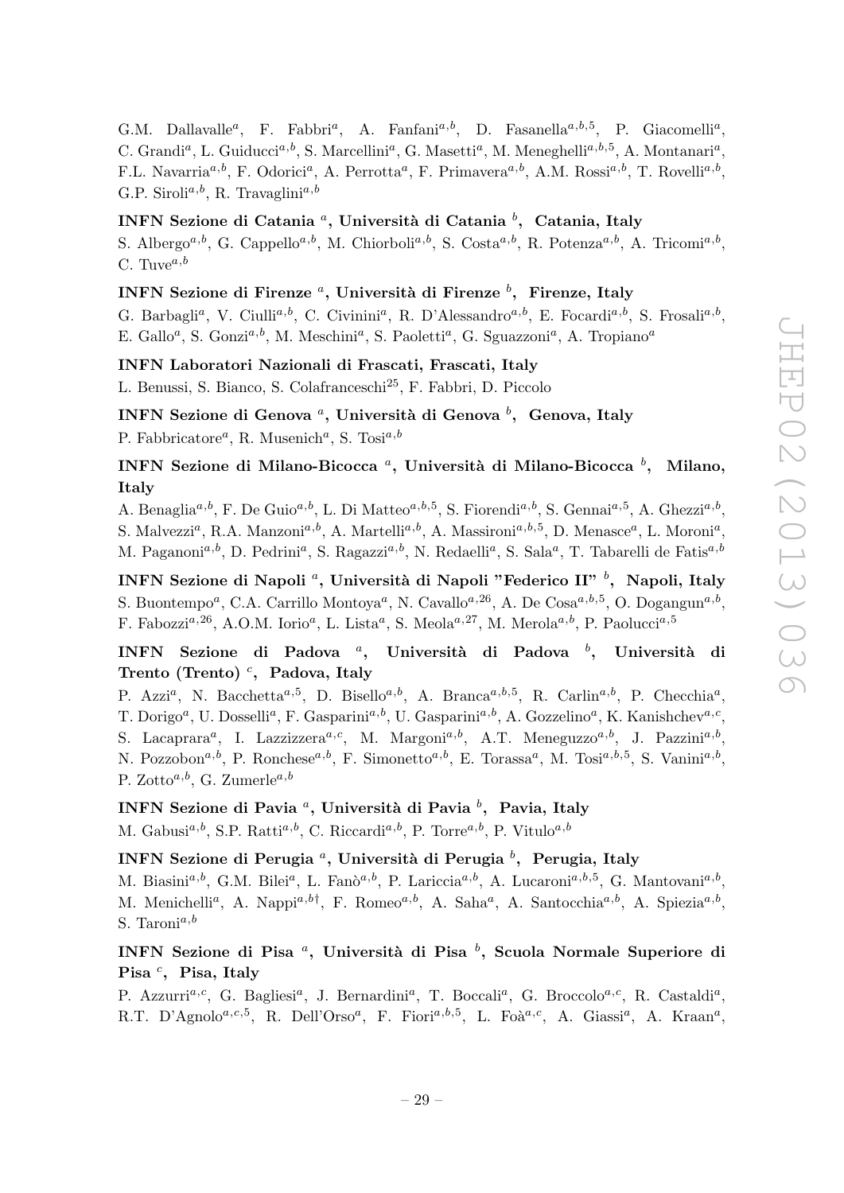G.M. Dallavalle[a], F. Fabbri[a], A. Fanfani[a,b], D. Fasanella[a,b,5], P. Giacomelli[a], C. Grandi[a], L. Guiducci[a,b], S. Marcellini[a], G. Masetti[a], M. Meneghelli[a,b,5], A. Montanari[a], F.L. Navarria[a,b], F. Odorici[a], A. Perrotta[a], F. Primavera[a,b], A.M. Rossi[a,b], T. Rovelli[a,b], G.P. Siroli[a,b], R. Travaglini[a,b]

**INFN Sezione di Catania [a], Università di Catania [b], Catania, Italy**

S. Albergo[a,b], G. Cappello[a,b], M. Chiorboli[a,b], S. Costa[a,b], R. Potenza[a,b], A. Tricomi[a,b], C. Tuve[a,b]

**INFN Sezione di Firenze [a], Università di Firenze [b], Firenze, Italy**

G. Barbagli[a], V. Ciulli[a,b], C. Civinini[a], R. D'Alessandro[a,b], E. Focardi[a,b], S. Frosali[a,b], E. Gallo[a], S. Gonzi[a,b], M. Meschini[a], S. Paoletti[a], G. Sguazzoni[a], A. Tropiano[a]

**INFN Laboratori Nazionali di Frascati, Frascati, Italy**

L. Benussi, S. Bianco, S. Colafranceschi[25], F. Fabbri, D. Piccolo

**INFN Sezione di Genova [a], Università di Genova [b], Genova, Italy**

P. Fabbricatore[a], R. Musenich[a], S. Tosi[a,b]

**INFN Sezione di Milano-Bicocca [a], Università di Milano-Bicocca [b], Milano, Italy**

A. Benaglia[a,b], F. De Guio[a,b], L. Di Matteo[a,b,5], S. Fiorendi[a,b], S. Gennai[a,5], A. Ghezzi[a,b], S. Malvezzi[a], R.A. Manzoni[a,b], A. Martelli[a,b], A. Massironi[a,b,5], D. Menasce[a], L. Moroni[a], M. Paganoni[a,b], D. Pedrini[a], S. Ragazzi[a,b], N. Redaelli[a], S. Sala[a], T. Tabarelli de Fatis[a,b]

**INFN Sezione di Napoli [a], Università di Napoli "Federico II" [b], Napoli, Italy**

S. Buontempo[a], C.A. Carrillo Montoya[a], N. Cavallo[a,26], A. De Cosa[a,b,5], O. Dogangun[a,b], F. Fabozzi[a,26], A.O.M. Iorio[a], L. Lista[a], S. Meola[a,27], M. Merola[a,b], P. Paolucci[a,5]

**INFN Sezione di Padova [a], Università di Padova [b], Università di Trento (Trento) [c], Padova, Italy**

P. Azzi[a], N. Bacchetta[a,5], D. Bisello[a,b], A. Branca[a,b,5], R. Carlin[a,b], P. Checchia[a], T. Dorigo[a], U. Dosselli[a], F. Gasparini[a,b], U. Gasparini[a,b], A. Gozzelino[a], K. Kanishchev[a,c], S. Lacaprara[a], I. Lazzizzera[a,c], M. Margoni[a,b], A.T. Meneguzzo[a,b], J. Pazzini[a,b], N. Pozzobon[a,b], P. Ronchese[a,b], F. Simonetto[a,b], E. Torassa[a], M. Tosi[a,b,5], S. Vanini[a,b], P. Zotto[a,b], G. Zumerle[a,b]

**INFN Sezione di Pavia [a], Università di Pavia [b], Pavia, Italy**

M. Gabusi[a,b], S.P. Ratti[a,b], C. Riccardi[a,b], P. Torre[a,b], P. Vitulo[a,b]

**INFN Sezione di Perugia [a], Università di Perugia [b], Perugia, Italy**

M. Biasini[a,b], G.M. Bilei[a], L. Fanò[a,b], P. Lariccia[a,b], A. Lucaroni[a,b,5], G. Mantovani[a,b], M. Menichelli[a], A. Nappi[a,b†], F. Romeo[a,b], A. Saha[a], A. Santocchia[a,b], A. Spiezia[a,b], S. Taroni[a,b]

**INFN Sezione di Pisa [a], Università di Pisa [b], Scuola Normale Superiore di Pisa [c], Pisa, Italy**

P. Azzurri[a,c], G. Bagliesi[a], J. Bernardini[a], T. Boccali[a], G. Broccolo[a,c], R. Castaldi[a], R.T. D'Agnolo[a,c,5], R. Dell'Orso[a], F. Fiori[a,b,5], L. Foà[a,c], A. Giassi[a], A. Kraan[a],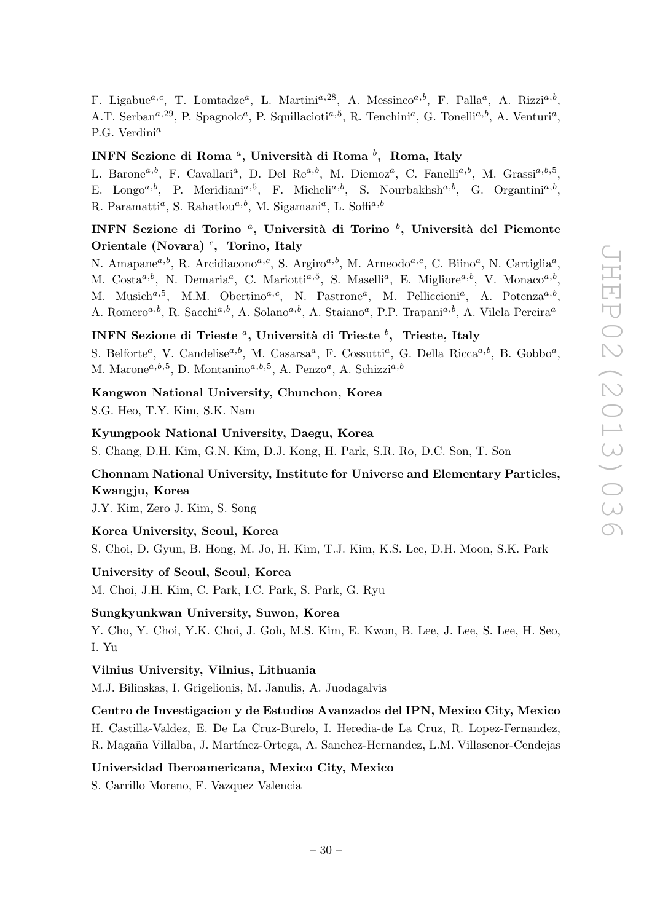F. Ligabue[a,c], T. Lomtadze[a], L. Martini[a,28], A. Messineo[a,b], F. Palla[a], A. Rizzi[a,b], A.T. Serban[a,29], P. Spagnolo[a], P. Squillacioti[a,5], R. Tenchini[a], G. Tonelli[a,b], A. Venturi[a], P.G. Verdini[a]

**INFN Sezione di Roma [a], Università di Roma [b], Roma, Italy**

L. Barone[a,b], F. Cavallari[a], D. Del Re[a,b], M. Diemoz[a], C. Fanelli[a,b], M. Grassi[a,b,5], E. Longo[a,b], P. Meridiani[a,5], F. Micheli[a,b], S. Nourbakhsh[a,b], G. Organtini[a,b], R. Paramatti[a], S. Rahatlou[a,b], M. Sigamani[a], L. Soffi[a,b]

**INFN Sezione di Torino [a], Università di Torino [b], Università del Piemonte Orientale (Novara) [c], Torino, Italy**

N. Amapane[a,b], R. Arcidiacono[a,c], S. Argiro[a,b], M. Arneodo[a,c], C. Biino[a], N. Cartiglia[a], M. Costa[a,b], N. Demaria[a], C. Mariotti[a,5], S. Maselli[a], E. Migliore[a,b], V. Monaco[a,b], M. Musich[a,5], M.M. Obertino[a,c], N. Pastrone[a], M. Pelliccioni[a], A. Potenza[a,b], A. Romero[a,b], R. Sacchi[a,b], A. Solano[a,b], A. Staiano[a], P.P. Trapani[a,b], A. Vilela Pereira[a]

**INFN Sezione di Trieste [a], Università di Trieste [b], Trieste, Italy**

S. Belforte[a], V. Candelise[a,b], M. Casarsa[a], F. Cossutti[a], G. Della Ricca[a,b], B. Gobbo[a], M. Marone[a,b,5], D. Montanino[a,b,5], A. Penzo[a], A. Schizzi[a,b]

**Kangwon National University, Chunchon, Korea**

S.G. Heo, T.Y. Kim, S.K. Nam

**Kyungpook National University, Daegu, Korea**

S. Chang, D.H. Kim, G.N. Kim, D.J. Kong, H. Park, S.R. Ro, D.C. Son, T. Son

**Chonnam National University, Institute for Universe and Elementary Particles, Kwangju, Korea**

J.Y. Kim, Zero J. Kim, S. Song

**Korea University, Seoul, Korea**

S. Choi, D. Gyun, B. Hong, M. Jo, H. Kim, T.J. Kim, K.S. Lee, D.H. Moon, S.K. Park

**University of Seoul, Seoul, Korea**

M. Choi, J.H. Kim, C. Park, I.C. Park, S. Park, G. Ryu

**Sungkyunkwan University, Suwon, Korea**

Y. Cho, Y. Choi, Y.K. Choi, J. Goh, M.S. Kim, E. Kwon, B. Lee, J. Lee, S. Lee, H. Seo, I. Yu

**Vilnius University, Vilnius, Lithuania**

M.J. Bilinskas, I. Grigelionis, M. Janulis, A. Juodagalvis

**Centro de Investigacion y de Estudios Avanzados del IPN, Mexico City, Mexico**

H. Castilla-Valdez, E. De La Cruz-Burelo, I. Heredia-de La Cruz, R. Lopez-Fernandez, R. Magaña Villalba, J. Martínez-Ortega, A. Sanchez-Hernandez, L.M. Villasenor-Cendejas

**Universidad Iberoamericana, Mexico City, Mexico**

S. Carrillo Moreno, F. Vazquez Valencia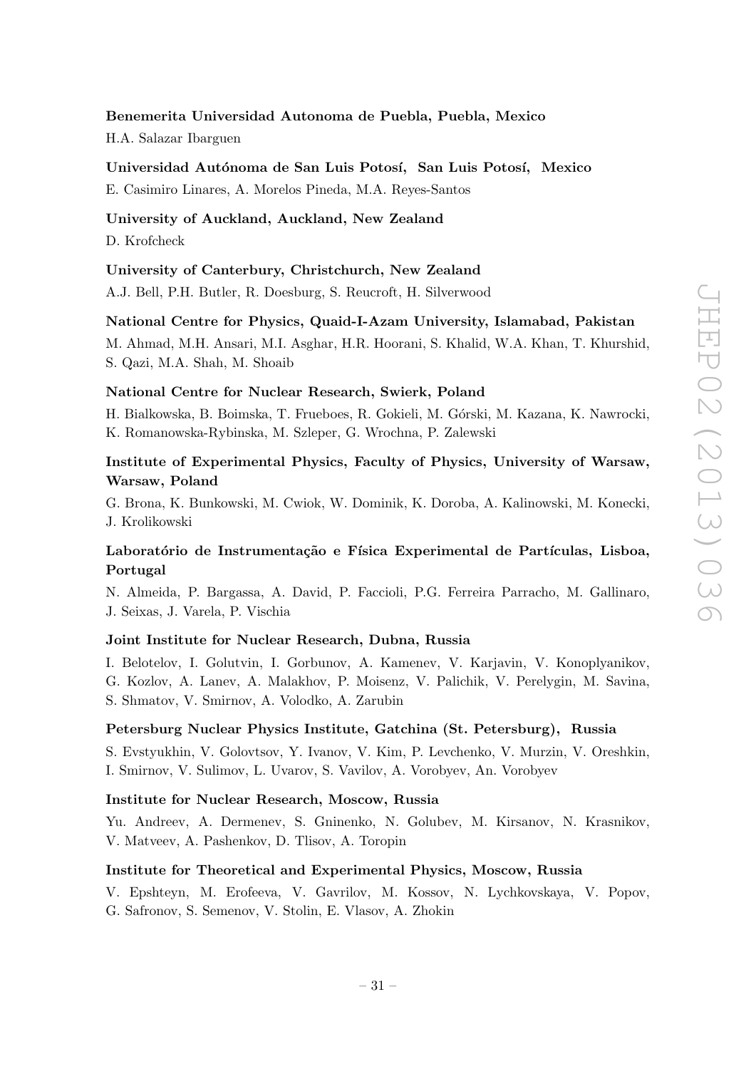**Benemerita Universidad Autonoma de Puebla, Puebla, Mexico**

H.A. Salazar Ibarguen

**Universidad Autónoma de San Luis Potosí, San Luis Potosí, Mexico**

E. Casimiro Linares, A. Morelos Pineda, M.A. Reyes-Santos

**University of Auckland, Auckland, New Zealand**

D. Krofcheck

**University of Canterbury, Christchurch, New Zealand**

A.J. Bell, P.H. Butler, R. Doesburg, S. Reucroft, H. Silverwood

**National Centre for Physics, Quaid-I-Azam University, Islamabad, Pakistan**

M. Ahmad, M.H. Ansari, M.I. Asghar, H.R. Hoorani, S. Khalid, W.A. Khan, T. Khurshid, S. Qazi, M.A. Shah, M. Shoaib

**National Centre for Nuclear Research, Swierk, Poland**

H. Bialkowska, B. Boimska, T. Frueboes, R. Gokieli, M. Górski, M. Kazana, K. Nawrocki, K. Romanowska-Rybinska, M. Szleper, G. Wrochna, P. Zalewski

**Institute of Experimental Physics, Faculty of Physics, University of Warsaw, Warsaw, Poland**

G. Brona, K. Bunkowski, M. Cwiok, W. Dominik, K. Doroba, A. Kalinowski, M. Konecki, J. Krolikowski

**Laboratório de Instrumentação e Física Experimental de Partículas, Lisboa, Portugal**

N. Almeida, P. Bargassa, A. David, P. Faccioli, P.G. Ferreira Parracho, M. Gallinaro, J. Seixas, J. Varela, P. Vischia

**Joint Institute for Nuclear Research, Dubna, Russia**

I. Belotelov, I. Golutvin, I. Gorbunov, A. Kamenev, V. Karjavin, V. Konoplyanikov, G. Kozlov, A. Lanev, A. Malakhov, P. Moisenz, V. Palichik, V. Perelygin, M. Savina, S. Shmatov, V. Smirnov, A. Volodko, A. Zarubin

**Petersburg Nuclear Physics Institute, Gatchina (St. Petersburg), Russia**

S. Evstyukhin, V. Golovtsov, Y. Ivanov, V. Kim, P. Levchenko, V. Murzin, V. Oreshkin, I. Smirnov, V. Sulimov, L. Uvarov, S. Vavilov, A. Vorobyev, An. Vorobyev

**Institute for Nuclear Research, Moscow, Russia**

Yu. Andreev, A. Dermenev, S. Gninenko, N. Golubev, M. Kirsanov, N. Krasnikov, V. Matveev, A. Pashenkov, D. Tlisov, A. Toropin

**Institute for Theoretical and Experimental Physics, Moscow, Russia**

V. Epshteyn, M. Erofeeva, V. Gavrilov, M. Kossov, N. Lychkovskaya, V. Popov, G. Safronov, S. Semenov, V. Stolin, E. Vlasov, A. Zhokin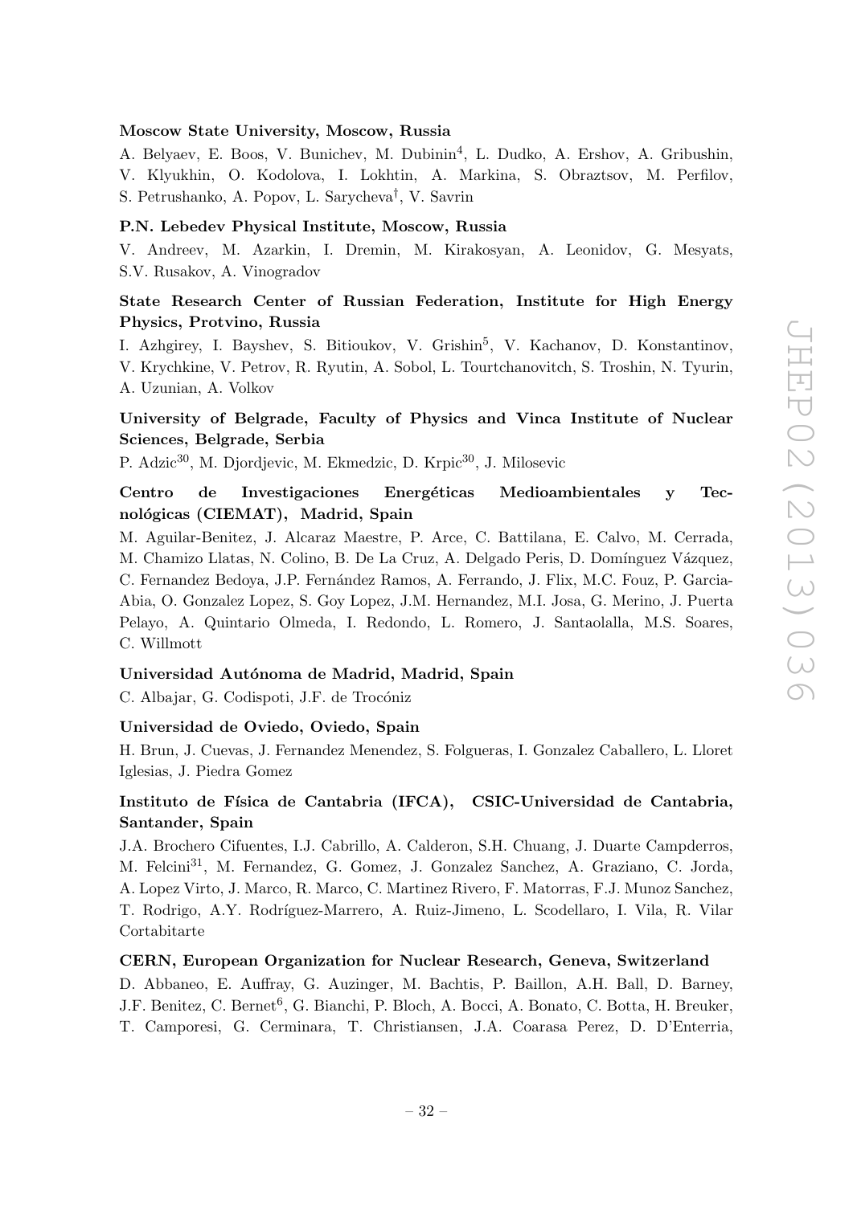### Moscow State University, Moscow, Russia

A. Belyaev, E. Boos, V. Bunichev, M. Dubinin[4], L. Dudko, A. Ershov, A. Gribushin, V. Klyukhin, O. Kodolova, I. Lokhtin, A. Markina, S. Obraztsov, M. Perfilov, S. Petrushanko, A. Popov, L. Sarycheva[†], V. Savrin

### P.N. Lebedev Physical Institute, Moscow, Russia

V. Andreev, M. Azarkin, I. Dremin, M. Kirakosyan, A. Leonidov, G. Mesyats, S.V. Rusakov, A. Vinogradov

### State Research Center of Russian Federation, Institute for High Energy Physics, Protvino, Russia

I. Azhgirey, I. Bayshev, S. Bitioukov, V. Grishin[5], V. Kachanov, D. Konstantinov, V. Krychkine, V. Petrov, R. Ryutin, A. Sobol, L. Tourtchanovitch, S. Troshin, N. Tyurin, A. Uzunian, A. Volkov

### University of Belgrade, Faculty of Physics and Vinca Institute of Nuclear Sciences, Belgrade, Serbia

P. Adzic[30], M. Djordjevic, M. Ekmedzic, D. Krpic[30], J. Milosevic

### Centro de Investigaciones Energéticas Medioambientales y Tecnológicas (CIEMAT), Madrid, Spain

M. Aguilar-Benitez, J. Alcaraz Maestre, P. Arce, C. Battilana, E. Calvo, M. Cerrada, M. Chamizo Llatas, N. Colino, B. De La Cruz, A. Delgado Peris, D. Domínguez Vázquez, C. Fernandez Bedoya, J.P. Fernández Ramos, A. Ferrando, J. Flix, M.C. Fouz, P. Garcia-Abia, O. Gonzalez Lopez, S. Goy Lopez, J.M. Hernandez, M.I. Josa, G. Merino, J. Puerta Pelayo, A. Quintario Olmeda, I. Redondo, L. Romero, J. Santaolalla, M.S. Soares, C. Willmott

### Universidad Autónoma de Madrid, Madrid, Spain

C. Albajar, G. Codispoti, J.F. de Trocóniz

### Universidad de Oviedo, Oviedo, Spain

H. Brun, J. Cuevas, J. Fernandez Menendez, S. Folgueras, I. Gonzalez Caballero, L. Lloret Iglesias, J. Piedra Gomez

### Instituto de Física de Cantabria (IFCA), CSIC-Universidad de Cantabria, Santander, Spain

J.A. Brochero Cifuentes, I.J. Cabrillo, A. Calderon, S.H. Chuang, J. Duarte Campderros, M. Felcini[31], M. Fernandez, G. Gomez, J. Gonzalez Sanchez, A. Graziano, C. Jorda, A. Lopez Virto, J. Marco, R. Marco, C. Martinez Rivero, F. Matorras, F.J. Munoz Sanchez, T. Rodrigo, A.Y. Rodríguez-Marrero, A. Ruiz-Jimeno, L. Scodellaro, I. Vila, R. Vilar Cortabitarte

### CERN, European Organization for Nuclear Research, Geneva, Switzerland

D. Abbaneo, E. Auffray, G. Auzinger, M. Bachtis, P. Baillon, A.H. Ball, D. Barney, J.F. Benitez, C. Bernet[6], G. Bianchi, P. Bloch, A. Bocci, A. Bonato, C. Botta, H. Breuker, T. Camporesi, G. Cerminara, T. Christiansen, J.A. Coarasa Perez, D. D'Enterria,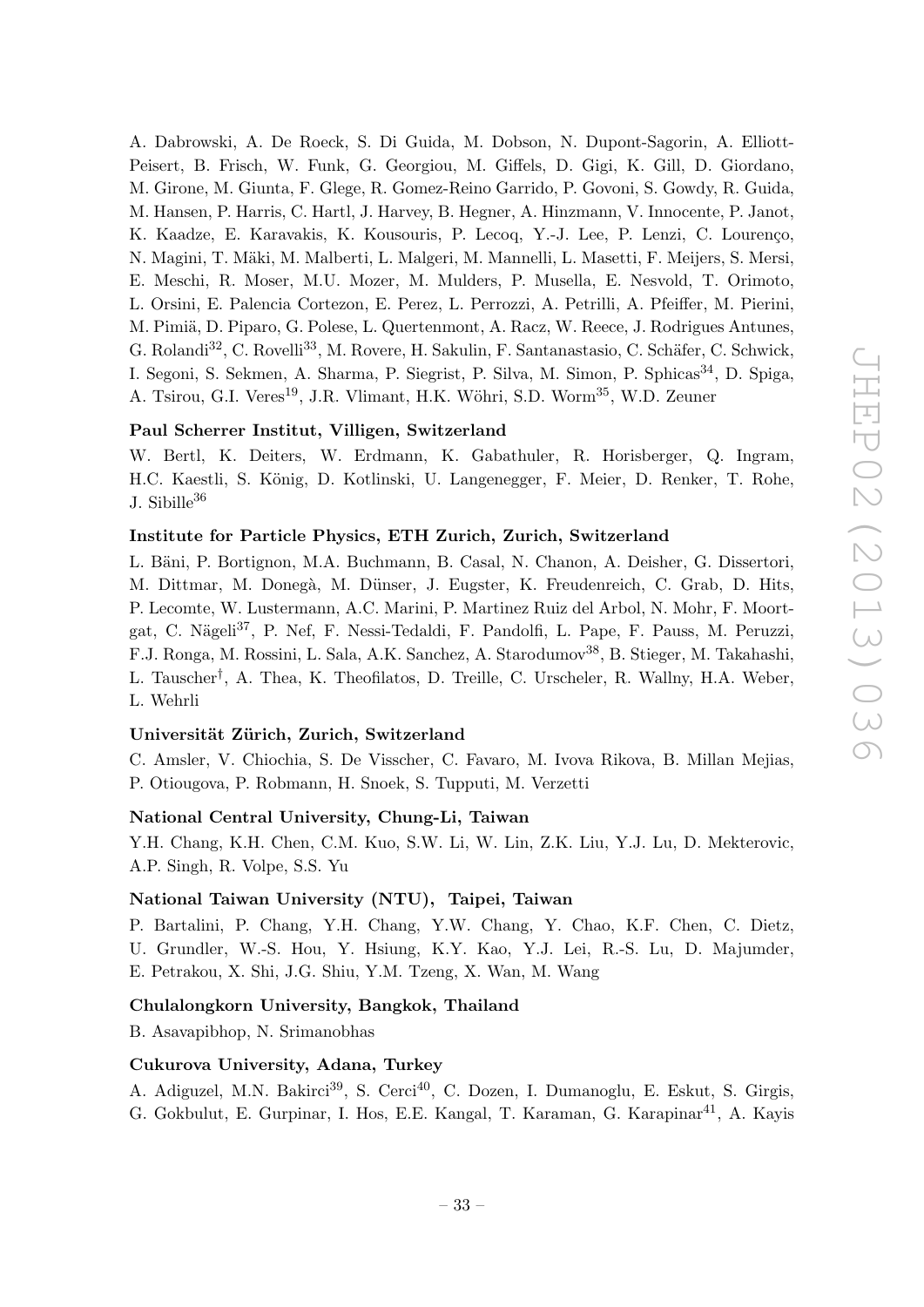A. Dabrowski, A. De Roeck, S. Di Guida, M. Dobson, N. Dupont-Sagorin, A. Elliott-Peisert, B. Frisch, W. Funk, G. Georgiou, M. Giffels, D. Gigi, K. Gill, D. Giordano, M. Girone, M. Giunta, F. Glege, R. Gomez-Reino Garrido, P. Govoni, S. Gowdy, R. Guida, M. Hansen, P. Harris, C. Hartl, J. Harvey, B. Hegner, A. Hinzmann, V. Innocente, P. Janot, K. Kaadze, E. Karavakis, K. Kousouris, P. Lecoq, Y.-J. Lee, P. Lenzi, C. Lourenço, N. Magini, T. Mäki, M. Malberti, L. Malgeri, M. Mannelli, L. Masetti, F. Meijers, S. Mersi, E. Meschi, R. Moser, M.U. Mozer, M. Mulders, P. Musella, E. Nesvold, T. Orimoto, L. Orsini, E. Palencia Cortezon, E. Perez, L. Perrozzi, A. Petrilli, A. Pfeiffer, M. Pierini, M. Pimiä, D. Piparo, G. Polese, L. Quertenmont, A. Racz, W. Reece, J. Rodrigues Antunes, G. Rolandi[32], C. Rovelli[33], M. Rovere, H. Sakulin, F. Santanastasio, C. Schäfer, C. Schwick, I. Segoni, S. Sekmen, A. Sharma, P. Siegrist, P. Silva, M. Simon, P. Sphicas[34], D. Spiga, A. Tsirou, G.I. Veres[19], J.R. Vlimant, H.K. Wöhri, S.D. Worm[35], W.D. Zeuner

**Paul Scherrer Institut, Villigen, Switzerland**

W. Bertl, K. Deiters, W. Erdmann, K. Gabathuler, R. Horisberger, Q. Ingram, H.C. Kaestli, S. König, D. Kotlinski, U. Langenegger, F. Meier, D. Renker, T. Rohe, J. Sibille[36]

**Institute for Particle Physics, ETH Zurich, Zurich, Switzerland**

L. Bäni, P. Bortignon, M.A. Buchmann, B. Casal, N. Chanon, A. Deisher, G. Dissertori, M. Dittmar, M. Donegà, M. Dünser, J. Eugster, K. Freudenreich, C. Grab, D. Hits, P. Lecomte, W. Lustermann, A.C. Marini, P. Martinez Ruiz del Arbol, N. Mohr, F. Moortgat, C. Nägeli[37], P. Nef, F. Nessi-Tedaldi, F. Pandolfi, L. Pape, F. Pauss, M. Peruzzi, F.J. Ronga, M. Rossini, L. Sala, A.K. Sanchez, A. Starodumov[38], B. Stieger, M. Takahashi, L. Tauscher[†], A. Thea, K. Theofilatos, D. Treille, C. Urscheler, R. Wallny, H.A. Weber, L. Wehrli

**Universität Zürich, Zurich, Switzerland**

C. Amsler, V. Chiochia, S. De Visscher, C. Favaro, M. Ivova Rikova, B. Millan Mejias, P. Otiougova, P. Robmann, H. Snoek, S. Tupputi, M. Verzetti

**National Central University, Chung-Li, Taiwan**

Y.H. Chang, K.H. Chen, C.M. Kuo, S.W. Li, W. Lin, Z.K. Liu, Y.J. Lu, D. Mekterovic, A.P. Singh, R. Volpe, S.S. Yu

**National Taiwan University (NTU), Taipei, Taiwan**

P. Bartalini, P. Chang, Y.H. Chang, Y.W. Chang, Y. Chao, K.F. Chen, C. Dietz, U. Grundler, W.-S. Hou, Y. Hsiung, K.Y. Kao, Y.J. Lei, R.-S. Lu, D. Majumder, E. Petrakou, X. Shi, J.G. Shiu, Y.M. Tzeng, X. Wan, M. Wang

**Chulalongkorn University, Bangkok, Thailand**

B. Asavapibhop, N. Srimanobhas

**Cukurova University, Adana, Turkey**

A. Adiguzel, M.N. Bakirci[39], S. Cerci[40], C. Dozen, I. Dumanoglu, E. Eskut, S. Girgis, G. Gokbulut, E. Gurpinar, I. Hos, E.E. Kangal, T. Karaman, G. Karapinar[41], A. Kayis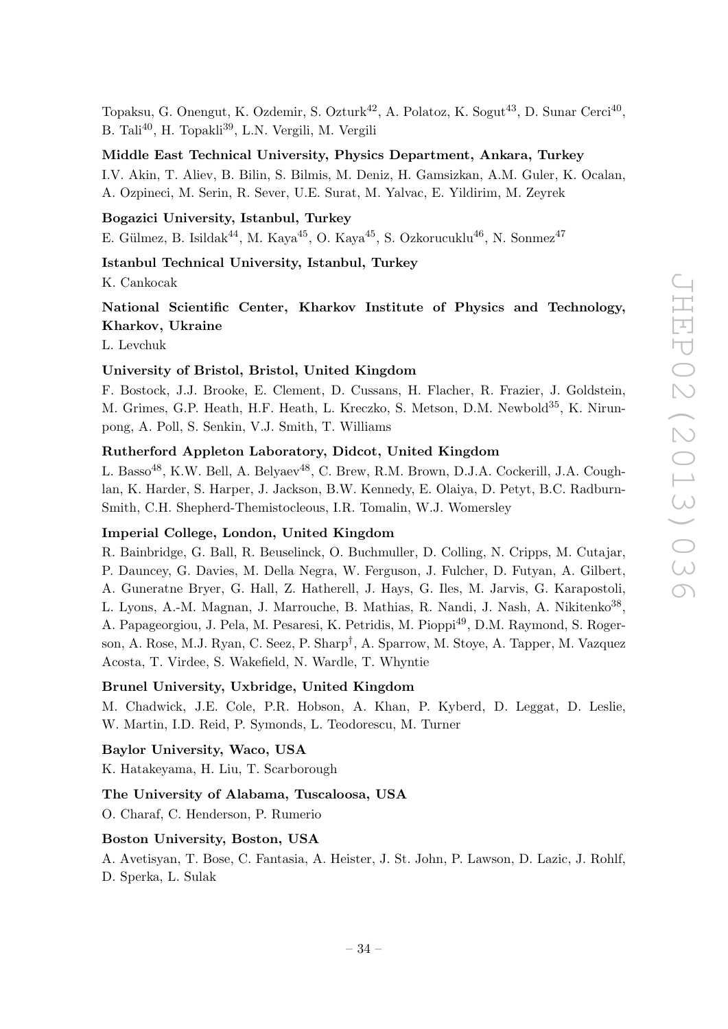Topaksu, G. Onengut, K. Ozdemir, S. Ozturk[42], A. Polatoz, K. Sogut[43], D. Sunar Cerci[40], B. Tali[40], H. Topakli[39], L.N. Vergili, M. Vergili

**Middle East Technical University, Physics Department, Ankara, Turkey**

I.V. Akin, T. Aliev, B. Bilin, S. Bilmis, M. Deniz, H. Gamsizkan, A.M. Guler, K. Ocalan, A. Ozpineci, M. Serin, R. Sever, U.E. Surat, M. Yalvac, E. Yildirim, M. Zeyrek

**Bogazici University, Istanbul, Turkey**

E. Gülmez, B. Isildak[44], M. Kaya[45], O. Kaya[45], S. Ozkorucuklu[46], N. Sonmez[47]

**Istanbul Technical University, Istanbul, Turkey**

K. Cankocak

**National Scientific Center, Kharkov Institute of Physics and Technology, Kharkov, Ukraine**

L. Levchuk

**University of Bristol, Bristol, United Kingdom**

F. Bostock, J.J. Brooke, E. Clement, D. Cussans, H. Flacher, R. Frazier, J. Goldstein, M. Grimes, G.P. Heath, H.F. Heath, L. Kreczko, S. Metson, D.M. Newbold[35], K. Nirunpong, A. Poll, S. Senkin, V.J. Smith, T. Williams

**Rutherford Appleton Laboratory, Didcot, United Kingdom**

L. Basso[48], K.W. Bell, A. Belyaev[48], C. Brew, R.M. Brown, D.J.A. Cockerill, J.A. Coughlan, K. Harder, S. Harper, J. Jackson, B.W. Kennedy, E. Olaiya, D. Petyt, B.C. Radburn-Smith, C.H. Shepherd-Themistocleous, I.R. Tomalin, W.J. Womersley

**Imperial College, London, United Kingdom**

R. Bainbridge, G. Ball, R. Beuselinck, O. Buchmuller, D. Colling, N. Cripps, M. Cutajar, P. Dauncey, G. Davies, M. Della Negra, W. Ferguson, J. Fulcher, D. Futyan, A. Gilbert, A. Guneratne Bryer, G. Hall, Z. Hatherell, J. Hays, G. Iles, M. Jarvis, G. Karapostoli, L. Lyons, A.-M. Magnan, J. Marrouche, B. Mathias, R. Nandi, J. Nash, A. Nikitenko[38], A. Papageorgiou, J. Pela, M. Pesaresi, K. Petridis, M. Pioppi[49], D.M. Raymond, S. Rogerson, A. Rose, M.J. Ryan, C. Seez, P. Sharp[†], A. Sparrow, M. Stoye, A. Tapper, M. Vazquez Acosta, T. Virdee, S. Wakefield, N. Wardle, T. Whyntie

**Brunel University, Uxbridge, United Kingdom**

M. Chadwick, J.E. Cole, P.R. Hobson, A. Khan, P. Kyberd, D. Leggat, D. Leslie, W. Martin, I.D. Reid, P. Symonds, L. Teodorescu, M. Turner

**Baylor University, Waco, USA**

K. Hatakeyama, H. Liu, T. Scarborough

**The University of Alabama, Tuscaloosa, USA**

O. Charaf, C. Henderson, P. Rumerio

**Boston University, Boston, USA**

A. Avetisyan, T. Bose, C. Fantasia, A. Heister, J. St. John, P. Lawson, D. Lazic, J. Rohlf, D. Sperka, L. Sulak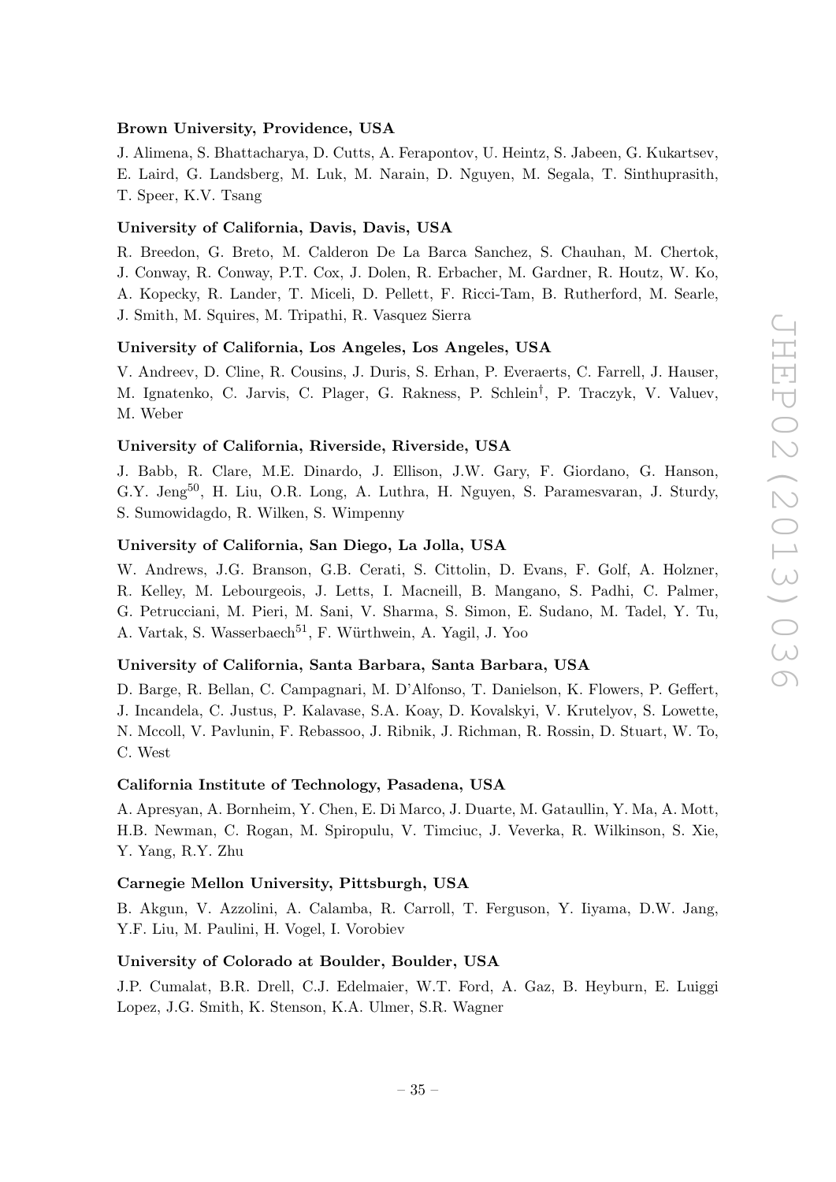**Brown University, Providence, USA**

J. Alimena, S. Bhattacharya, D. Cutts, A. Ferapontov, U. Heintz, S. Jabeen, G. Kukartsev, E. Laird, G. Landsberg, M. Luk, M. Narain, D. Nguyen, M. Segala, T. Sinthuprasith, T. Speer, K.V. Tsang

**University of California, Davis, Davis, USA**

R. Breedon, G. Breto, M. Calderon De La Barca Sanchez, S. Chauhan, M. Chertok, J. Conway, R. Conway, P.T. Cox, J. Dolen, R. Erbacher, M. Gardner, R. Houtz, W. Ko, A. Kopecky, R. Lander, T. Miceli, D. Pellett, F. Ricci-Tam, B. Rutherford, M. Searle, J. Smith, M. Squires, M. Tripathi, R. Vasquez Sierra

**University of California, Los Angeles, Los Angeles, USA**

V. Andreev, D. Cline, R. Cousins, J. Duris, S. Erhan, P. Everaerts, C. Farrell, J. Hauser, M. Ignatenko, C. Jarvis, C. Plager, G. Rakness, P. Schlein[†], P. Traczyk, V. Valuev, M. Weber

**University of California, Riverside, Riverside, USA**

J. Babb, R. Clare, M.E. Dinardo, J. Ellison, J.W. Gary, F. Giordano, G. Hanson, G.Y. Jeng[50], H. Liu, O.R. Long, A. Luthra, H. Nguyen, S. Paramesvaran, J. Sturdy, S. Sumowidagdo, R. Wilken, S. Wimpenny

**University of California, San Diego, La Jolla, USA**

W. Andrews, J.G. Branson, G.B. Cerati, S. Cittolin, D. Evans, F. Golf, A. Holzner, R. Kelley, M. Lebourgeois, J. Letts, I. Macneill, B. Mangano, S. Padhi, C. Palmer, G. Petrucciani, M. Pieri, M. Sani, V. Sharma, S. Simon, E. Sudano, M. Tadel, Y. Tu, A. Vartak, S. Wasserbaech[51], F. Würthwein, A. Yagil, J. Yoo

**University of California, Santa Barbara, Santa Barbara, USA**

D. Barge, R. Bellan, C. Campagnari, M. D'Alfonso, T. Danielson, K. Flowers, P. Geffert, J. Incandela, C. Justus, P. Kalavase, S.A. Koay, D. Kovalskyi, V. Krutelyov, S. Lowette, N. Mccoll, V. Pavlunin, F. Rebassoo, J. Ribnik, J. Richman, R. Rossin, D. Stuart, W. To, C. West

**California Institute of Technology, Pasadena, USA**

A. Apresyan, A. Bornheim, Y. Chen, E. Di Marco, J. Duarte, M. Gataullin, Y. Ma, A. Mott, H.B. Newman, C. Rogan, M. Spiropulu, V. Timciuc, J. Veverka, R. Wilkinson, S. Xie, Y. Yang, R.Y. Zhu

**Carnegie Mellon University, Pittsburgh, USA**

B. Akgun, V. Azzolini, A. Calamba, R. Carroll, T. Ferguson, Y. Iiyama, D.W. Jang, Y.F. Liu, M. Paulini, H. Vogel, I. Vorobiev

**University of Colorado at Boulder, Boulder, USA**

J.P. Cumalat, B.R. Drell, C.J. Edelmaier, W.T. Ford, A. Gaz, B. Heyburn, E. Luiggi Lopez, J.G. Smith, K. Stenson, K.A. Ulmer, S.R. Wagner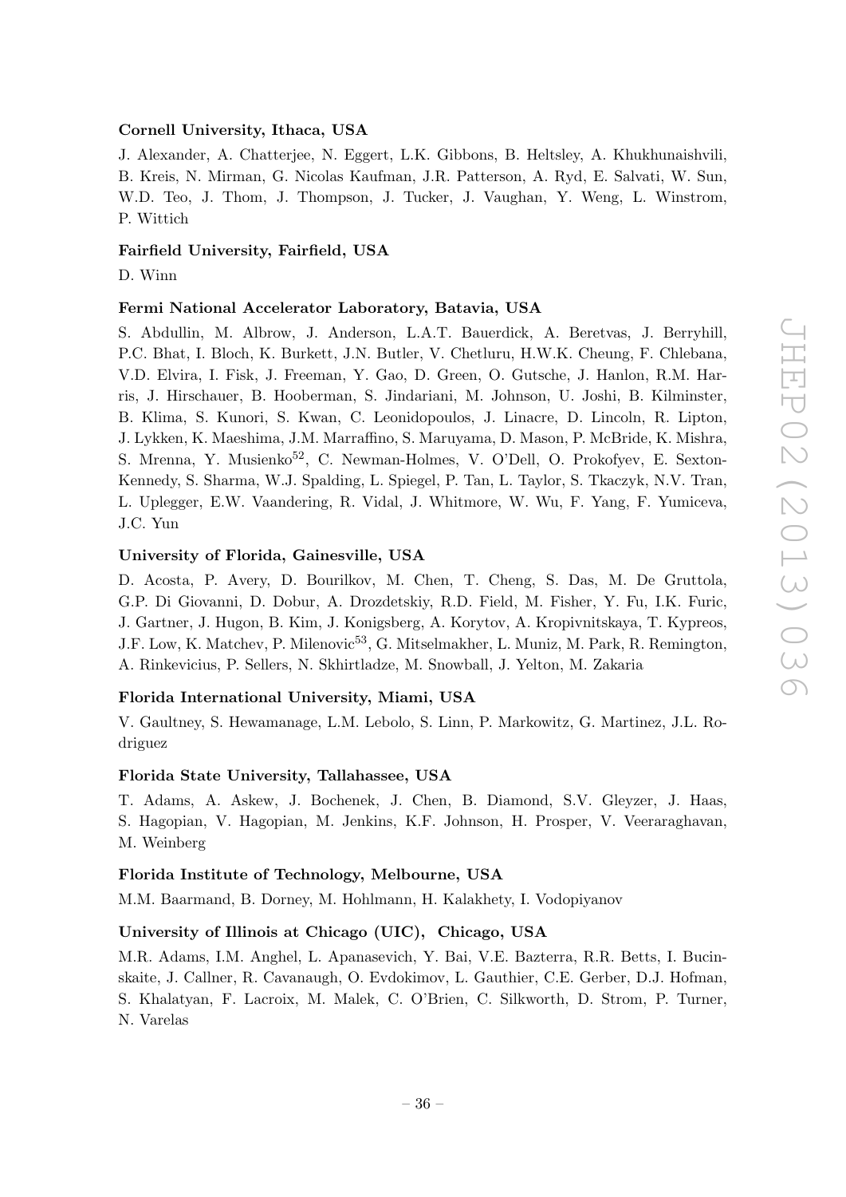**Cornell University, Ithaca, USA**

J. Alexander, A. Chatterjee, N. Eggert, L.K. Gibbons, B. Heltsley, A. Khukhunaishvili, B. Kreis, N. Mirman, G. Nicolas Kaufman, J.R. Patterson, A. Ryd, E. Salvati, W. Sun, W.D. Teo, J. Thom, J. Thompson, J. Tucker, J. Vaughan, Y. Weng, L. Winstrom, P. Wittich

**Fairfield University, Fairfield, USA**

D. Winn

**Fermi National Accelerator Laboratory, Batavia, USA**

S. Abdullin, M. Albrow, J. Anderson, L.A.T. Bauerdick, A. Beretvas, J. Berryhill, P.C. Bhat, I. Bloch, K. Burkett, J.N. Butler, V. Chetluru, H.W.K. Cheung, F. Chlebana, V.D. Elvira, I. Fisk, J. Freeman, Y. Gao, D. Green, O. Gutsche, J. Hanlon, R.M. Harris, J. Hirschauer, B. Hooberman, S. Jindariani, M. Johnson, U. Joshi, B. Kilminster, B. Klima, S. Kunori, S. Kwan, C. Leonidopoulos, J. Linacre, D. Lincoln, R. Lipton, J. Lykken, K. Maeshima, J.M. Marraffino, S. Maruyama, D. Mason, P. McBride, K. Mishra, S. Mrenna, Y. Musienko[52], C. Newman-Holmes, V. O'Dell, O. Prokofyev, E. Sexton-Kennedy, S. Sharma, W.J. Spalding, L. Spiegel, P. Tan, L. Taylor, S. Tkaczyk, N.V. Tran, L. Uplegger, E.W. Vaandering, R. Vidal, J. Whitmore, W. Wu, F. Yang, F. Yumiceva, J.C. Yun

**University of Florida, Gainesville, USA**

D. Acosta, P. Avery, D. Bourilkov, M. Chen, T. Cheng, S. Das, M. De Gruttola, G.P. Di Giovanni, D. Dobur, A. Drozdetskiy, R.D. Field, M. Fisher, Y. Fu, I.K. Furic, J. Gartner, J. Hugon, B. Kim, J. Konigsberg, A. Korytov, A. Kropivnitskaya, T. Kypreos, J.F. Low, K. Matchev, P. Milenovic[53], G. Mitselmakher, L. Muniz, M. Park, R. Remington, A. Rinkevicius, P. Sellers, N. Skhirtladze, M. Snowball, J. Yelton, M. Zakaria

**Florida International University, Miami, USA**

V. Gaultney, S. Hewamanage, L.M. Lebolo, S. Linn, P. Markowitz, G. Martinez, J.L. Rodriguez

**Florida State University, Tallahassee, USA**

T. Adams, A. Askew, J. Bochenek, J. Chen, B. Diamond, S.V. Gleyzer, J. Haas, S. Hagopian, V. Hagopian, M. Jenkins, K.F. Johnson, H. Prosper, V. Veeraraghavan, M. Weinberg

**Florida Institute of Technology, Melbourne, USA**

M.M. Baarmand, B. Dorney, M. Hohlmann, H. Kalakhety, I. Vodopiyanov

**University of Illinois at Chicago (UIC), Chicago, USA**

M.R. Adams, I.M. Anghel, L. Apanasevich, Y. Bai, V.E. Bazterra, R.R. Betts, I. Bucinskaite, J. Callner, R. Cavanaugh, O. Evdokimov, L. Gauthier, C.E. Gerber, D.J. Hofman, S. Khalatyan, F. Lacroix, M. Malek, C. O'Brien, C. Silkworth, D. Strom, P. Turner, N. Varelas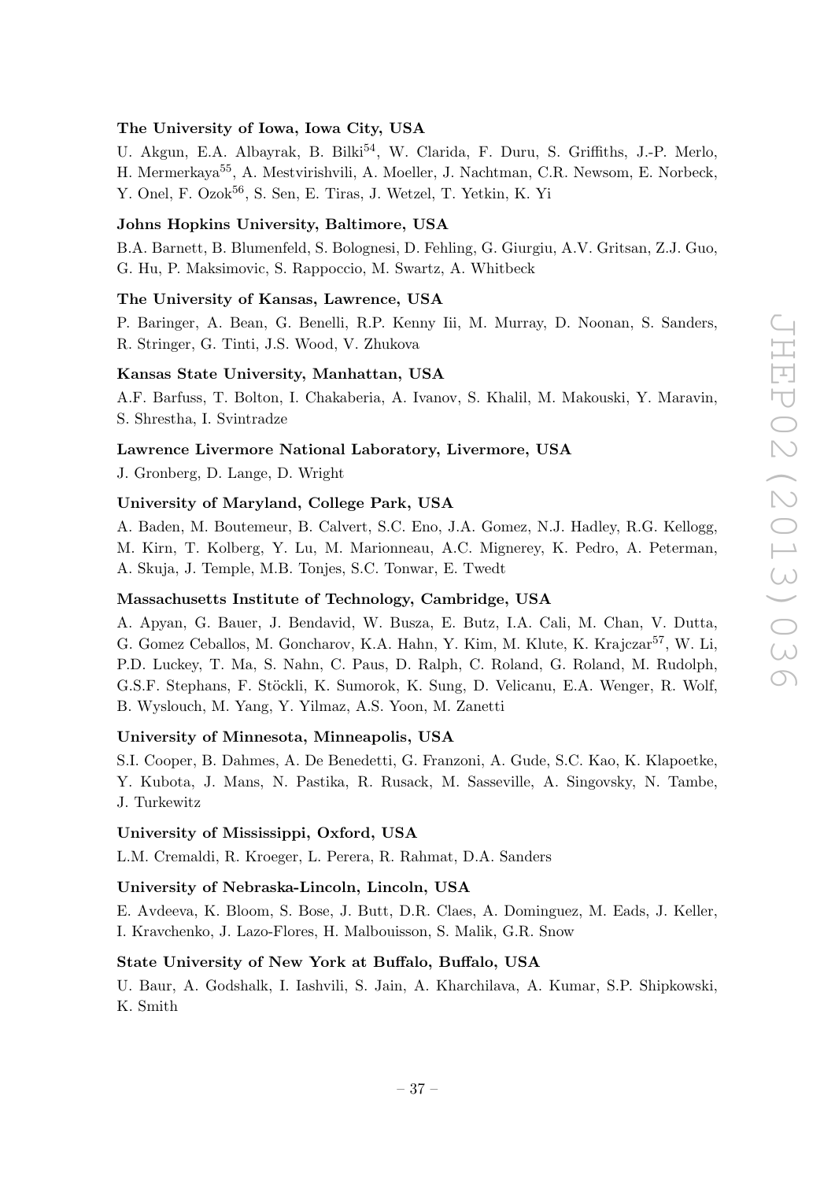**The University of Iowa, Iowa City, USA**

U. Akgun, E.A. Albayrak, B. Bilki[54], W. Clarida, F. Duru, S. Griffiths, J.-P. Merlo, H. Mermerkaya[55], A. Mestvirishvili, A. Moeller, J. Nachtman, C.R. Newsom, E. Norbeck, Y. Onel, F. Ozok[56], S. Sen, E. Tiras, J. Wetzel, T. Yetkin, K. Yi

**Johns Hopkins University, Baltimore, USA**

B.A. Barnett, B. Blumenfeld, S. Bolognesi, D. Fehling, G. Giurgiu, A.V. Gritsan, Z.J. Guo, G. Hu, P. Maksimovic, S. Rappoccio, M. Swartz, A. Whitbeck

**The University of Kansas, Lawrence, USA**

P. Baringer, A. Bean, G. Benelli, R.P. Kenny Iii, M. Murray, D. Noonan, S. Sanders, R. Stringer, G. Tinti, J.S. Wood, V. Zhukova

**Kansas State University, Manhattan, USA**

A.F. Barfuss, T. Bolton, I. Chakaberia, A. Ivanov, S. Khalil, M. Makouski, Y. Maravin, S. Shrestha, I. Svintradze

**Lawrence Livermore National Laboratory, Livermore, USA**

J. Gronberg, D. Lange, D. Wright

**University of Maryland, College Park, USA**

A. Baden, M. Boutemeur, B. Calvert, S.C. Eno, J.A. Gomez, N.J. Hadley, R.G. Kellogg, M. Kirn, T. Kolberg, Y. Lu, M. Marionneau, A.C. Mignerey, K. Pedro, A. Peterman, A. Skuja, J. Temple, M.B. Tonjes, S.C. Tonwar, E. Twedt

**Massachusetts Institute of Technology, Cambridge, USA**

A. Apyan, G. Bauer, J. Bendavid, W. Busza, E. Butz, I.A. Cali, M. Chan, V. Dutta, G. Gomez Ceballos, M. Goncharov, K.A. Hahn, Y. Kim, M. Klute, K. Krajczar[57], W. Li, P.D. Luckey, T. Ma, S. Nahn, C. Paus, D. Ralph, C. Roland, G. Roland, M. Rudolph, G.S.F. Stephans, F. Stöckli, K. Sumorok, K. Sung, D. Velicanu, E.A. Wenger, R. Wolf, B. Wyslouch, M. Yang, Y. Yilmaz, A.S. Yoon, M. Zanetti

**University of Minnesota, Minneapolis, USA**

S.I. Cooper, B. Dahmes, A. De Benedetti, G. Franzoni, A. Gude, S.C. Kao, K. Klapoetke, Y. Kubota, J. Mans, N. Pastika, R. Rusack, M. Sasseville, A. Singovsky, N. Tambe, J. Turkewitz

**University of Mississippi, Oxford, USA**

L.M. Cremaldi, R. Kroeger, L. Perera, R. Rahmat, D.A. Sanders

**University of Nebraska-Lincoln, Lincoln, USA**

E. Avdeeva, K. Bloom, S. Bose, J. Butt, D.R. Claes, A. Dominguez, M. Eads, J. Keller, I. Kravchenko, J. Lazo-Flores, H. Malbouisson, S. Malik, G.R. Snow

**State University of New York at Buffalo, Buffalo, USA**

U. Baur, A. Godshalk, I. Iashvili, S. Jain, A. Kharchilava, A. Kumar, S.P. Shipkowski, K. Smith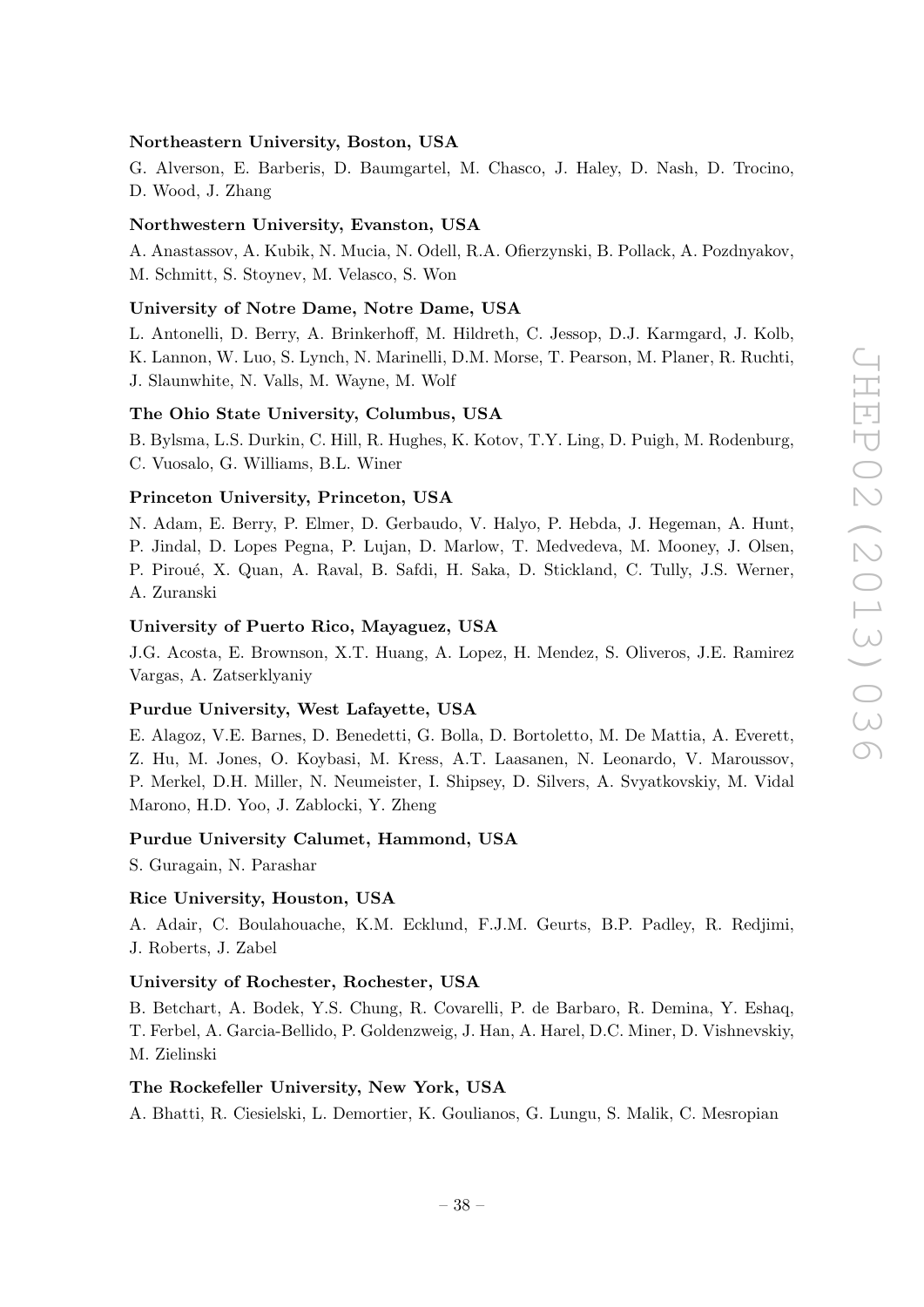**Northeastern University, Boston, USA**

G. Alverson, E. Barberis, D. Baumgartel, M. Chasco, J. Haley, D. Nash, D. Trocino, D. Wood, J. Zhang

**Northwestern University, Evanston, USA**

A. Anastassov, A. Kubik, N. Mucia, N. Odell, R.A. Ofierzynski, B. Pollack, A. Pozdnyakov, M. Schmitt, S. Stoynev, M. Velasco, S. Won

**University of Notre Dame, Notre Dame, USA**

L. Antonelli, D. Berry, A. Brinkerhoff, M. Hildreth, C. Jessop, D.J. Karmgard, J. Kolb, K. Lannon, W. Luo, S. Lynch, N. Marinelli, D.M. Morse, T. Pearson, M. Planer, R. Ruchti, J. Slaunwhite, N. Valls, M. Wayne, M. Wolf

**The Ohio State University, Columbus, USA**

B. Bylsma, L.S. Durkin, C. Hill, R. Hughes, K. Kotov, T.Y. Ling, D. Puigh, M. Rodenburg, C. Vuosalo, G. Williams, B.L. Winer

**Princeton University, Princeton, USA**

N. Adam, E. Berry, P. Elmer, D. Gerbaudo, V. Halyo, P. Hebda, J. Hegeman, A. Hunt, P. Jindal, D. Lopes Pegna, P. Lujan, D. Marlow, T. Medvedeva, M. Mooney, J. Olsen, P. Piroué, X. Quan, A. Raval, B. Safdi, H. Saka, D. Stickland, C. Tully, J.S. Werner, A. Zuranski

**University of Puerto Rico, Mayaguez, USA**

J.G. Acosta, E. Brownson, X.T. Huang, A. Lopez, H. Mendez, S. Oliveros, J.E. Ramirez Vargas, A. Zatserklyaniy

**Purdue University, West Lafayette, USA**

E. Alagoz, V.E. Barnes, D. Benedetti, G. Bolla, D. Bortoletto, M. De Mattia, A. Everett, Z. Hu, M. Jones, O. Koybasi, M. Kress, A.T. Laasanen, N. Leonardo, V. Maroussov, P. Merkel, D.H. Miller, N. Neumeister, I. Shipsey, D. Silvers, A. Svyatkovskiy, M. Vidal Marono, H.D. Yoo, J. Zablocki, Y. Zheng

**Purdue University Calumet, Hammond, USA**

S. Guragain, N. Parashar

**Rice University, Houston, USA**

A. Adair, C. Boulahouache, K.M. Ecklund, F.J.M. Geurts, B.P. Padley, R. Redjimi, J. Roberts, J. Zabel

**University of Rochester, Rochester, USA**

B. Betchart, A. Bodek, Y.S. Chung, R. Covarelli, P. de Barbaro, R. Demina, Y. Eshaq, T. Ferbel, A. Garcia-Bellido, P. Goldenzweig, J. Han, A. Harel, D.C. Miner, D. Vishnevskiy, M. Zielinski

**The Rockefeller University, New York, USA**

A. Bhatti, R. Ciesielski, L. Demortier, K. Goulianos, G. Lungu, S. Malik, C. Mesropian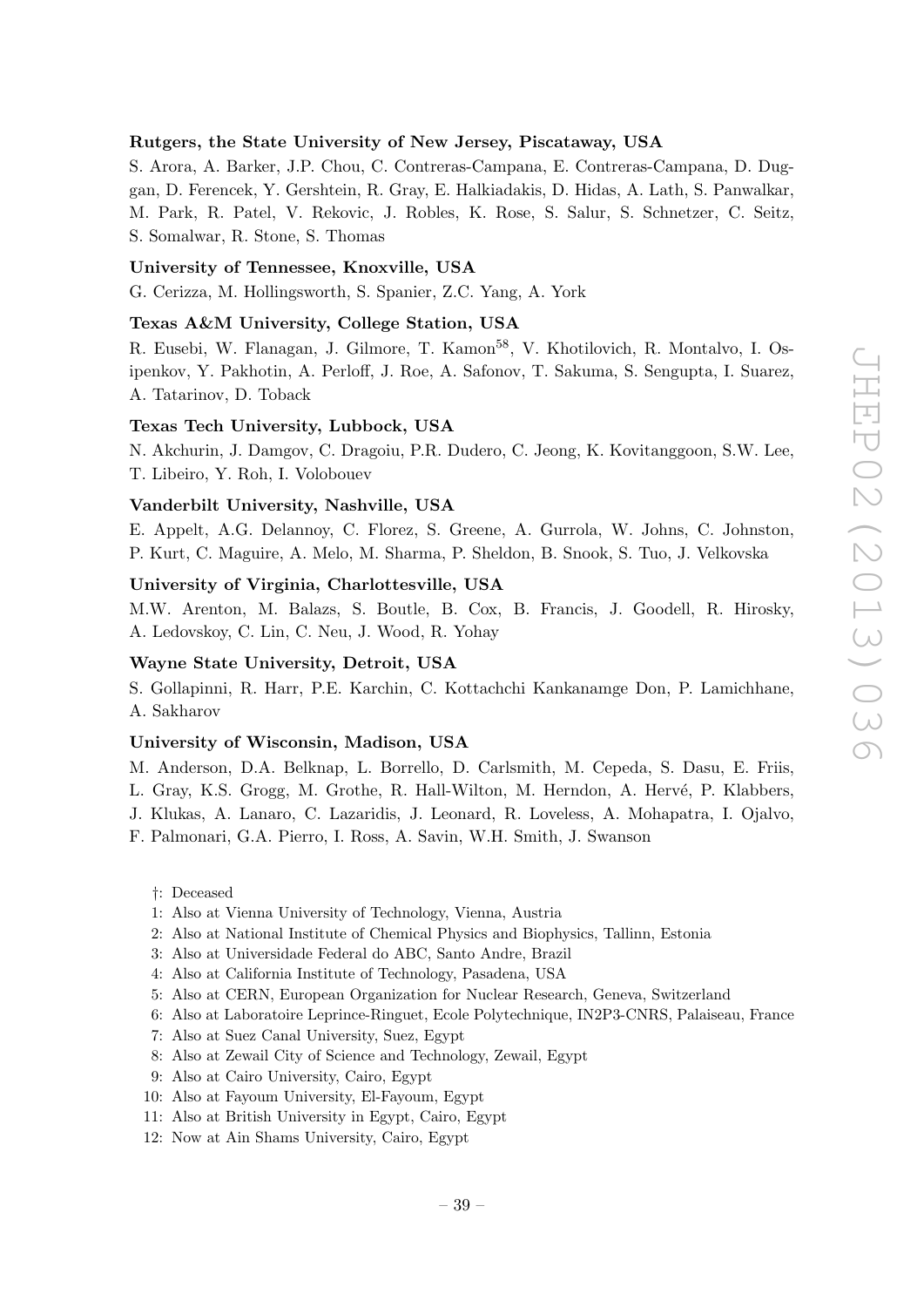**Rutgers, the State University of New Jersey, Piscataway, USA**

S. Arora, A. Barker, J.P. Chou, C. Contreras-Campana, E. Contreras-Campana, D. Duggan, D. Ferencek, Y. Gershtein, R. Gray, E. Halkiadakis, D. Hidas, A. Lath, S. Panwalkar, M. Park, R. Patel, V. Rekovic, J. Robles, K. Rose, S. Salur, S. Schnetzer, C. Seitz, S. Somalwar, R. Stone, S. Thomas

**University of Tennessee, Knoxville, USA**

G. Cerizza, M. Hollingsworth, S. Spanier, Z.C. Yang, A. York

**Texas A&M University, College Station, USA**

R. Eusebi, W. Flanagan, J. Gilmore, T. Kamon[58], V. Khotilovich, R. Montalvo, I. Osipenkov, Y. Pakhotin, A. Perloff, J. Roe, A. Safonov, T. Sakuma, S. Sengupta, I. Suarez, A. Tatarinov, D. Toback

**Texas Tech University, Lubbock, USA**

N. Akchurin, J. Damgov, C. Dragoiu, P.R. Dudero, C. Jeong, K. Kovitanggoon, S.W. Lee, T. Libeiro, Y. Roh, I. Volobouev

**Vanderbilt University, Nashville, USA**

E. Appelt, A.G. Delannoy, C. Florez, S. Greene, A. Gurrola, W. Johns, C. Johnston, P. Kurt, C. Maguire, A. Melo, M. Sharma, P. Sheldon, B. Snook, S. Tuo, J. Velkovska

**University of Virginia, Charlottesville, USA**

M.W. Arenton, M. Balazs, S. Boutle, B. Cox, B. Francis, J. Goodell, R. Hirosky, A. Ledovskoy, C. Lin, C. Neu, J. Wood, R. Yohay

**Wayne State University, Detroit, USA**

S. Gollapinni, R. Harr, P.E. Karchin, C. Kottachchi Kankanamge Don, P. Lamichhane, A. Sakharov

**University of Wisconsin, Madison, USA**

M. Anderson, D.A. Belknap, L. Borrello, D. Carlsmith, M. Cepeda, S. Dasu, E. Friis, L. Gray, K.S. Grogg, M. Grothe, R. Hall-Wilton, M. Herndon, A. Hervé, P. Klabbers, J. Klukas, A. Lanaro, C. Lazaridis, J. Leonard, R. Loveless, A. Mohapatra, I. Ojalvo, F. Palmonari, G.A. Pierro, I. Ross, A. Savin, W.H. Smith, J. Swanson

†: Deceased
1: Also at Vienna University of Technology, Vienna, Austria
2: Also at National Institute of Chemical Physics and Biophysics, Tallinn, Estonia
3: Also at Universidade Federal do ABC, Santo Andre, Brazil
4: Also at California Institute of Technology, Pasadena, USA
5: Also at CERN, European Organization for Nuclear Research, Geneva, Switzerland
6: Also at Laboratoire Leprince-Ringuet, Ecole Polytechnique, IN2P3-CNRS, Palaiseau, France
7: Also at Suez Canal University, Suez, Egypt
8: Also at Zewail City of Science and Technology, Zewail, Egypt
9: Also at Cairo University, Cairo, Egypt
10: Also at Fayoum University, El-Fayoum, Egypt
11: Also at British University in Egypt, Cairo, Egypt
12: Now at Ain Shams University, Cairo, Egypt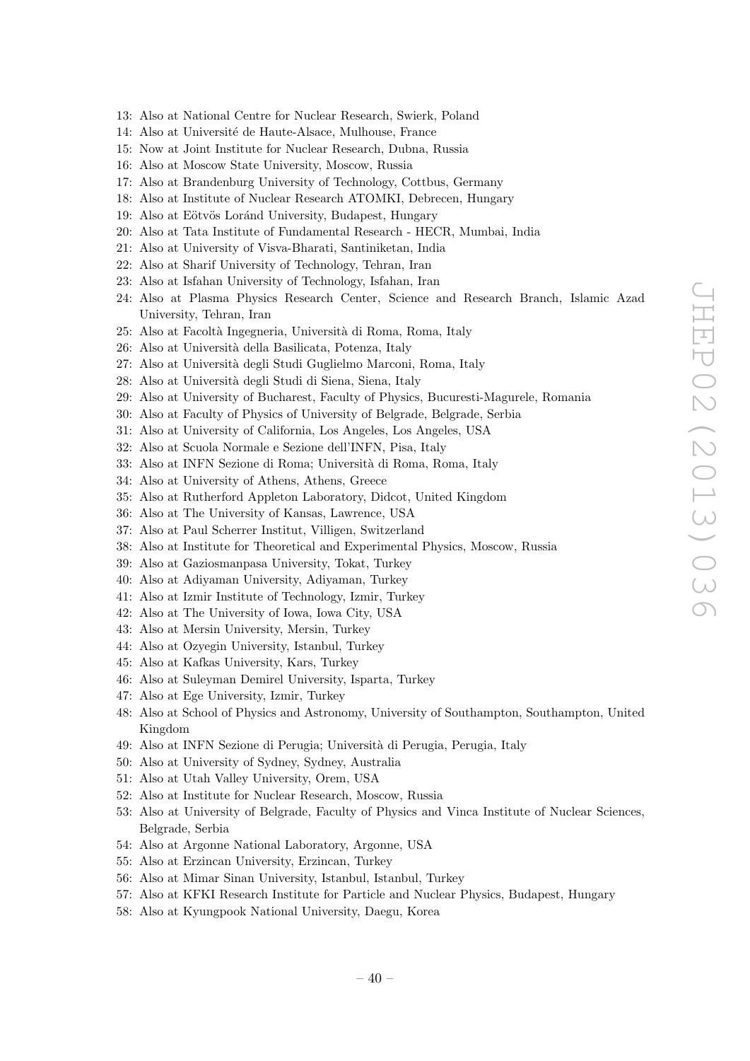13: Also at National Centre for Nuclear Research, Swierk, Poland
14: Also at Université de Haute-Alsace, Mulhouse, France
15: Now at Joint Institute for Nuclear Research, Dubna, Russia
16: Also at Moscow State University, Moscow, Russia
17: Also at Brandenburg University of Technology, Cottbus, Germany
18: Also at Institute of Nuclear Research ATOMKI, Debrecen, Hungary
19: Also at Eötvös Loránd University, Budapest, Hungary
20: Also at Tata Institute of Fundamental Research - HECR, Mumbai, India
21: Also at University of Visva-Bharati, Santiniketan, India
22: Also at Sharif University of Technology, Tehran, Iran
23: Also at Isfahan University of Technology, Isfahan, Iran
24: Also at Plasma Physics Research Center, Science and Research Branch, Islamic Azad University, Tehran, Iran
25: Also at Facoltà Ingegneria, Università di Roma, Roma, Italy
26: Also at Università della Basilicata, Potenza, Italy
27: Also at Università degli Studi Guglielmo Marconi, Roma, Italy
28: Also at Università degli Studi di Siena, Siena, Italy
29: Also at University of Bucharest, Faculty of Physics, Bucuresti-Magurele, Romania
30: Also at Faculty of Physics of University of Belgrade, Belgrade, Serbia
31: Also at University of California, Los Angeles, Los Angeles, USA
32: Also at Scuola Normale e Sezione dell'INFN, Pisa, Italy
33: Also at INFN Sezione di Roma; Università di Roma, Roma, Italy
34: Also at University of Athens, Athens, Greece
35: Also at Rutherford Appleton Laboratory, Didcot, United Kingdom
36: Also at The University of Kansas, Lawrence, USA
37: Also at Paul Scherrer Institut, Villigen, Switzerland
38: Also at Institute for Theoretical and Experimental Physics, Moscow, Russia
39: Also at Gaziosmanpasa University, Tokat, Turkey
40: Also at Adiyaman University, Adiyaman, Turkey
41: Also at Izmir Institute of Technology, Izmir, Turkey
42: Also at The University of Iowa, Iowa City, USA
43: Also at Mersin University, Mersin, Turkey
44: Also at Ozyegin University, Istanbul, Turkey
45: Also at Kafkas University, Kars, Turkey
46: Also at Suleyman Demirel University, Isparta, Turkey
47: Also at Ege University, Izmir, Turkey
48: Also at School of Physics and Astronomy, University of Southampton, Southampton, United Kingdom
49: Also at INFN Sezione di Perugia; Università di Perugia, Perugia, Italy
50: Also at University of Sydney, Sydney, Australia
51: Also at Utah Valley University, Orem, USA
52: Also at Institute for Nuclear Research, Moscow, Russia
53: Also at University of Belgrade, Faculty of Physics and Vinca Institute of Nuclear Sciences, Belgrade, Serbia
54: Also at Argonne National Laboratory, Argonne, USA
55: Also at Erzincan University, Erzincan, Turkey
56: Also at Mimar Sinan University, Istanbul, Istanbul, Turkey
57: Also at KFKI Research Institute for Particle and Nuclear Physics, Budapest, Hungary
58: Also at Kyungpook National University, Daegu, Korea